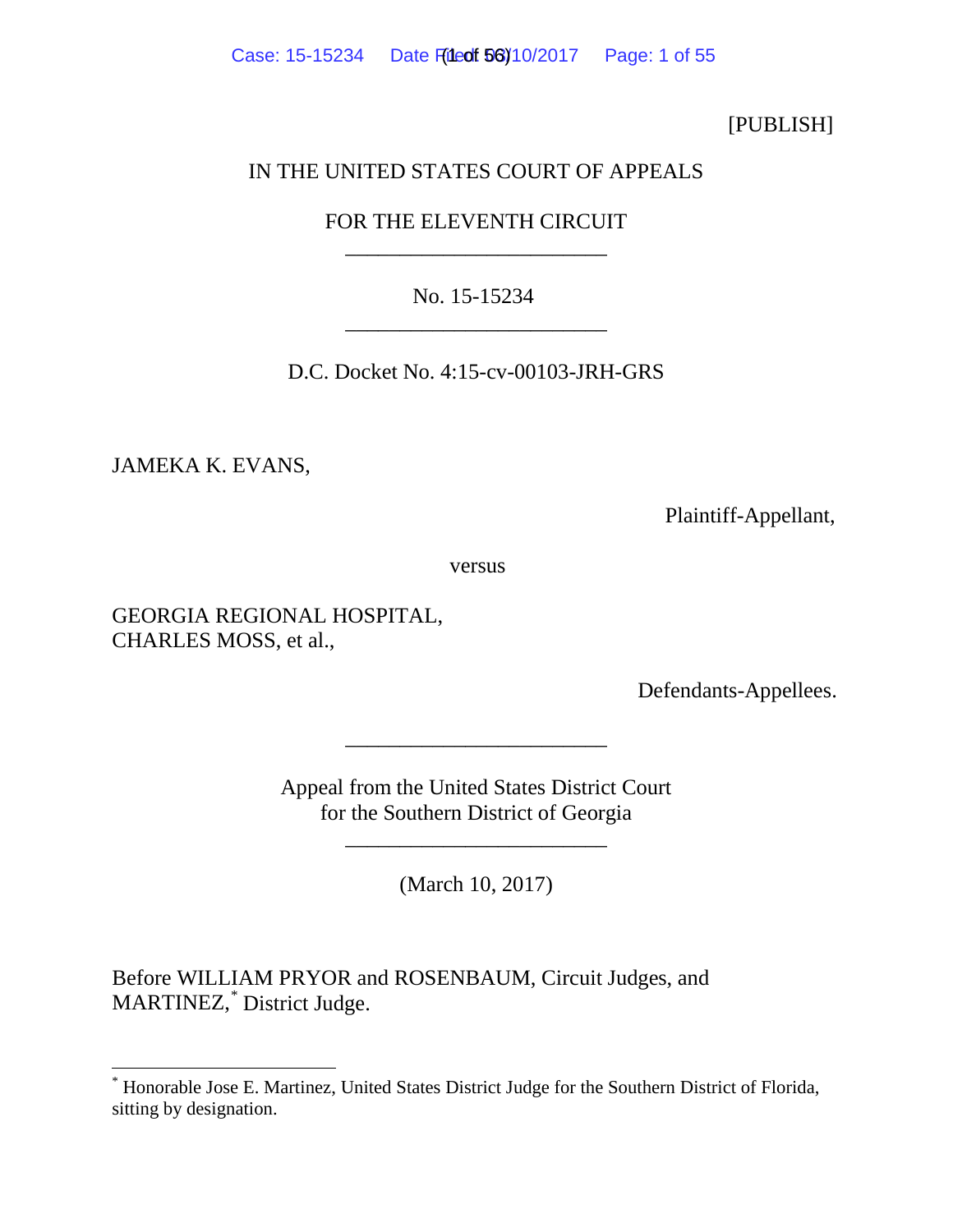[PUBLISH]

IN THE UNITED STATES COURT OF APPEALS

FOR THE ELEVENTH CIRCUIT

________________________

No. 15-15234

________________________

D.C. Docket No. 4:15-cv-00103-JRH-GRS

JAMEKA K. EVANS,

Plaintiff-Appellant,

versus

GEORGIA REGIONAL HOSPITAL,
CHARLES MOSS, et al.,

Defendants-Appellees.

________________________

Appeal from the United States District Court
for the Southern District of Georgia

________________________

(March 10, 2017)

Before WILLIAM PRYOR and ROSENBAUM, Circuit Judges, and MARTINEZ,* District Judge.

---

* Honorable Jose E. Martinez, United States District Judge for the Southern District of Florida, sitting by designation.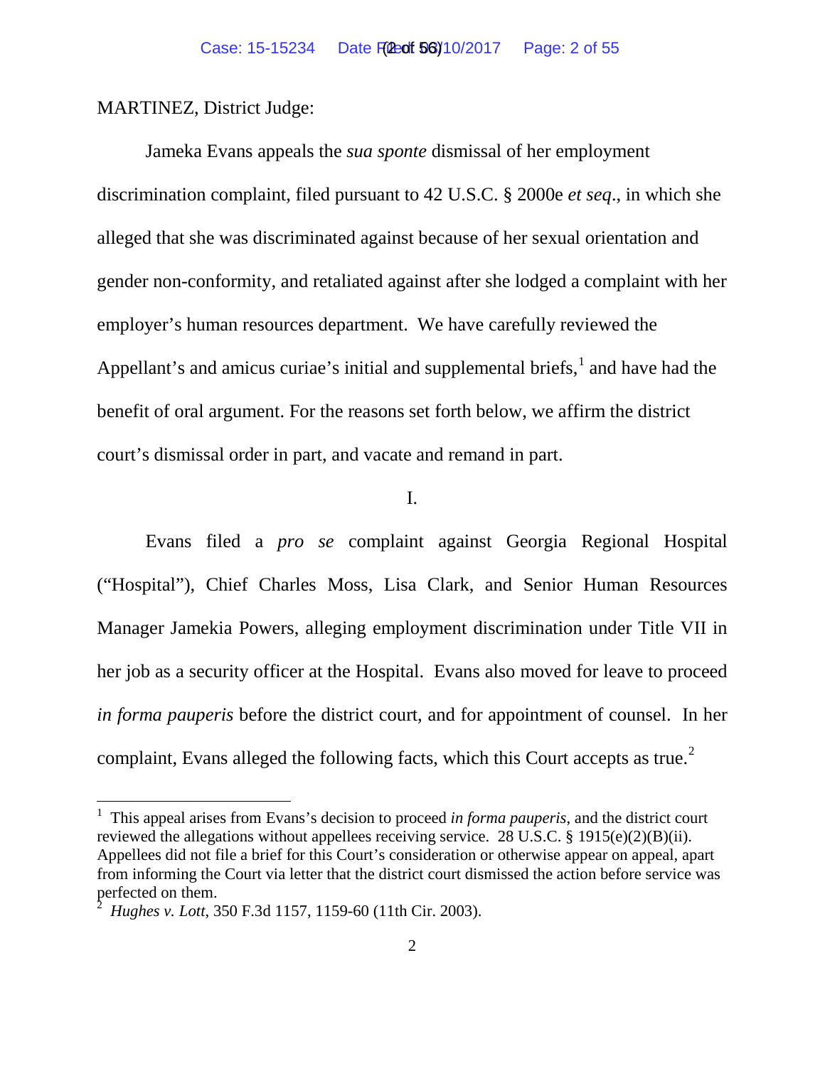MARTINEZ, District Judge:

Jameka Evans appeals the *sua sponte* dismissal of her employment discrimination complaint, filed pursuant to 42 U.S.C. § 2000e *et seq*., in which she alleged that she was discriminated against because of her sexual orientation and gender non-conformity, and retaliated against after she lodged a complaint with her employer's human resources department. We have carefully reviewed the Appellant's and amicus curiae's initial and supplemental briefs,[1] and have had the benefit of oral argument. For the reasons set forth below, we affirm the district court's dismissal order in part, and vacate and remand in part.

I.

Evans filed a *pro se* complaint against Georgia Regional Hospital ("Hospital"), Chief Charles Moss, Lisa Clark, and Senior Human Resources Manager Jamekia Powers, alleging employment discrimination under Title VII in her job as a security officer at the Hospital. Evans also moved for leave to proceed *in forma pauperis* before the district court, and for appointment of counsel. In her complaint, Evans alleged the following facts, which this Court accepts as true.[2]

---

[1] This appeal arises from Evans's decision to proceed *in forma pauperis*, and the district court reviewed the allegations without appellees receiving service. 28 U.S.C. § 1915(e)(2)(B)(ii). Appellees did not file a brief for this Court's consideration or otherwise appear on appeal, apart from informing the Court via letter that the district court dismissed the action before service was perfected on them.

[2] *Hughes v. Lott*, 350 F.3d 1157, 1159-60 (11th Cir. 2003).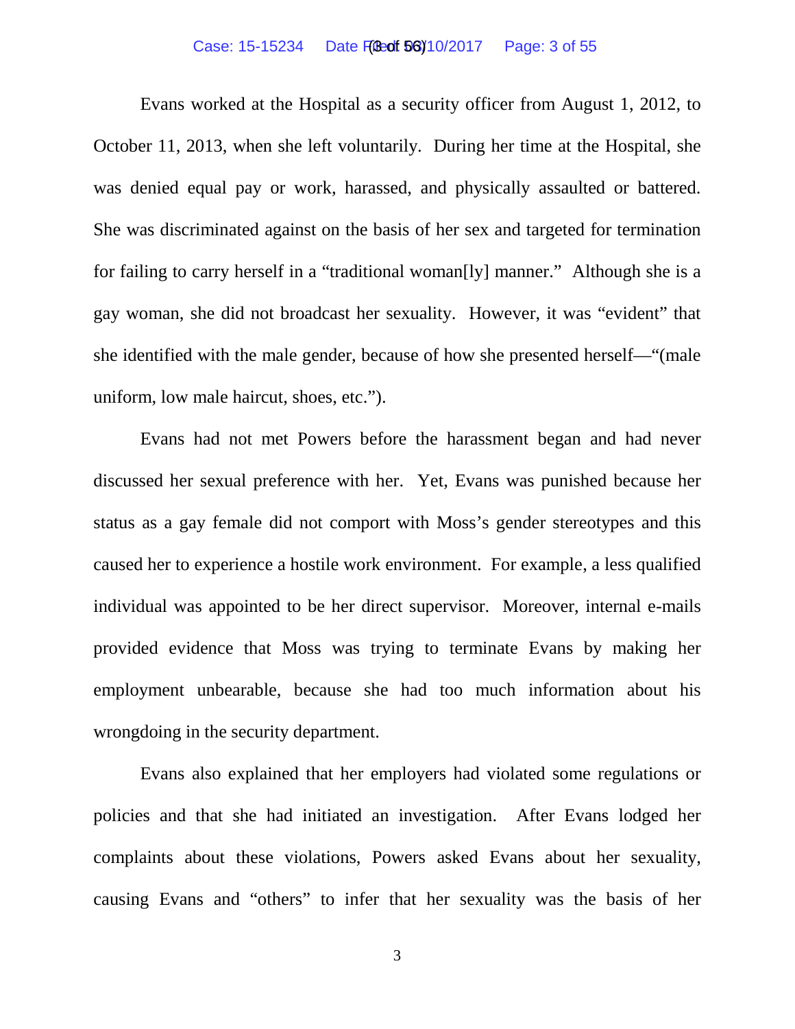Evans worked at the Hospital as a security officer from August 1, 2012, to October 11, 2013, when she left voluntarily. During her time at the Hospital, she was denied equal pay or work, harassed, and physically assaulted or battered. She was discriminated against on the basis of her sex and targeted for termination for failing to carry herself in a "traditional woman[ly] manner." Although she is a gay woman, she did not broadcast her sexuality. However, it was "evident" that she identified with the male gender, because of how she presented herself—"(male uniform, low male haircut, shoes, etc.").

Evans had not met Powers before the harassment began and had never discussed her sexual preference with her. Yet, Evans was punished because her status as a gay female did not comport with Moss's gender stereotypes and this caused her to experience a hostile work environment. For example, a less qualified individual was appointed to be her direct supervisor. Moreover, internal e-mails provided evidence that Moss was trying to terminate Evans by making her employment unbearable, because she had too much information about his wrongdoing in the security department.

Evans also explained that her employers had violated some regulations or policies and that she had initiated an investigation. After Evans lodged her complaints about these violations, Powers asked Evans about her sexuality, causing Evans and "others" to infer that her sexuality was the basis of her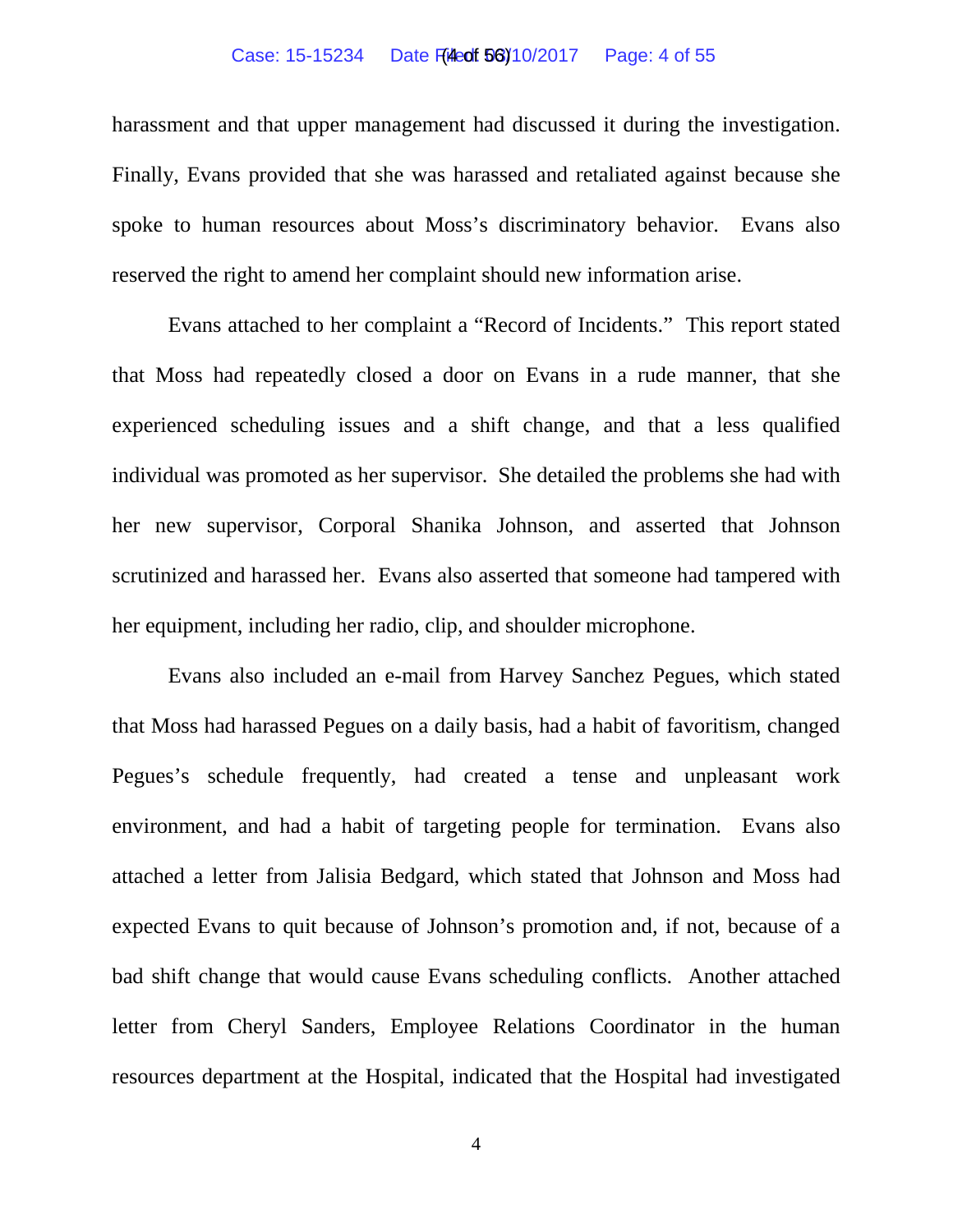harassment and that upper management had discussed it during the investigation. Finally, Evans provided that she was harassed and retaliated against because she spoke to human resources about Moss's discriminatory behavior. Evans also reserved the right to amend her complaint should new information arise.

Evans attached to her complaint a "Record of Incidents." This report stated that Moss had repeatedly closed a door on Evans in a rude manner, that she experienced scheduling issues and a shift change, and that a less qualified individual was promoted as her supervisor. She detailed the problems she had with her new supervisor, Corporal Shanika Johnson, and asserted that Johnson scrutinized and harassed her. Evans also asserted that someone had tampered with her equipment, including her radio, clip, and shoulder microphone.

Evans also included an e-mail from Harvey Sanchez Pegues, which stated that Moss had harassed Pegues on a daily basis, had a habit of favoritism, changed Pegues's schedule frequently, had created a tense and unpleasant work environment, and had a habit of targeting people for termination. Evans also attached a letter from Jalisia Bedgard, which stated that Johnson and Moss had expected Evans to quit because of Johnson's promotion and, if not, because of a bad shift change that would cause Evans scheduling conflicts. Another attached letter from Cheryl Sanders, Employee Relations Coordinator in the human resources department at the Hospital, indicated that the Hospital had investigated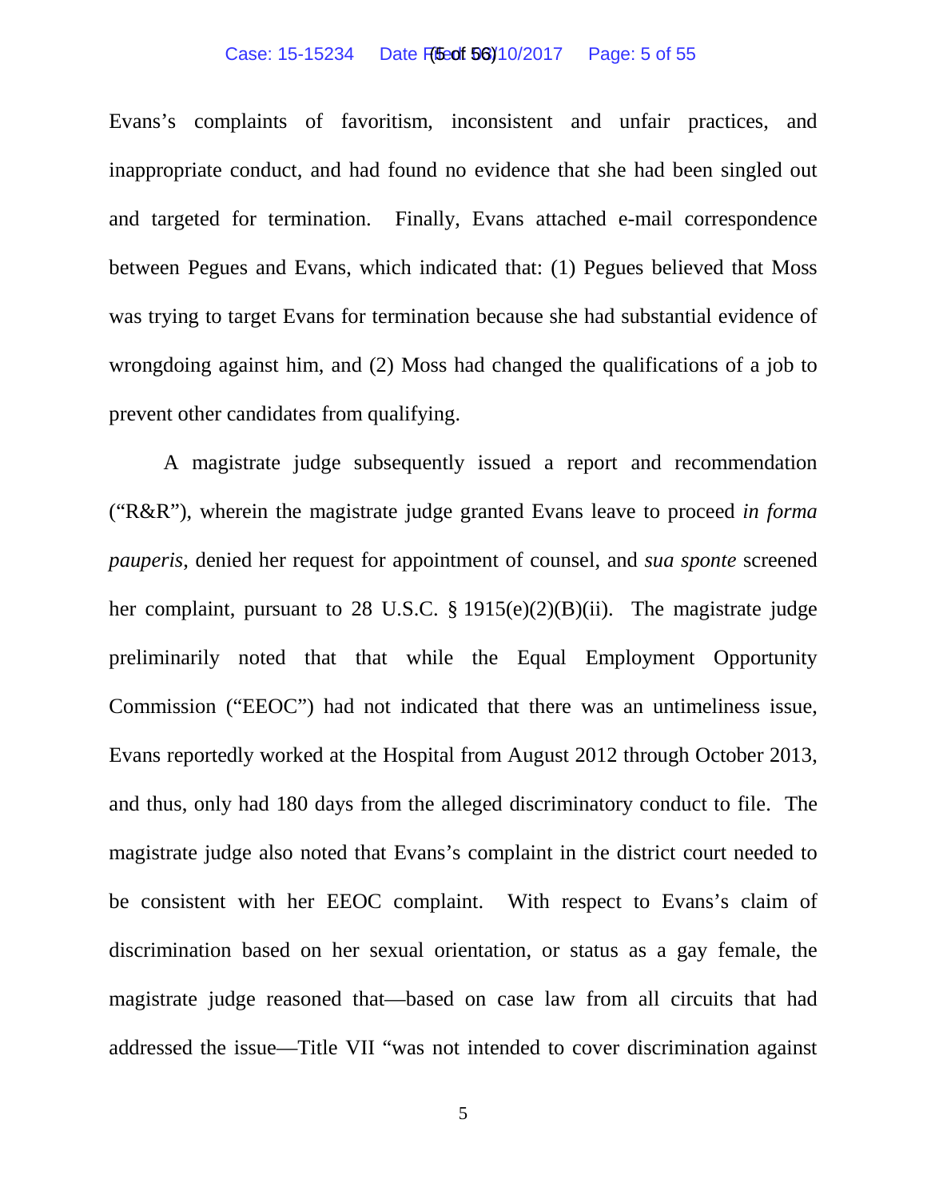Evans's complaints of favoritism, inconsistent and unfair practices, and inappropriate conduct, and had found no evidence that she had been singled out and targeted for termination. Finally, Evans attached e-mail correspondence between Pegues and Evans, which indicated that: (1) Pegues believed that Moss was trying to target Evans for termination because she had substantial evidence of wrongdoing against him, and (2) Moss had changed the qualifications of a job to prevent other candidates from qualifying.

A magistrate judge subsequently issued a report and recommendation ("R&R"), wherein the magistrate judge granted Evans leave to proceed *in forma pauperis*, denied her request for appointment of counsel, and *sua sponte* screened her complaint, pursuant to 28 U.S.C. § 1915(e)(2)(B)(ii). The magistrate judge preliminarily noted that that while the Equal Employment Opportunity Commission ("EEOC") had not indicated that there was an untimeliness issue, Evans reportedly worked at the Hospital from August 2012 through October 2013, and thus, only had 180 days from the alleged discriminatory conduct to file. The magistrate judge also noted that Evans's complaint in the district court needed to be consistent with her EEOC complaint. With respect to Evans's claim of discrimination based on her sexual orientation, or status as a gay female, the magistrate judge reasoned that—based on case law from all circuits that had addressed the issue—Title VII "was not intended to cover discrimination against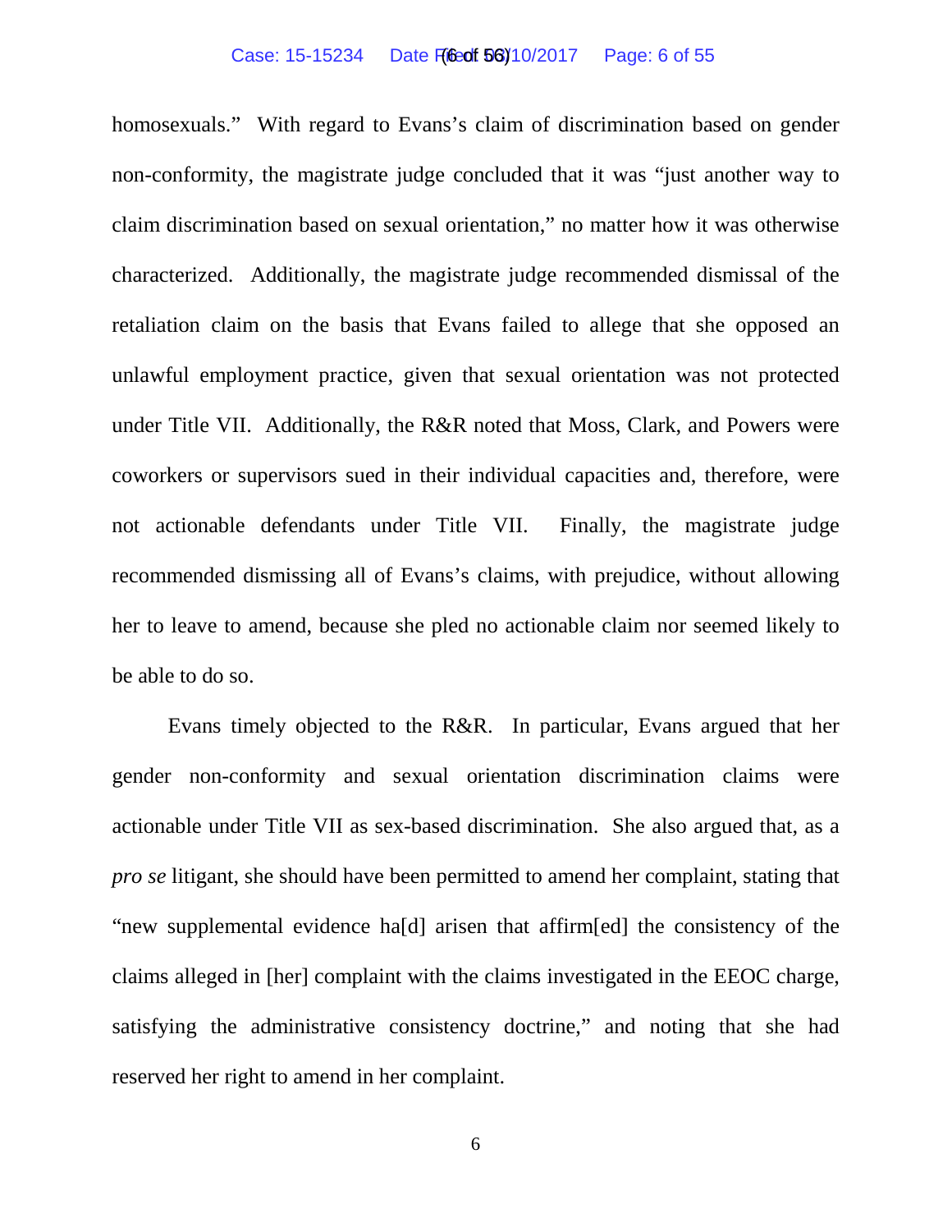homosexuals." With regard to Evans's claim of discrimination based on gender non-conformity, the magistrate judge concluded that it was "just another way to claim discrimination based on sexual orientation," no matter how it was otherwise characterized. Additionally, the magistrate judge recommended dismissal of the retaliation claim on the basis that Evans failed to allege that she opposed an unlawful employment practice, given that sexual orientation was not protected under Title VII. Additionally, the R&R noted that Moss, Clark, and Powers were coworkers or supervisors sued in their individual capacities and, therefore, were not actionable defendants under Title VII. Finally, the magistrate judge recommended dismissing all of Evans's claims, with prejudice, without allowing her to leave to amend, because she pled no actionable claim nor seemed likely to be able to do so.

Evans timely objected to the R&R. In particular, Evans argued that her gender non-conformity and sexual orientation discrimination claims were actionable under Title VII as sex-based discrimination. She also argued that, as a *pro se* litigant, she should have been permitted to amend her complaint, stating that "new supplemental evidence ha[d] arisen that affirm[ed] the consistency of the claims alleged in [her] complaint with the claims investigated in the EEOC charge, satisfying the administrative consistency doctrine," and noting that she had reserved her right to amend in her complaint.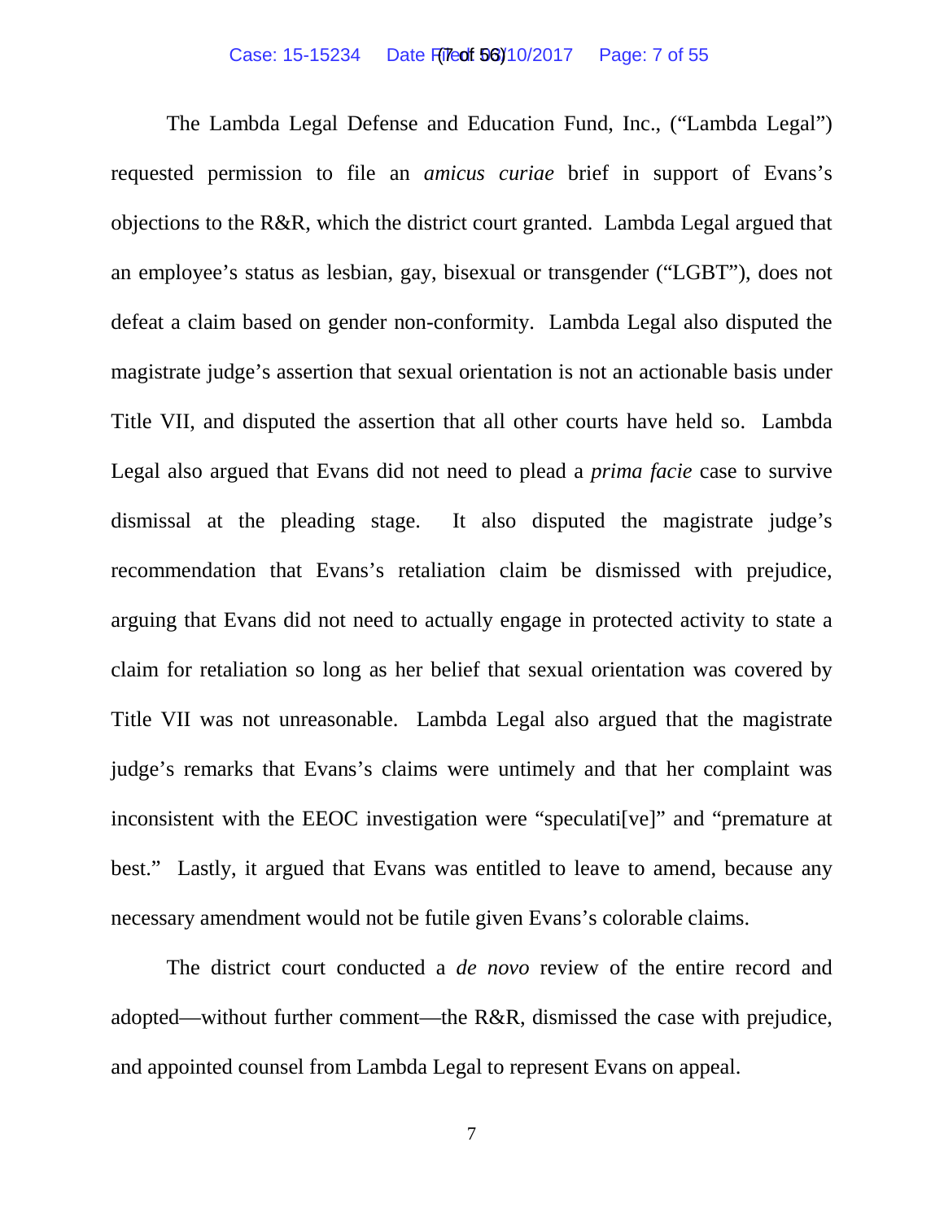The Lambda Legal Defense and Education Fund, Inc., ("Lambda Legal") requested permission to file an *amicus curiae* brief in support of Evans's objections to the R&R, which the district court granted. Lambda Legal argued that an employee's status as lesbian, gay, bisexual or transgender ("LGBT"), does not defeat a claim based on gender non-conformity. Lambda Legal also disputed the magistrate judge's assertion that sexual orientation is not an actionable basis under Title VII, and disputed the assertion that all other courts have held so. Lambda Legal also argued that Evans did not need to plead a *prima facie* case to survive dismissal at the pleading stage. It also disputed the magistrate judge's recommendation that Evans's retaliation claim be dismissed with prejudice, arguing that Evans did not need to actually engage in protected activity to state a claim for retaliation so long as her belief that sexual orientation was covered by Title VII was not unreasonable. Lambda Legal also argued that the magistrate judge's remarks that Evans's claims were untimely and that her complaint was inconsistent with the EEOC investigation were "speculati[ve]" and "premature at best." Lastly, it argued that Evans was entitled to leave to amend, because any necessary amendment would not be futile given Evans's colorable claims.

The district court conducted a *de novo* review of the entire record and adopted—without further comment—the R&R, dismissed the case with prejudice, and appointed counsel from Lambda Legal to represent Evans on appeal.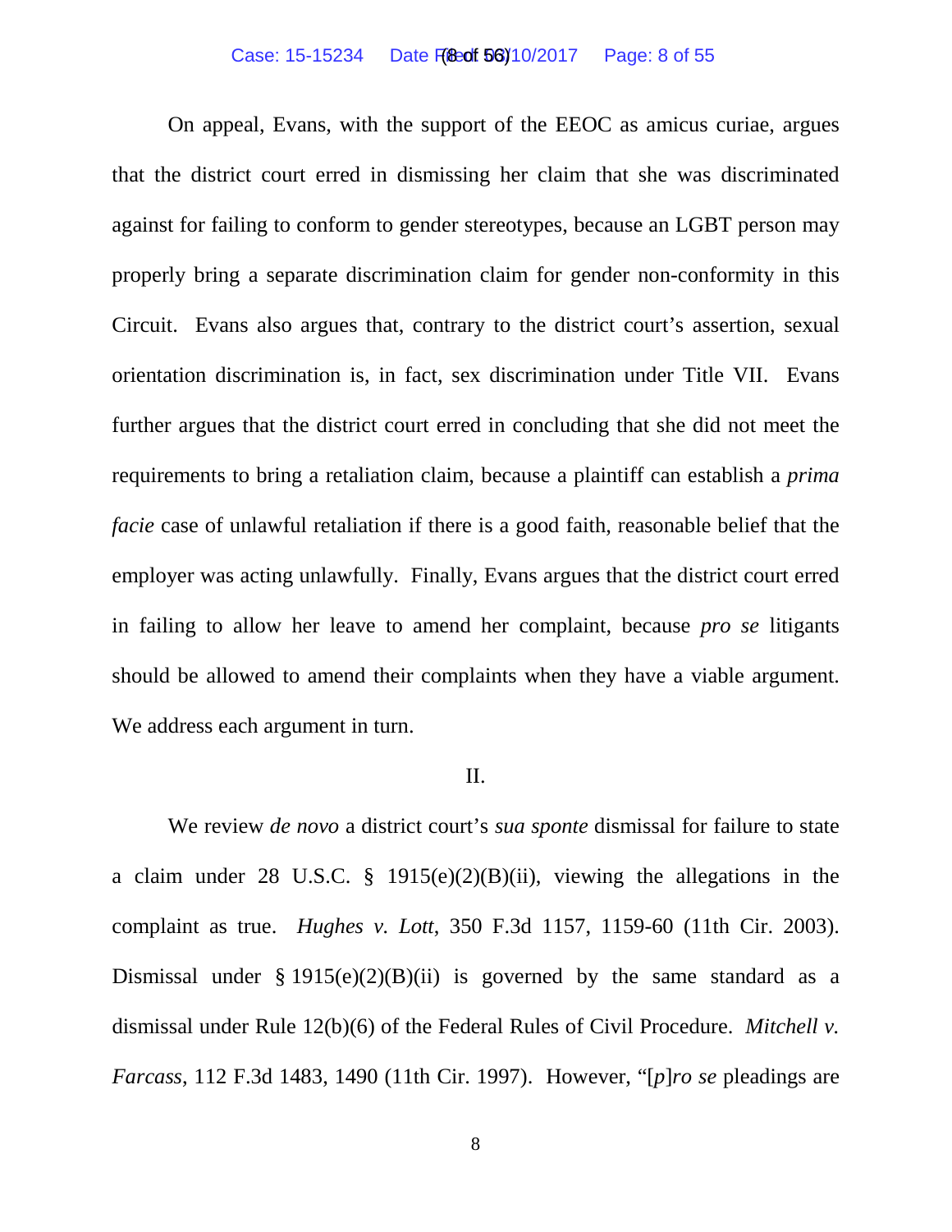On appeal, Evans, with the support of the EEOC as amicus curiae, argues that the district court erred in dismissing her claim that she was discriminated against for failing to conform to gender stereotypes, because an LGBT person may properly bring a separate discrimination claim for gender non-conformity in this Circuit. Evans also argues that, contrary to the district court's assertion, sexual orientation discrimination is, in fact, sex discrimination under Title VII. Evans further argues that the district court erred in concluding that she did not meet the requirements to bring a retaliation claim, because a plaintiff can establish a *prima facie* case of unlawful retaliation if there is a good faith, reasonable belief that the employer was acting unlawfully. Finally, Evans argues that the district court erred in failing to allow her leave to amend her complaint, because *pro se* litigants should be allowed to amend their complaints when they have a viable argument. We address each argument in turn.

## II.

We review *de novo* a district court's *sua sponte* dismissal for failure to state a claim under 28 U.S.C. § 1915(e)(2)(B)(ii), viewing the allegations in the complaint as true. *Hughes v. Lott*, 350 F.3d 1157, 1159-60 (11th Cir. 2003). Dismissal under § 1915(e)(2)(B)(ii) is governed by the same standard as a dismissal under Rule 12(b)(6) of the Federal Rules of Civil Procedure. *Mitchell v. Farcass*, 112 F.3d 1483, 1490 (11th Cir. 1997). However, "[*p*]*ro se* pleadings are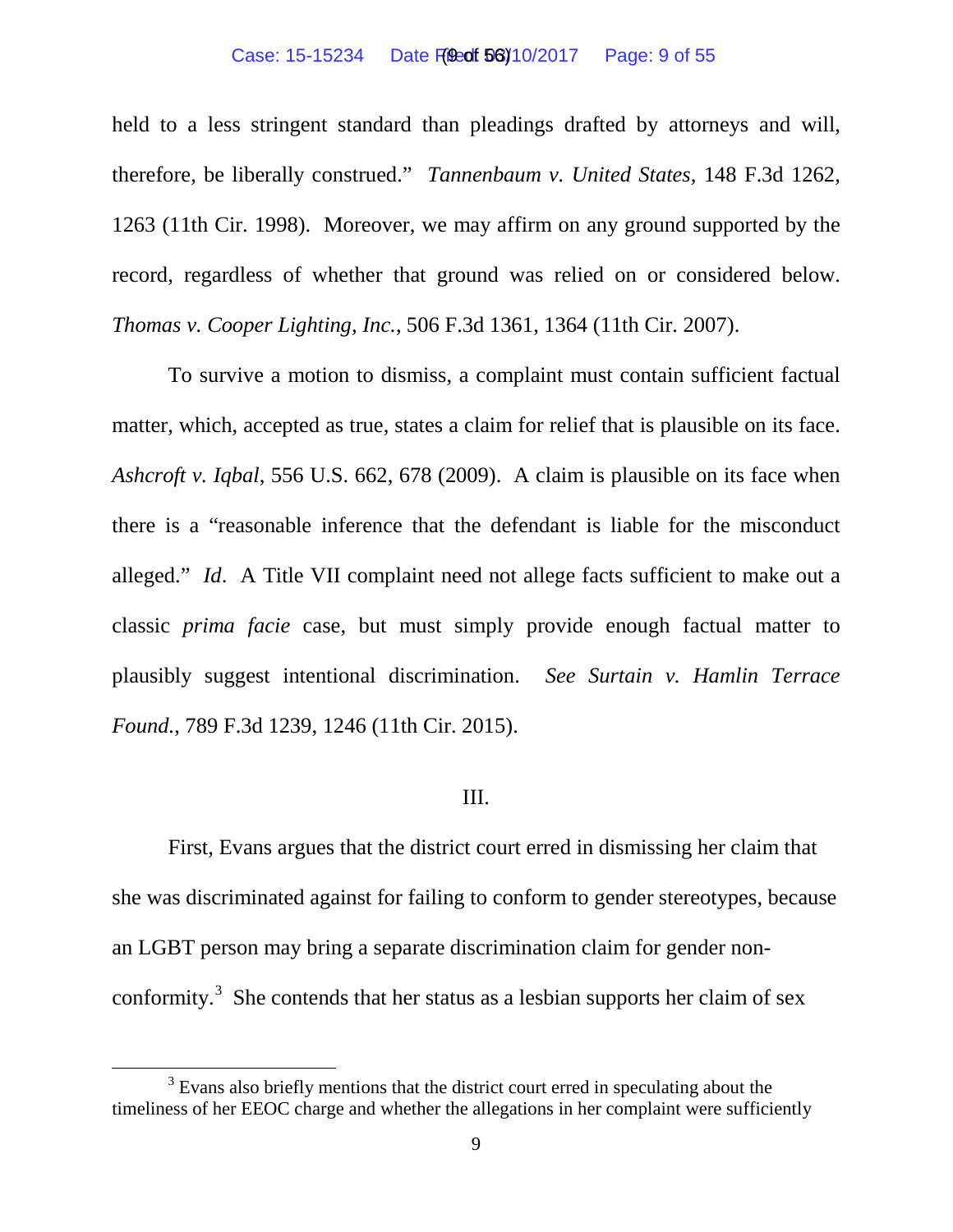held to a less stringent standard than pleadings drafted by attorneys and will, therefore, be liberally construed." *Tannenbaum v. United States*, 148 F.3d 1262, 1263 (11th Cir. 1998). Moreover, we may affirm on any ground supported by the record, regardless of whether that ground was relied on or considered below. *Thomas v. Cooper Lighting, Inc.*, 506 F.3d 1361, 1364 (11th Cir. 2007).

To survive a motion to dismiss, a complaint must contain sufficient factual matter, which, accepted as true, states a claim for relief that is plausible on its face. *Ashcroft v. Iqbal*, 556 U.S. 662, 678 (2009). A claim is plausible on its face when there is a "reasonable inference that the defendant is liable for the misconduct alleged." *Id*. A Title VII complaint need not allege facts sufficient to make out a classic *prima facie* case, but must simply provide enough factual matter to plausibly suggest intentional discrimination. *See Surtain v. Hamlin Terrace Found.*, 789 F.3d 1239, 1246 (11th Cir. 2015).

## III.

First, Evans argues that the district court erred in dismissing her claim that she was discriminated against for failing to conform to gender stereotypes, because an LGBT person may bring a separate discrimination claim for gender non-conformity.[3] She contends that her status as a lesbian supports her claim of sex

[3] Evans also briefly mentions that the district court erred in speculating about the timeliness of her EEOC charge and whether the allegations in her complaint were sufficiently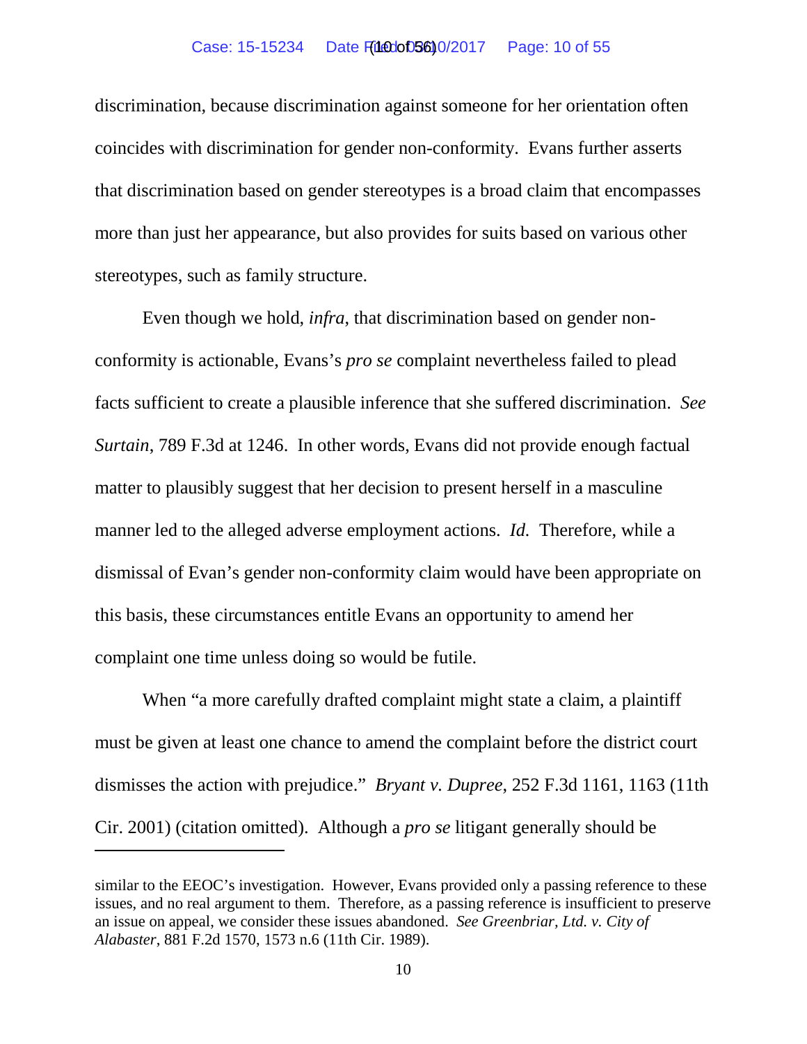discrimination, because discrimination against someone for her orientation often coincides with discrimination for gender non-conformity. Evans further asserts that discrimination based on gender stereotypes is a broad claim that encompasses more than just her appearance, but also provides for suits based on various other stereotypes, such as family structure.

Even though we hold, *infra*, that discrimination based on gender non-conformity is actionable, Evans's *pro se* complaint nevertheless failed to plead facts sufficient to create a plausible inference that she suffered discrimination. *See Surtain*, 789 F.3d at 1246. In other words, Evans did not provide enough factual matter to plausibly suggest that her decision to present herself in a masculine manner led to the alleged adverse employment actions. *Id.* Therefore, while a dismissal of Evan's gender non-conformity claim would have been appropriate on this basis, these circumstances entitle Evans an opportunity to amend her complaint one time unless doing so would be futile.

When "a more carefully drafted complaint might state a claim, a plaintiff must be given at least one chance to amend the complaint before the district court dismisses the action with prejudice." *Bryant v. Dupree*, 252 F.3d 1161, 1163 (11th Cir. 2001) (citation omitted). Although a *pro se* litigant generally should be

---

similar to the EEOC's investigation. However, Evans provided only a passing reference to these issues, and no real argument to them. Therefore, as a passing reference is insufficient to preserve an issue on appeal, we consider these issues abandoned. *See Greenbriar, Ltd. v. City of Alabaster*, 881 F.2d 1570, 1573 n.6 (11th Cir. 1989).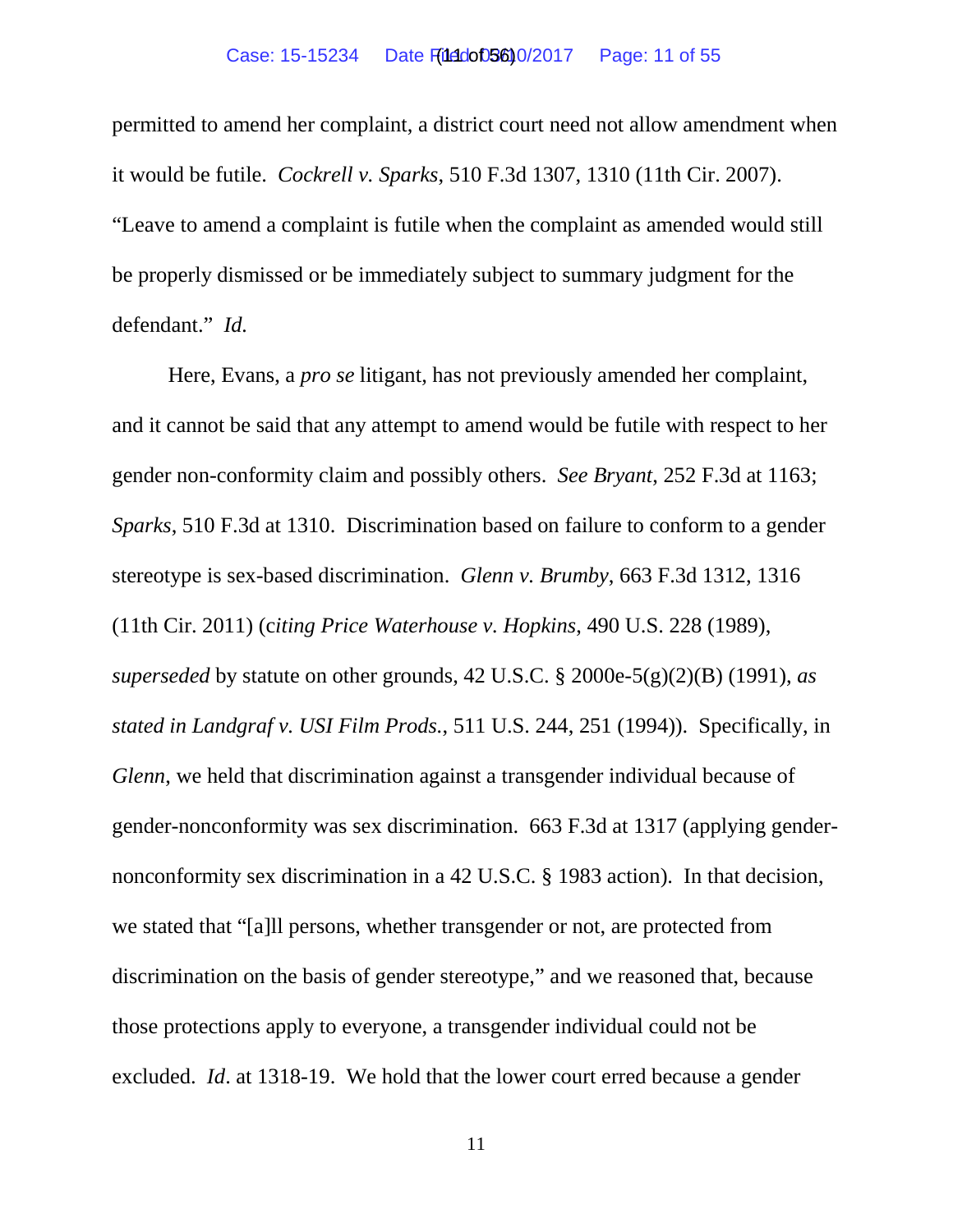permitted to amend her complaint, a district court need not allow amendment when it would be futile. *Cockrell v. Sparks*, 510 F.3d 1307, 1310 (11th Cir. 2007). "Leave to amend a complaint is futile when the complaint as amended would still be properly dismissed or be immediately subject to summary judgment for the defendant." *Id.*

Here, Evans, a *pro se* litigant, has not previously amended her complaint, and it cannot be said that any attempt to amend would be futile with respect to her gender non-conformity claim and possibly others. *See Bryant*, 252 F.3d at 1163; *Sparks*, 510 F.3d at 1310. Discrimination based on failure to conform to a gender stereotype is sex-based discrimination. *Glenn v. Brumby*, 663 F.3d 1312, 1316 (11th Cir. 2011) (c*iting Price Waterhouse v. Hopkins*, 490 U.S. 228 (1989), *superseded* by statute on other grounds, 42 U.S.C. § 2000e-5(g)(2)(B) (1991), *as stated in Landgraf v. USI Film Prods.*, 511 U.S. 244, 251 (1994)). Specifically, in *Glenn*, we held that discrimination against a transgender individual because of gender-nonconformity was sex discrimination. 663 F.3d at 1317 (applying gender-nonconformity sex discrimination in a 42 U.S.C. § 1983 action). In that decision, we stated that "[a]ll persons, whether transgender or not, are protected from discrimination on the basis of gender stereotype," and we reasoned that, because those protections apply to everyone, a transgender individual could not be excluded. *Id*. at 1318-19. We hold that the lower court erred because a gender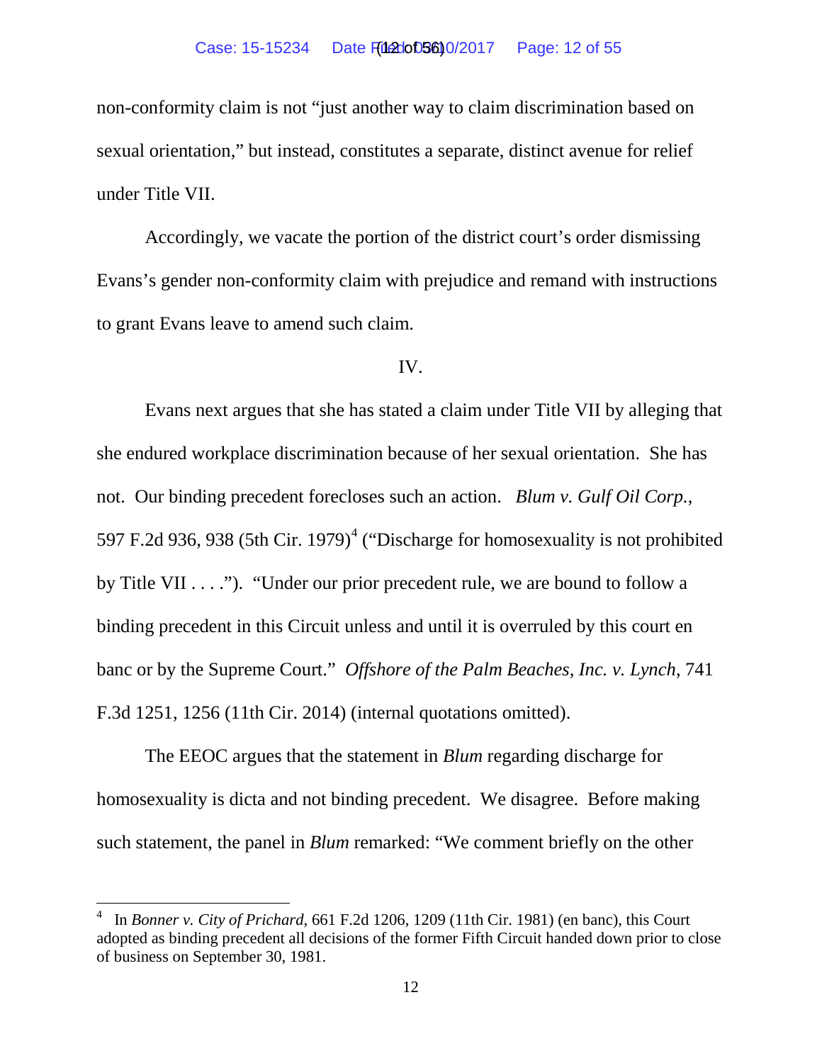non-conformity claim is not "just another way to claim discrimination based on sexual orientation," but instead, constitutes a separate, distinct avenue for relief under Title VII.

Accordingly, we vacate the portion of the district court's order dismissing Evans's gender non-conformity claim with prejudice and remand with instructions to grant Evans leave to amend such claim.

IV.

Evans next argues that she has stated a claim under Title VII by alleging that she endured workplace discrimination because of her sexual orientation. She has not. Our binding precedent forecloses such an action. *Blum v. Gulf Oil Corp.*, 597 F.2d 936, 938 (5th Cir. 1979)[4] ("Discharge for homosexuality is not prohibited by Title VII . . . ."). "Under our prior precedent rule, we are bound to follow a binding precedent in this Circuit unless and until it is overruled by this court en banc or by the Supreme Court." *Offshore of the Palm Beaches, Inc. v. Lynch*, 741 F.3d 1251, 1256 (11th Cir. 2014) (internal quotations omitted).

The EEOC argues that the statement in *Blum* regarding discharge for homosexuality is dicta and not binding precedent. We disagree. Before making such statement, the panel in *Blum* remarked: "We comment briefly on the other

---

[4] In *Bonner v. City of Prichard*, 661 F.2d 1206, 1209 (11th Cir. 1981) (en banc), this Court adopted as binding precedent all decisions of the former Fifth Circuit handed down prior to close of business on September 30, 1981.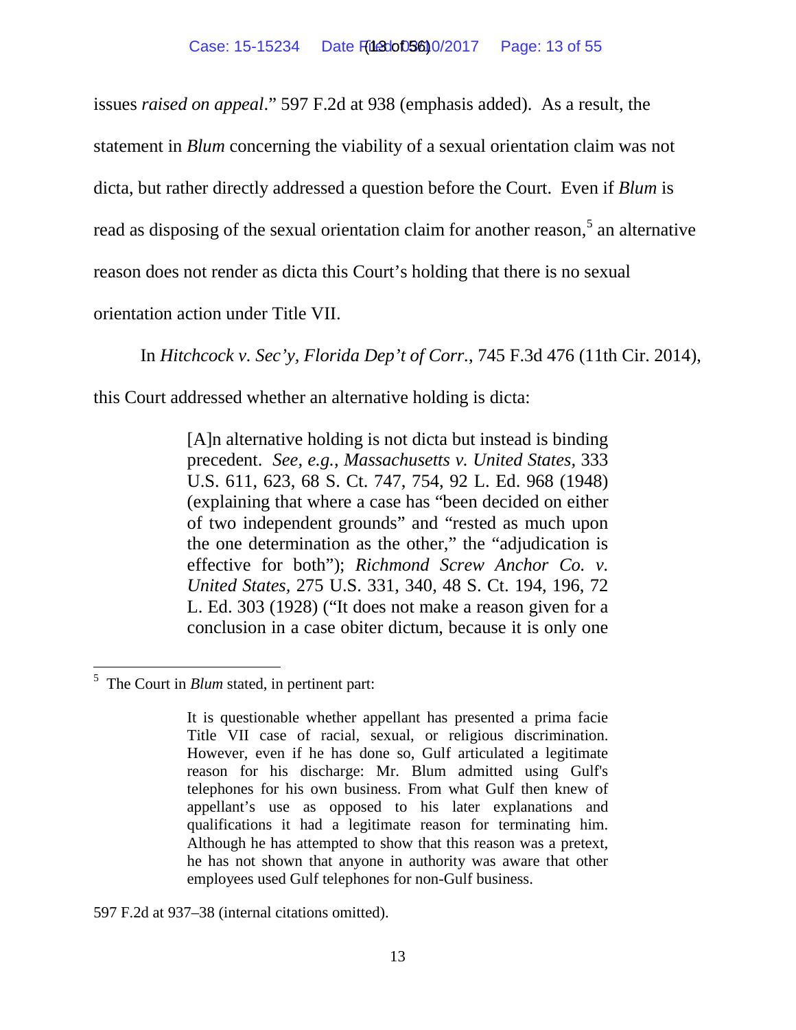issues *raised on appeal*." 597 F.2d at 938 (emphasis added). As a result, the statement in *Blum* concerning the viability of a sexual orientation claim was not dicta, but rather directly addressed a question before the Court. Even if *Blum* is read as disposing of the sexual orientation claim for another reason,[5] an alternative reason does not render as dicta this Court's holding that there is no sexual orientation action under Title VII.

In *Hitchcock v. Sec'y, Florida Dep't of Corr.*, 745 F.3d 476 (11th Cir. 2014), this Court addressed whether an alternative holding is dicta:

> [A]n alternative holding is not dicta but instead is binding precedent. *See, e.g.*, *Massachusetts v. United States*, 333 U.S. 611, 623, 68 S. Ct. 747, 754, 92 L. Ed. 968 (1948) (explaining that where a case has "been decided on either of two independent grounds" and "rested as much upon the one determination as the other," the "adjudication is effective for both"); *Richmond Screw Anchor Co. v. United States*, 275 U.S. 331, 340, 48 S. Ct. 194, 196, 72 L. Ed. 303 (1928) ("It does not make a reason given for a conclusion in a case obiter dictum, because it is only one

---

[5] The Court in *Blum* stated, in pertinent part:

> It is questionable whether appellant has presented a prima facie Title VII case of racial, sexual, or religious discrimination. However, even if he has done so, Gulf articulated a legitimate reason for his discharge: Mr. Blum admitted using Gulf's telephones for his own business. From what Gulf then knew of appellant's use as opposed to his later explanations and qualifications it had a legitimate reason for terminating him. Although he has attempted to show that this reason was a pretext, he has not shown that anyone in authority was aware that other employees used Gulf telephones for non-Gulf business.

597 F.2d at 937–38 (internal citations omitted).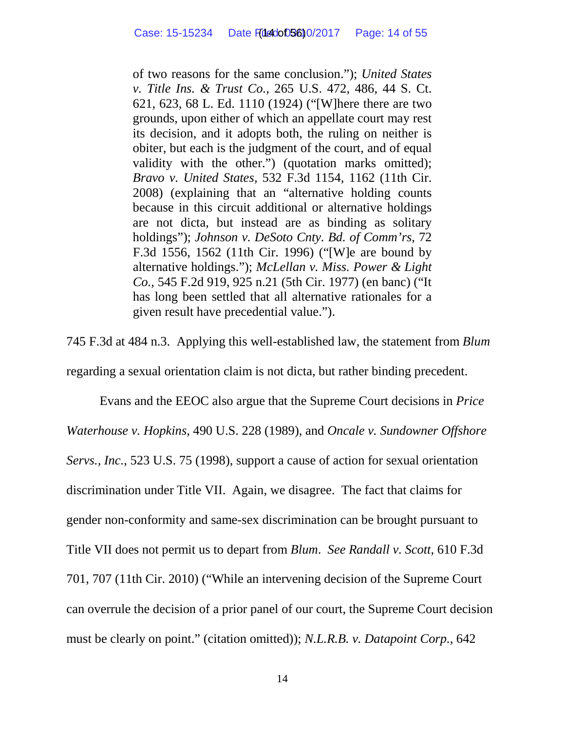> of two reasons for the same conclusion."); *United States v. Title Ins. & Trust Co.*, 265 U.S. 472, 486, 44 S. Ct. 621, 623, 68 L. Ed. 1110 (1924) ("[W]here there are two grounds, upon either of which an appellate court may rest its decision, and it adopts both, the ruling on neither is obiter, but each is the judgment of the court, and of equal validity with the other.") (quotation marks omitted); *Bravo v. United States*, 532 F.3d 1154, 1162 (11th Cir. 2008) (explaining that an "alternative holding counts because in this circuit additional or alternative holdings are not dicta, but instead are as binding as solitary holdings"); *Johnson v. DeSoto Cnty. Bd. of Comm'rs*, 72 F.3d 1556, 1562 (11th Cir. 1996) ("[W]e are bound by alternative holdings."); *McLellan v. Miss. Power & Light Co.*, 545 F.2d 919, 925 n.21 (5th Cir. 1977) (en banc) ("It has long been settled that all alternative rationales for a given result have precedential value.").

745 F.3d at 484 n.3. Applying this well-established law, the statement from *Blum* regarding a sexual orientation claim is not dicta, but rather binding precedent.

Evans and the EEOC also argue that the Supreme Court decisions in *Price Waterhouse v. Hopkins*, 490 U.S. 228 (1989), and *Oncale v. Sundowner Offshore Servs., Inc.*, 523 U.S. 75 (1998), support a cause of action for sexual orientation discrimination under Title VII. Again, we disagree. The fact that claims for gender non-conformity and same-sex discrimination can be brought pursuant to Title VII does not permit us to depart from *Blum*. *See Randall v. Scott*, 610 F.3d 701, 707 (11th Cir. 2010) ("While an intervening decision of the Supreme Court can overrule the decision of a prior panel of our court, the Supreme Court decision must be clearly on point." (citation omitted)); *N.L.R.B. v. Datapoint Corp.*, 642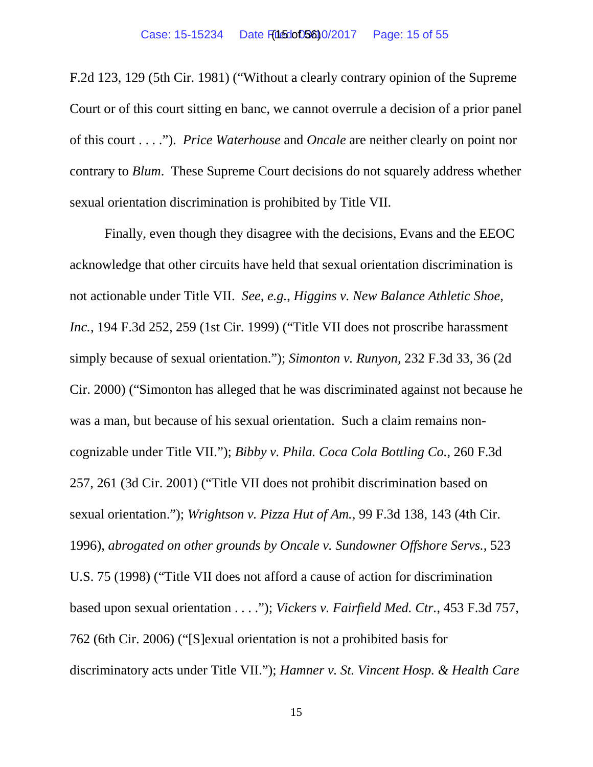F.2d 123, 129 (5th Cir. 1981) ("Without a clearly contrary opinion of the Supreme Court or of this court sitting en banc, we cannot overrule a decision of a prior panel of this court . . . ."). *Price Waterhouse* and *Oncale* are neither clearly on point nor contrary to *Blum*. These Supreme Court decisions do not squarely address whether sexual orientation discrimination is prohibited by Title VII.

Finally, even though they disagree with the decisions, Evans and the EEOC acknowledge that other circuits have held that sexual orientation discrimination is not actionable under Title VII. *See, e.g.*, *Higgins v. New Balance Athletic Shoe, Inc.*, 194 F.3d 252, 259 (1st Cir. 1999) ("Title VII does not proscribe harassment simply because of sexual orientation."); *Simonton v. Runyon*, 232 F.3d 33, 36 (2d Cir. 2000) ("Simonton has alleged that he was discriminated against not because he was a man, but because of his sexual orientation. Such a claim remains non-cognizable under Title VII."); *Bibby v. Phila. Coca Cola Bottling Co.*, 260 F.3d 257, 261 (3d Cir. 2001) ("Title VII does not prohibit discrimination based on sexual orientation."); *Wrightson v. Pizza Hut of Am.*, 99 F.3d 138, 143 (4th Cir. 1996), *abrogated on other grounds by Oncale v. Sundowner Offshore Servs.*, 523 U.S. 75 (1998) ("Title VII does not afford a cause of action for discrimination based upon sexual orientation . . . ."); *Vickers v. Fairfield Med. Ctr.*, 453 F.3d 757, 762 (6th Cir. 2006) ("[S]exual orientation is not a prohibited basis for discriminatory acts under Title VII."); *Hamner v. St. Vincent Hosp. & Health Care*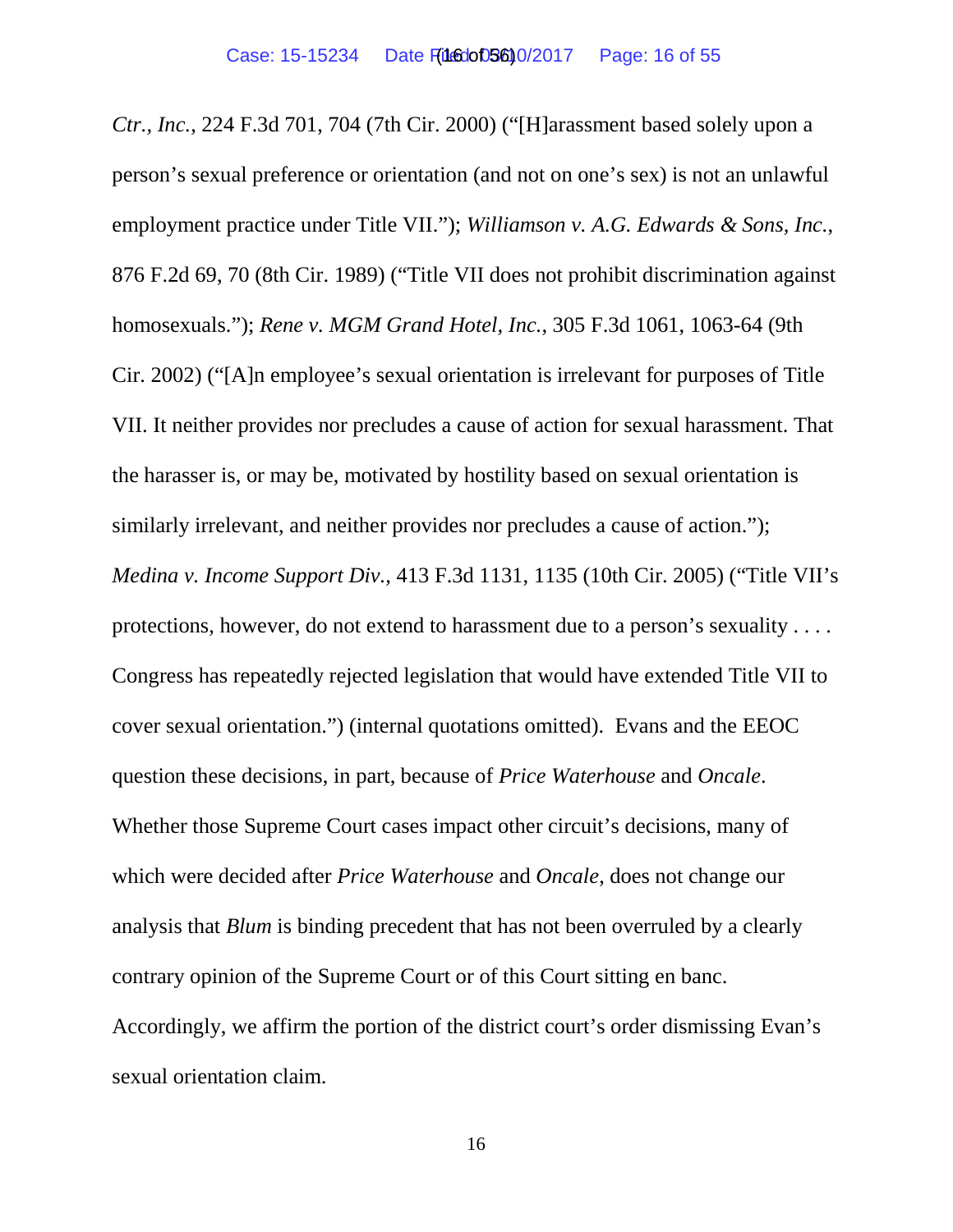*Ctr., Inc.*, 224 F.3d 701, 704 (7th Cir. 2000) ("[H]arassment based solely upon a person's sexual preference or orientation (and not on one's sex) is not an unlawful employment practice under Title VII."); *Williamson v. A.G. Edwards & Sons, Inc.*, 876 F.2d 69, 70 (8th Cir. 1989) ("Title VII does not prohibit discrimination against homosexuals."); *Rene v. MGM Grand Hotel, Inc.*, 305 F.3d 1061, 1063-64 (9th Cir. 2002) ("[A]n employee's sexual orientation is irrelevant for purposes of Title VII. It neither provides nor precludes a cause of action for sexual harassment. That the harasser is, or may be, motivated by hostility based on sexual orientation is similarly irrelevant, and neither provides nor precludes a cause of action."); *Medina v. Income Support Div.*, 413 F.3d 1131, 1135 (10th Cir. 2005) ("Title VII's protections, however, do not extend to harassment due to a person's sexuality . . . . Congress has repeatedly rejected legislation that would have extended Title VII to cover sexual orientation.") (internal quotations omitted). Evans and the EEOC question these decisions, in part, because of *Price Waterhouse* and *Oncale*. Whether those Supreme Court cases impact other circuit's decisions, many of which were decided after *Price Waterhouse* and *Oncale*, does not change our analysis that *Blum* is binding precedent that has not been overruled by a clearly contrary opinion of the Supreme Court or of this Court sitting en banc. Accordingly, we affirm the portion of the district court's order dismissing Evan's sexual orientation claim.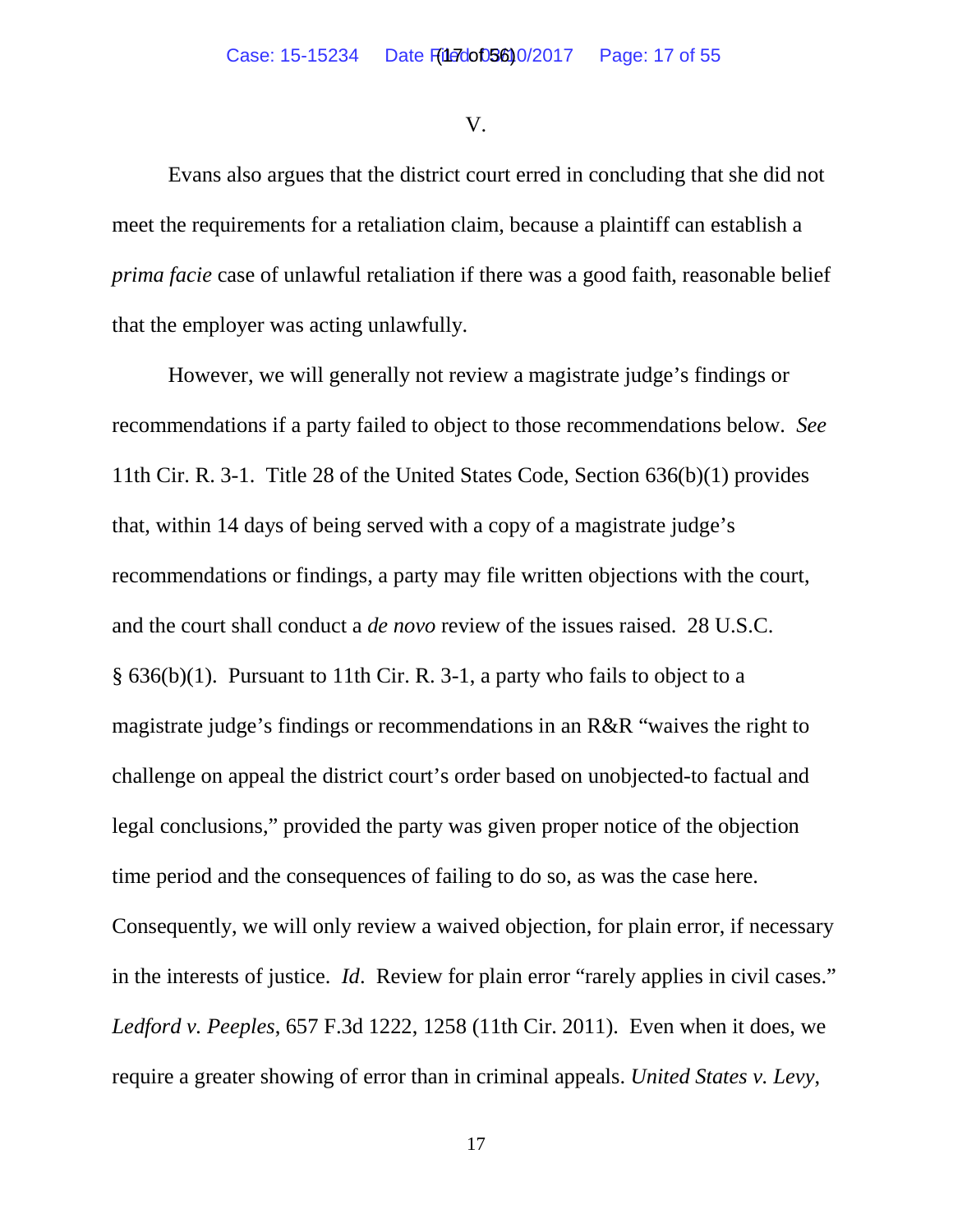V.

Evans also argues that the district court erred in concluding that she did not meet the requirements for a retaliation claim, because a plaintiff can establish a *prima facie* case of unlawful retaliation if there was a good faith, reasonable belief that the employer was acting unlawfully.

However, we will generally not review a magistrate judge's findings or recommendations if a party failed to object to those recommendations below. *See* 11th Cir. R. 3-1. Title 28 of the United States Code, Section 636(b)(1) provides that, within 14 days of being served with a copy of a magistrate judge's recommendations or findings, a party may file written objections with the court, and the court shall conduct a *de novo* review of the issues raised. 28 U.S.C. § 636(b)(1). Pursuant to 11th Cir. R. 3-1, a party who fails to object to a magistrate judge's findings or recommendations in an R&R "waives the right to challenge on appeal the district court's order based on unobjected-to factual and legal conclusions," provided the party was given proper notice of the objection time period and the consequences of failing to do so, as was the case here. Consequently, we will only review a waived objection, for plain error, if necessary in the interests of justice. *Id*. Review for plain error "rarely applies in civil cases." *Ledford v. Peeples*, 657 F.3d 1222, 1258 (11th Cir. 2011). Even when it does, we require a greater showing of error than in criminal appeals. *United States v. Levy*,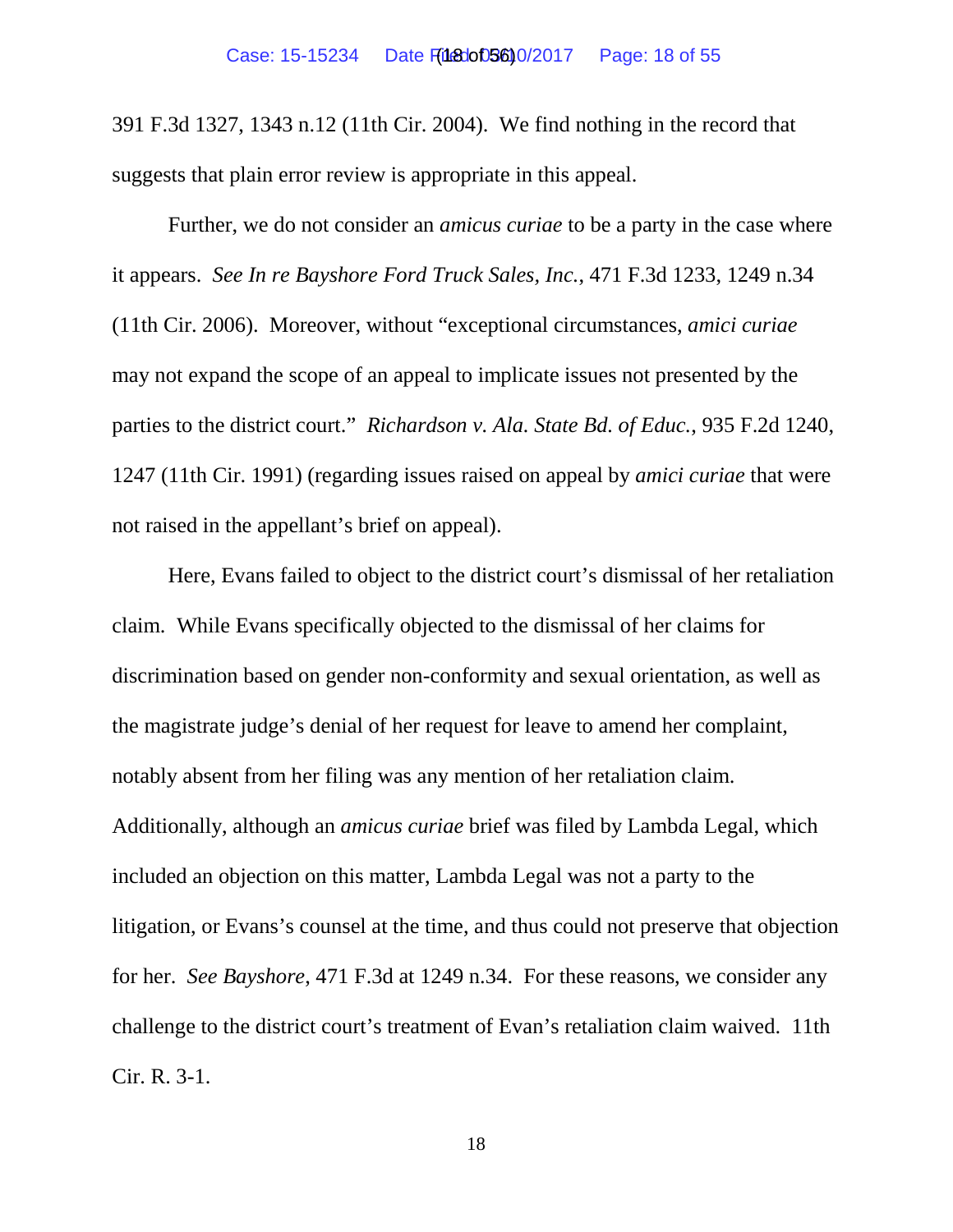391 F.3d 1327, 1343 n.12 (11th Cir. 2004). We find nothing in the record that suggests that plain error review is appropriate in this appeal.

Further, we do not consider an *amicus curiae* to be a party in the case where it appears. *See In re Bayshore Ford Truck Sales, Inc.*, 471 F.3d 1233, 1249 n.34 (11th Cir. 2006). Moreover, without "exceptional circumstances, *amici curiae* may not expand the scope of an appeal to implicate issues not presented by the parties to the district court." *Richardson v. Ala. State Bd. of Educ.*, 935 F.2d 1240, 1247 (11th Cir. 1991) (regarding issues raised on appeal by *amici curiae* that were not raised in the appellant's brief on appeal).

Here, Evans failed to object to the district court's dismissal of her retaliation claim. While Evans specifically objected to the dismissal of her claims for discrimination based on gender non-conformity and sexual orientation, as well as the magistrate judge's denial of her request for leave to amend her complaint, notably absent from her filing was any mention of her retaliation claim. Additionally, although an *amicus curiae* brief was filed by Lambda Legal, which included an objection on this matter, Lambda Legal was not a party to the litigation, or Evans's counsel at the time, and thus could not preserve that objection for her. *See Bayshore*, 471 F.3d at 1249 n.34. For these reasons, we consider any challenge to the district court's treatment of Evan's retaliation claim waived. 11th Cir. R. 3-1.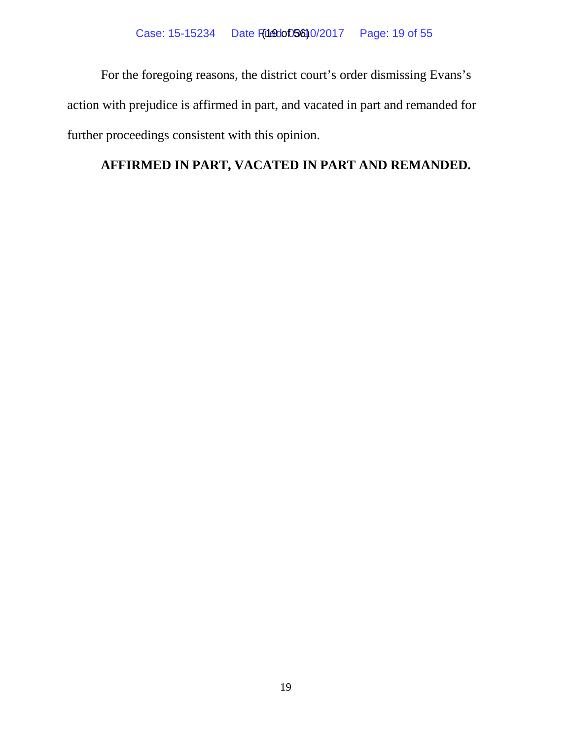For the foregoing reasons, the district court's order dismissing Evans's action with prejudice is affirmed in part, and vacated in part and remanded for further proceedings consistent with this opinion.

**AFFIRMED IN PART, VACATED IN PART AND REMANDED.**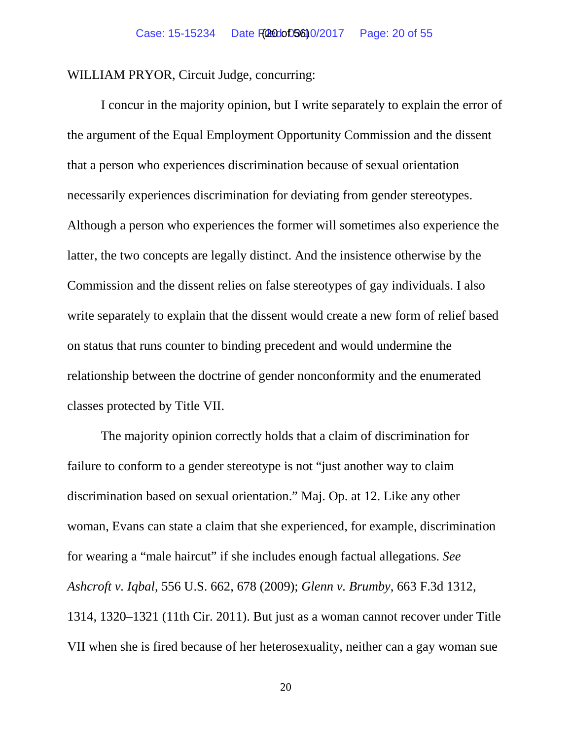WILLIAM PRYOR, Circuit Judge, concurring:

I concur in the majority opinion, but I write separately to explain the error of the argument of the Equal Employment Opportunity Commission and the dissent that a person who experiences discrimination because of sexual orientation necessarily experiences discrimination for deviating from gender stereotypes. Although a person who experiences the former will sometimes also experience the latter, the two concepts are legally distinct. And the insistence otherwise by the Commission and the dissent relies on false stereotypes of gay individuals. I also write separately to explain that the dissent would create a new form of relief based on status that runs counter to binding precedent and would undermine the relationship between the doctrine of gender nonconformity and the enumerated classes protected by Title VII.

The majority opinion correctly holds that a claim of discrimination for failure to conform to a gender stereotype is not "just another way to claim discrimination based on sexual orientation." Maj. Op. at 12. Like any other woman, Evans can state a claim that she experienced, for example, discrimination for wearing a "male haircut" if she includes enough factual allegations. *See Ashcroft v. Iqbal*, 556 U.S. 662, 678 (2009); *Glenn v. Brumby*, 663 F.3d 1312, 1314, 1320–1321 (11th Cir. 2011). But just as a woman cannot recover under Title VII when she is fired because of her heterosexuality, neither can a gay woman sue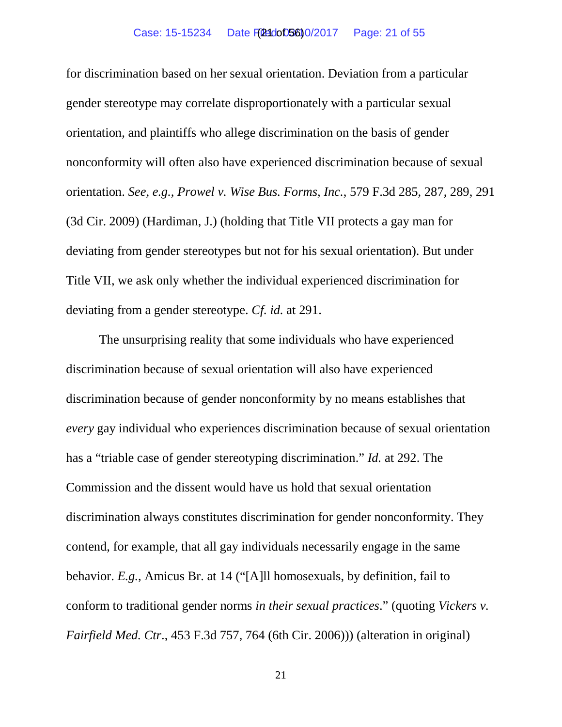for discrimination based on her sexual orientation. Deviation from a particular gender stereotype may correlate disproportionately with a particular sexual orientation, and plaintiffs who allege discrimination on the basis of gender nonconformity will often also have experienced discrimination because of sexual orientation. *See, e.g.*, *Prowel v. Wise Bus. Forms, Inc.*, 579 F.3d 285, 287, 289, 291 (3d Cir. 2009) (Hardiman, J.) (holding that Title VII protects a gay man for deviating from gender stereotypes but not for his sexual orientation). But under Title VII, we ask only whether the individual experienced discrimination for deviating from a gender stereotype. *Cf. id.* at 291.

The unsurprising reality that some individuals who have experienced discrimination because of sexual orientation will also have experienced discrimination because of gender nonconformity by no means establishes that *every* gay individual who experiences discrimination because of sexual orientation has a "triable case of gender stereotyping discrimination." *Id.* at 292. The Commission and the dissent would have us hold that sexual orientation discrimination always constitutes discrimination for gender nonconformity. They contend, for example, that all gay individuals necessarily engage in the same behavior. *E.g.*, Amicus Br. at 14 ("[A]ll homosexuals, by definition, fail to conform to traditional gender norms *in their sexual practices*." (quoting *Vickers v. Fairfield Med. Ctr*., 453 F.3d 757, 764 (6th Cir. 2006))) (alteration in original)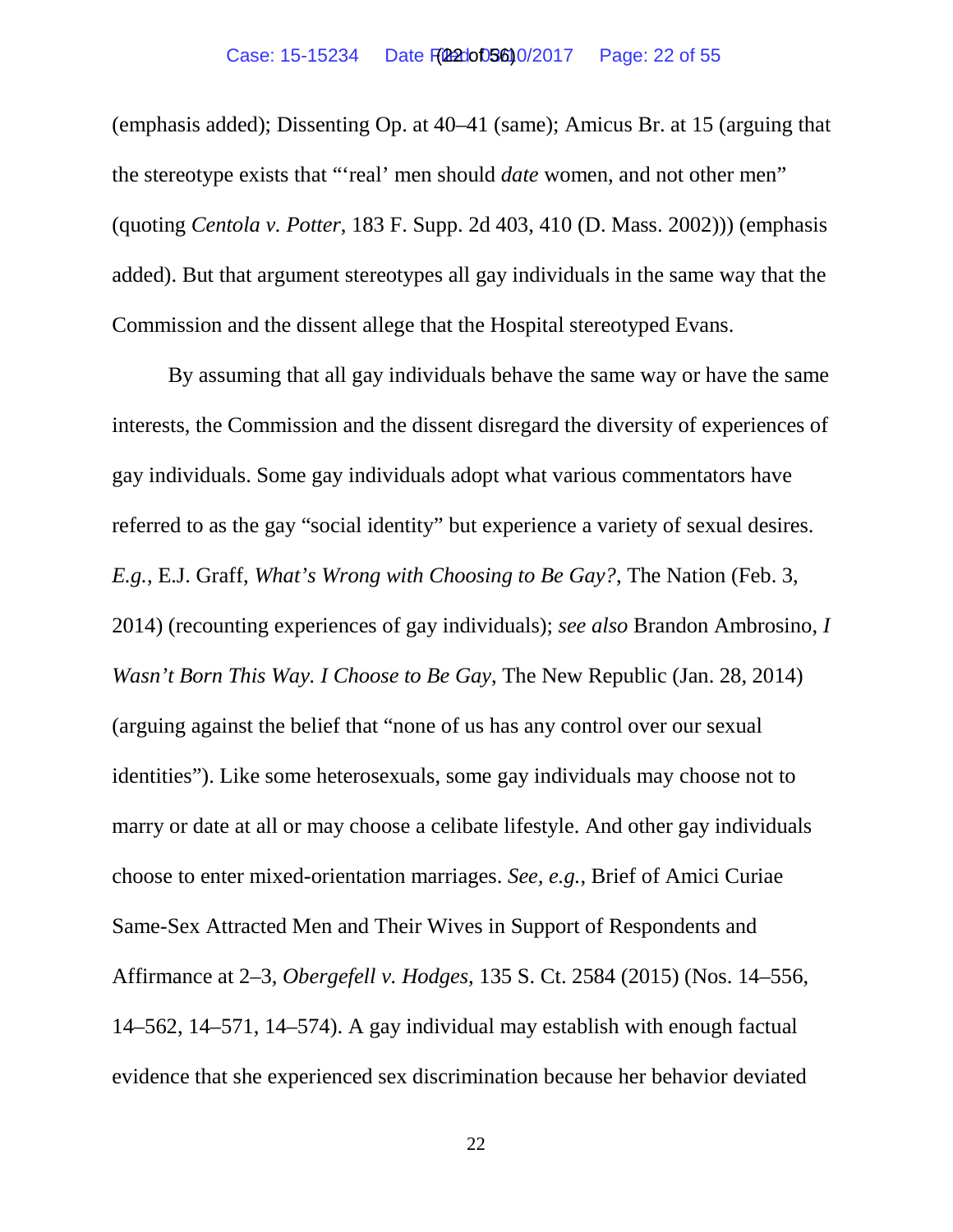(emphasis added); Dissenting Op. at 40–41 (same); Amicus Br. at 15 (arguing that the stereotype exists that "'real' men should *date* women, and not other men" (quoting *Centola v. Potter*, 183 F. Supp. 2d 403, 410 (D. Mass. 2002))) (emphasis added). But that argument stereotypes all gay individuals in the same way that the Commission and the dissent allege that the Hospital stereotyped Evans.

By assuming that all gay individuals behave the same way or have the same interests, the Commission and the dissent disregard the diversity of experiences of gay individuals. Some gay individuals adopt what various commentators have referred to as the gay "social identity" but experience a variety of sexual desires. *E.g.*, E.J. Graff, *What's Wrong with Choosing to Be Gay?*, The Nation (Feb. 3, 2014) (recounting experiences of gay individuals); *see also* Brandon Ambrosino, *I Wasn't Born This Way. I Choose to Be Gay*, The New Republic (Jan. 28, 2014) (arguing against the belief that "none of us has any control over our sexual identities"). Like some heterosexuals, some gay individuals may choose not to marry or date at all or may choose a celibate lifestyle. And other gay individuals choose to enter mixed-orientation marriages. *See, e.g.*, Brief of Amici Curiae Same-Sex Attracted Men and Their Wives in Support of Respondents and Affirmance at 2–3, *Obergefell v. Hodges*, 135 S. Ct. 2584 (2015) (Nos. 14–556, 14–562, 14–571, 14–574). A gay individual may establish with enough factual evidence that she experienced sex discrimination because her behavior deviated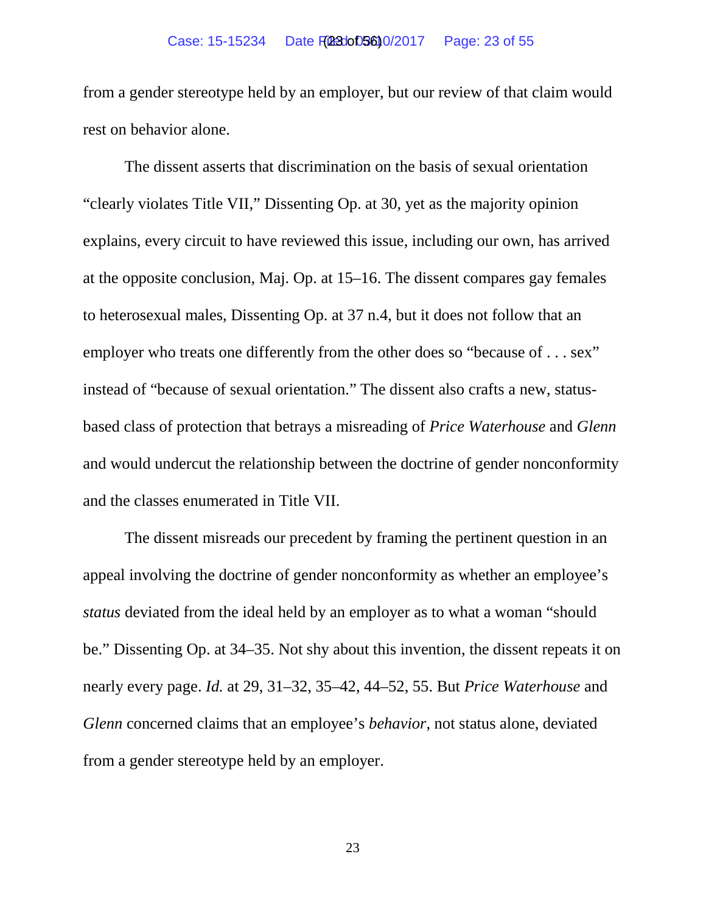from a gender stereotype held by an employer, but our review of that claim would rest on behavior alone.

The dissent asserts that discrimination on the basis of sexual orientation "clearly violates Title VII," Dissenting Op. at 30, yet as the majority opinion explains, every circuit to have reviewed this issue, including our own, has arrived at the opposite conclusion, Maj. Op. at 15–16. The dissent compares gay females to heterosexual males, Dissenting Op. at 37 n.4, but it does not follow that an employer who treats one differently from the other does so "because of . . . sex" instead of "because of sexual orientation." The dissent also crafts a new, status-based class of protection that betrays a misreading of *Price Waterhouse* and *Glenn* and would undercut the relationship between the doctrine of gender nonconformity and the classes enumerated in Title VII.

The dissent misreads our precedent by framing the pertinent question in an appeal involving the doctrine of gender nonconformity as whether an employee's *status* deviated from the ideal held by an employer as to what a woman "should be." Dissenting Op. at 34–35. Not shy about this invention, the dissent repeats it on nearly every page. *Id.* at 29, 31–32, 35–42, 44–52, 55. But *Price Waterhouse* and *Glenn* concerned claims that an employee's *behavior*, not status alone, deviated from a gender stereotype held by an employer.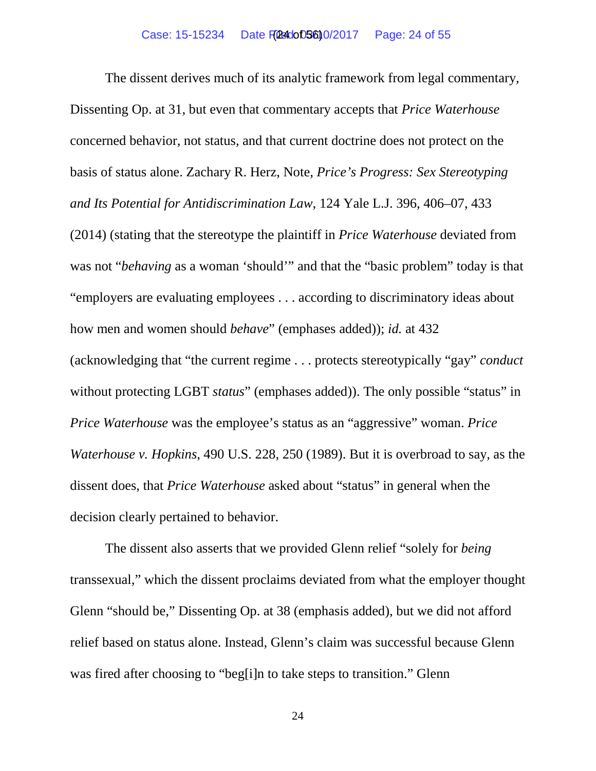The dissent derives much of its analytic framework from legal commentary, Dissenting Op. at 31, but even that commentary accepts that *Price Waterhouse* concerned behavior, not status, and that current doctrine does not protect on the basis of status alone. Zachary R. Herz, Note, *Price's Progress: Sex Stereotyping and Its Potential for Antidiscrimination Law*, 124 Yale L.J. 396, 406–07, 433 (2014) (stating that the stereotype the plaintiff in *Price Waterhouse* deviated from was not "*behaving* as a woman 'should'" and that the "basic problem" today is that "employers are evaluating employees . . . according to discriminatory ideas about how men and women should *behave*" (emphases added)); *id.* at 432 (acknowledging that "the current regime . . . protects stereotypically "gay" *conduct* without protecting LGBT *status*" (emphases added)). The only possible "status" in *Price Waterhouse* was the employee's status as an "aggressive" woman. *Price Waterhouse v. Hopkins*, 490 U.S. 228, 250 (1989). But it is overbroad to say, as the dissent does, that *Price Waterhouse* asked about "status" in general when the decision clearly pertained to behavior.

The dissent also asserts that we provided Glenn relief "solely for *being* transsexual," which the dissent proclaims deviated from what the employer thought Glenn "should be," Dissenting Op. at 38 (emphasis added), but we did not afford relief based on status alone. Instead, Glenn's claim was successful because Glenn was fired after choosing to "beg[i]n to take steps to transition." Glenn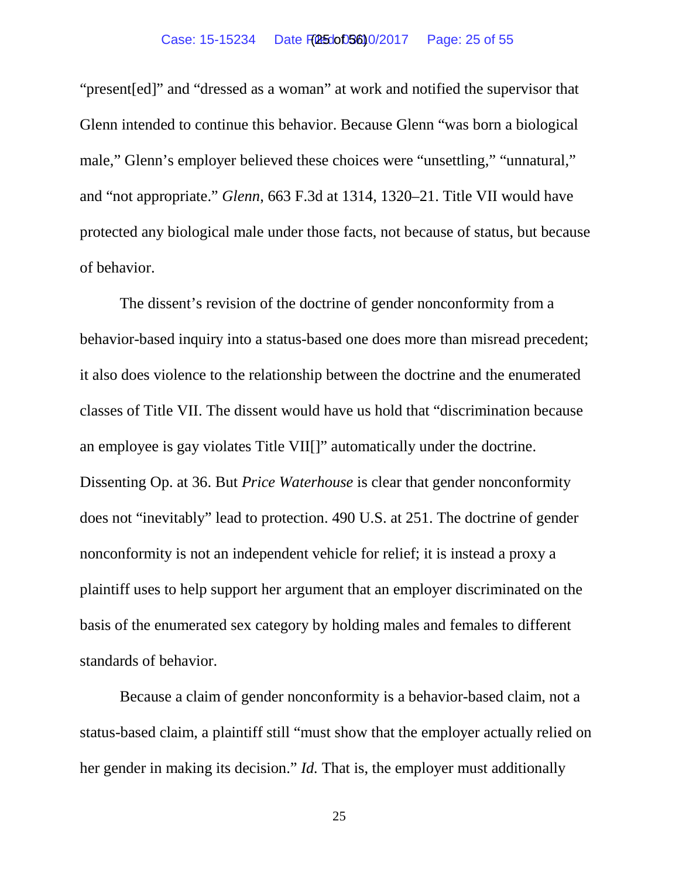"present[ed]" and "dressed as a woman" at work and notified the supervisor that Glenn intended to continue this behavior. Because Glenn "was born a biological male," Glenn's employer believed these choices were "unsettling," "unnatural," and "not appropriate." *Glenn*, 663 F.3d at 1314, 1320–21. Title VII would have protected any biological male under those facts, not because of status, but because of behavior.

The dissent's revision of the doctrine of gender nonconformity from a behavior-based inquiry into a status-based one does more than misread precedent; it also does violence to the relationship between the doctrine and the enumerated classes of Title VII. The dissent would have us hold that "discrimination because an employee is gay violates Title VII[]" automatically under the doctrine. Dissenting Op. at 36. But *Price Waterhouse* is clear that gender nonconformity does not "inevitably" lead to protection. 490 U.S. at 251. The doctrine of gender nonconformity is not an independent vehicle for relief; it is instead a proxy a plaintiff uses to help support her argument that an employer discriminated on the basis of the enumerated sex category by holding males and females to different standards of behavior.

Because a claim of gender nonconformity is a behavior-based claim, not a status-based claim, a plaintiff still "must show that the employer actually relied on her gender in making its decision." *Id.* That is, the employer must additionally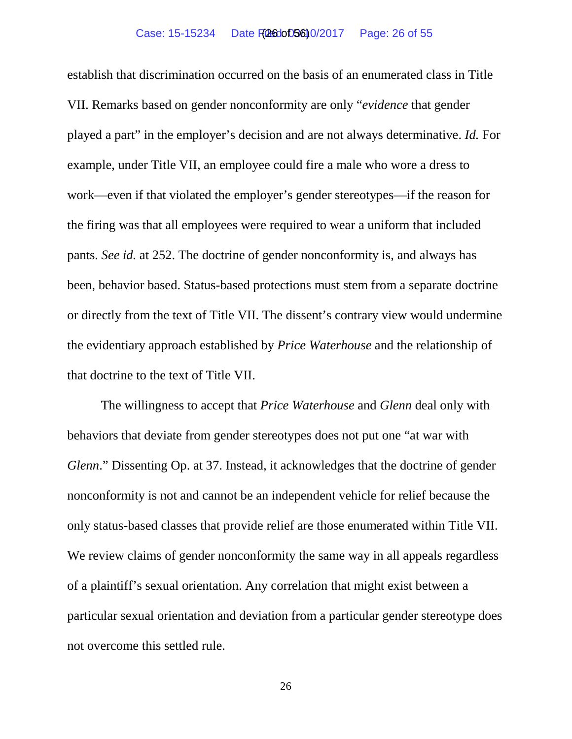establish that discrimination occurred on the basis of an enumerated class in Title VII. Remarks based on gender nonconformity are only "*evidence* that gender played a part" in the employer's decision and are not always determinative. *Id.* For example, under Title VII, an employee could fire a male who wore a dress to work—even if that violated the employer's gender stereotypes—if the reason for the firing was that all employees were required to wear a uniform that included pants. *See id.* at 252. The doctrine of gender nonconformity is, and always has been, behavior based. Status-based protections must stem from a separate doctrine or directly from the text of Title VII. The dissent's contrary view would undermine the evidentiary approach established by *Price Waterhouse* and the relationship of that doctrine to the text of Title VII.

The willingness to accept that *Price Waterhouse* and *Glenn* deal only with behaviors that deviate from gender stereotypes does not put one "at war with *Glenn*." Dissenting Op. at 37. Instead, it acknowledges that the doctrine of gender nonconformity is not and cannot be an independent vehicle for relief because the only status-based classes that provide relief are those enumerated within Title VII. We review claims of gender nonconformity the same way in all appeals regardless of a plaintiff's sexual orientation. Any correlation that might exist between a particular sexual orientation and deviation from a particular gender stereotype does not overcome this settled rule.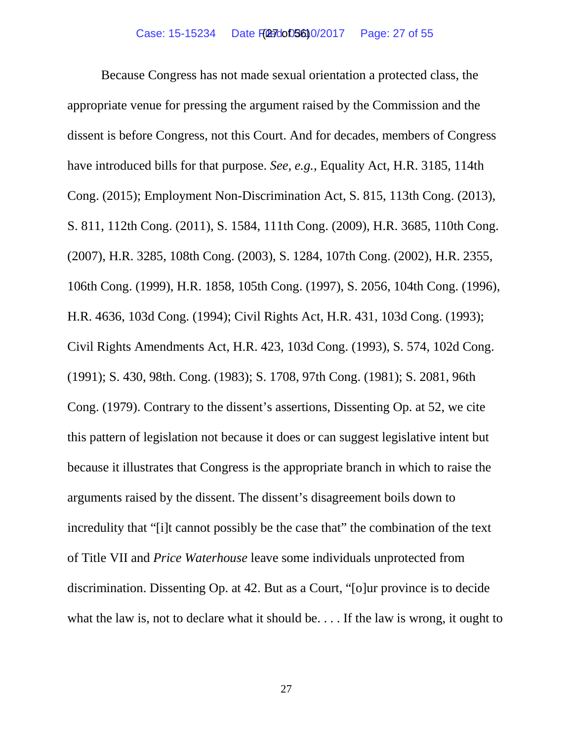Because Congress has not made sexual orientation a protected class, the appropriate venue for pressing the argument raised by the Commission and the dissent is before Congress, not this Court. And for decades, members of Congress have introduced bills for that purpose. *See, e.g.*, Equality Act, H.R. 3185, 114th Cong. (2015); Employment Non-Discrimination Act, S. 815, 113th Cong. (2013), S. 811, 112th Cong. (2011), S. 1584, 111th Cong. (2009), H.R. 3685, 110th Cong. (2007), H.R. 3285, 108th Cong. (2003), S. 1284, 107th Cong. (2002), H.R. 2355, 106th Cong. (1999), H.R. 1858, 105th Cong. (1997), S. 2056, 104th Cong. (1996), H.R. 4636, 103d Cong. (1994); Civil Rights Act, H.R. 431, 103d Cong. (1993); Civil Rights Amendments Act, H.R. 423, 103d Cong. (1993), S. 574, 102d Cong. (1991); S. 430, 98th. Cong. (1983); S. 1708, 97th Cong. (1981); S. 2081, 96th Cong. (1979). Contrary to the dissent's assertions, Dissenting Op. at 52, we cite this pattern of legislation not because it does or can suggest legislative intent but because it illustrates that Congress is the appropriate branch in which to raise the arguments raised by the dissent. The dissent's disagreement boils down to incredulity that "[i]t cannot possibly be the case that" the combination of the text of Title VII and *Price Waterhouse* leave some individuals unprotected from discrimination. Dissenting Op. at 42. But as a Court, "[o]ur province is to decide what the law is, not to declare what it should be. . . . If the law is wrong, it ought to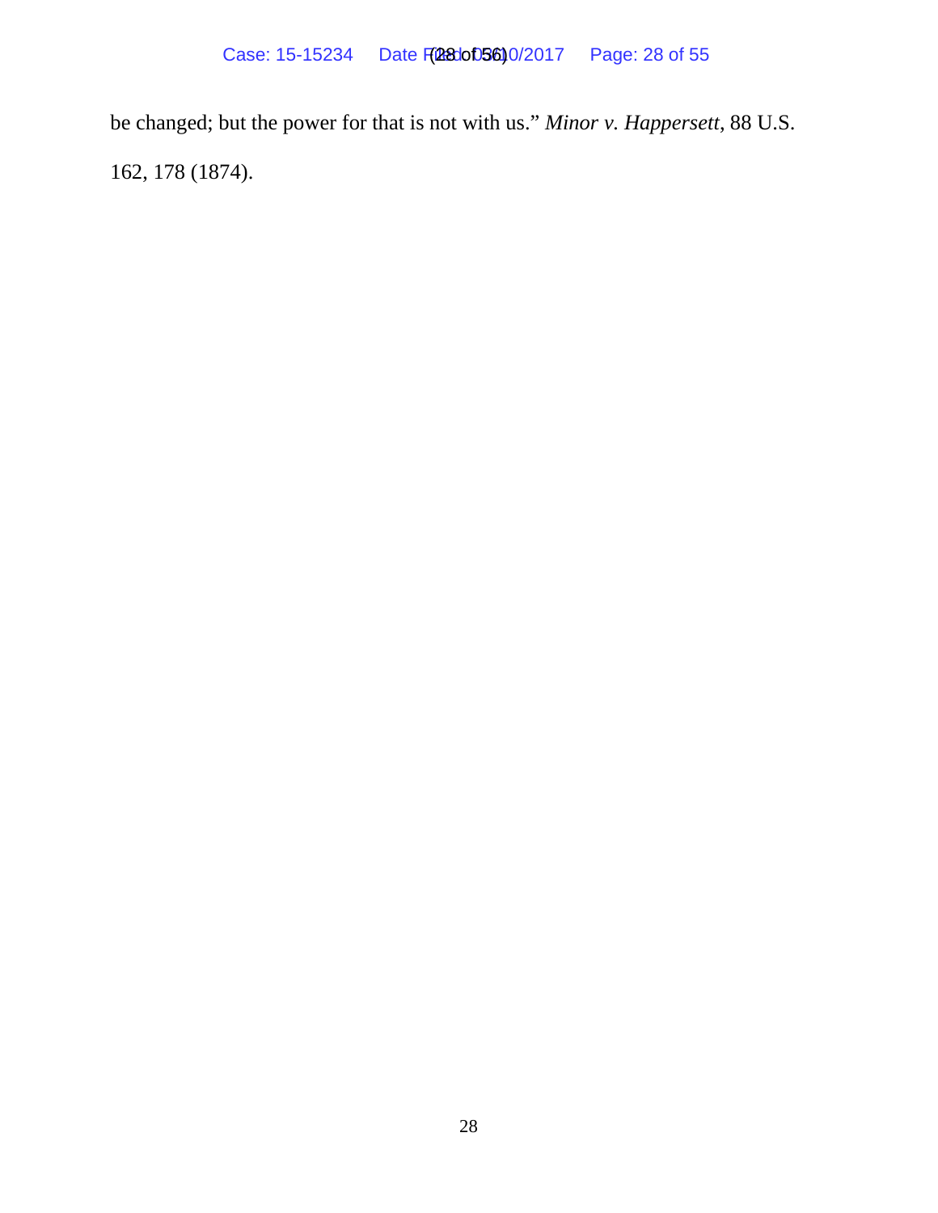be changed; but the power for that is not with us." *Minor v. Happersett*, 88 U.S. 162, 178 (1874).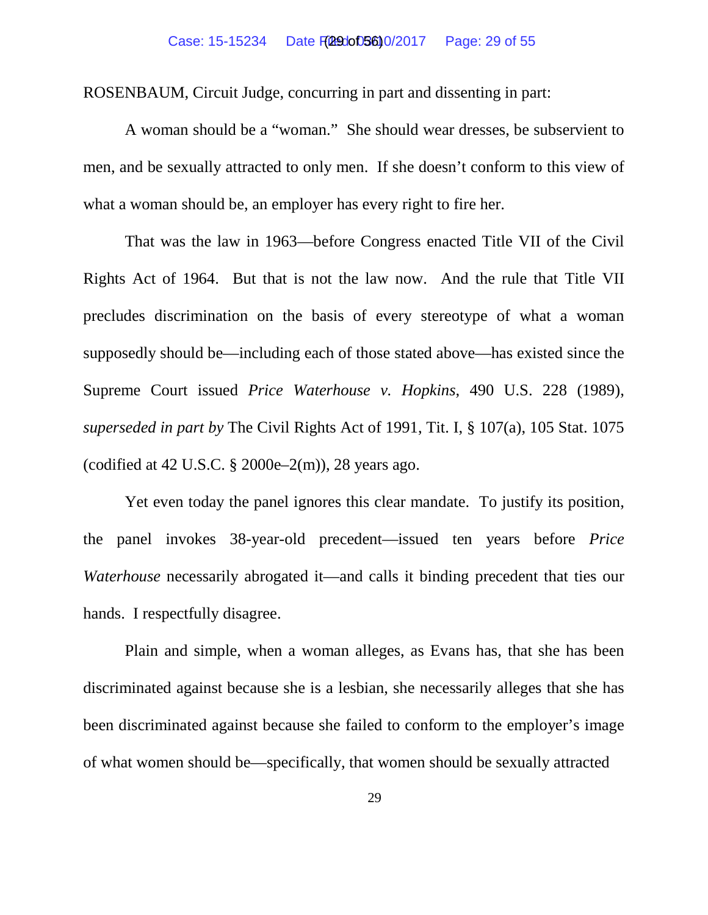ROSENBAUM, Circuit Judge, concurring in part and dissenting in part:

A woman should be a "woman." She should wear dresses, be subservient to men, and be sexually attracted to only men. If she doesn't conform to this view of what a woman should be, an employer has every right to fire her.

That was the law in 1963—before Congress enacted Title VII of the Civil Rights Act of 1964. But that is not the law now. And the rule that Title VII precludes discrimination on the basis of every stereotype of what a woman supposedly should be—including each of those stated above—has existed since the Supreme Court issued *Price Waterhouse v. Hopkins*, 490 U.S. 228 (1989), *superseded in part by* The Civil Rights Act of 1991, Tit. I, § 107(a), 105 Stat. 1075 (codified at 42 U.S.C. § 2000e–2(m)), 28 years ago.

Yet even today the panel ignores this clear mandate. To justify its position, the panel invokes 38-year-old precedent—issued ten years before *Price Waterhouse* necessarily abrogated it—and calls it binding precedent that ties our hands. I respectfully disagree.

Plain and simple, when a woman alleges, as Evans has, that she has been discriminated against because she is a lesbian, she necessarily alleges that she has been discriminated against because she failed to conform to the employer's image of what women should be—specifically, that women should be sexually attracted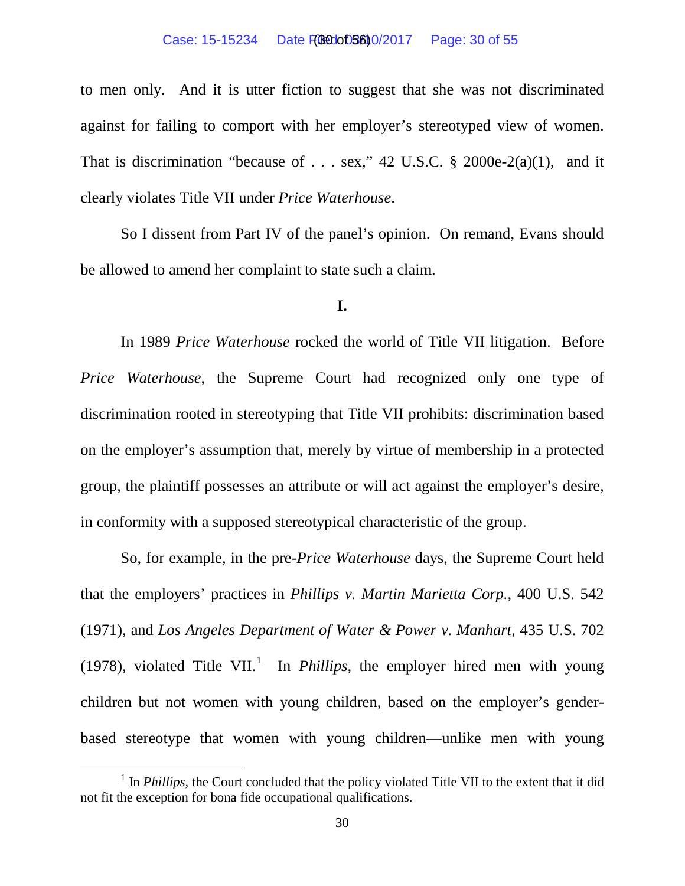to men only. And it is utter fiction to suggest that she was not discriminated against for failing to comport with her employer's stereotyped view of women. That is discrimination "because of . . . sex," 42 U.S.C. § 2000e-2(a)(1), and it clearly violates Title VII under *Price Waterhouse*.

So I dissent from Part IV of the panel's opinion. On remand, Evans should be allowed to amend her complaint to state such a claim.

## I.

In 1989 *Price Waterhouse* rocked the world of Title VII litigation. Before *Price Waterhouse*, the Supreme Court had recognized only one type of discrimination rooted in stereotyping that Title VII prohibits: discrimination based on the employer's assumption that, merely by virtue of membership in a protected group, the plaintiff possesses an attribute or will act against the employer's desire, in conformity with a supposed stereotypical characteristic of the group.

So, for example, in the pre-*Price Waterhouse* days, the Supreme Court held that the employers' practices in *Phillips v. Martin Marietta Corp.*, 400 U.S. 542 (1971), and *Los Angeles Department of Water & Power v. Manhart*, 435 U.S. 702 (1978), violated Title VII.[1] In *Phillips*, the employer hired men with young children but not women with young children, based on the employer's gender-based stereotype that women with young children—unlike men with young

[1] In *Phillips*, the Court concluded that the policy violated Title VII to the extent that it did not fit the exception for bona fide occupational qualifications.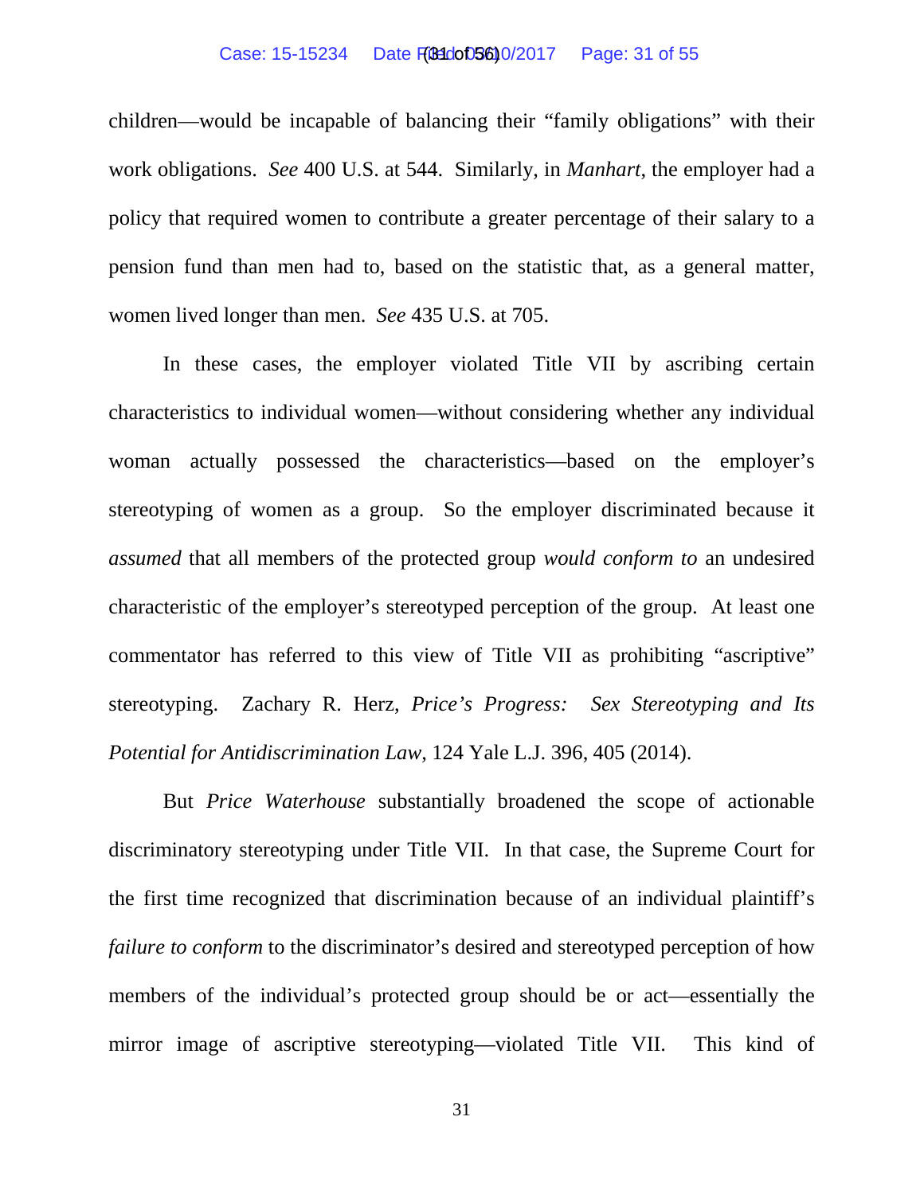children—would be incapable of balancing their "family obligations" with their work obligations. *See* 400 U.S. at 544. Similarly, in *Manhart*, the employer had a policy that required women to contribute a greater percentage of their salary to a pension fund than men had to, based on the statistic that, as a general matter, women lived longer than men. *See* 435 U.S. at 705.

In these cases, the employer violated Title VII by ascribing certain characteristics to individual women—without considering whether any individual woman actually possessed the characteristics—based on the employer's stereotyping of women as a group. So the employer discriminated because it *assumed* that all members of the protected group *would conform to* an undesired characteristic of the employer's stereotyped perception of the group. At least one commentator has referred to this view of Title VII as prohibiting "ascriptive" stereotyping. Zachary R. Herz, *Price's Progress: Sex Stereotyping and Its Potential for Antidiscrimination Law*, 124 Yale L.J. 396, 405 (2014).

But *Price Waterhouse* substantially broadened the scope of actionable discriminatory stereotyping under Title VII. In that case, the Supreme Court for the first time recognized that discrimination because of an individual plaintiff's *failure to conform* to the discriminator's desired and stereotyped perception of how members of the individual's protected group should be or act—essentially the mirror image of ascriptive stereotyping—violated Title VII. This kind of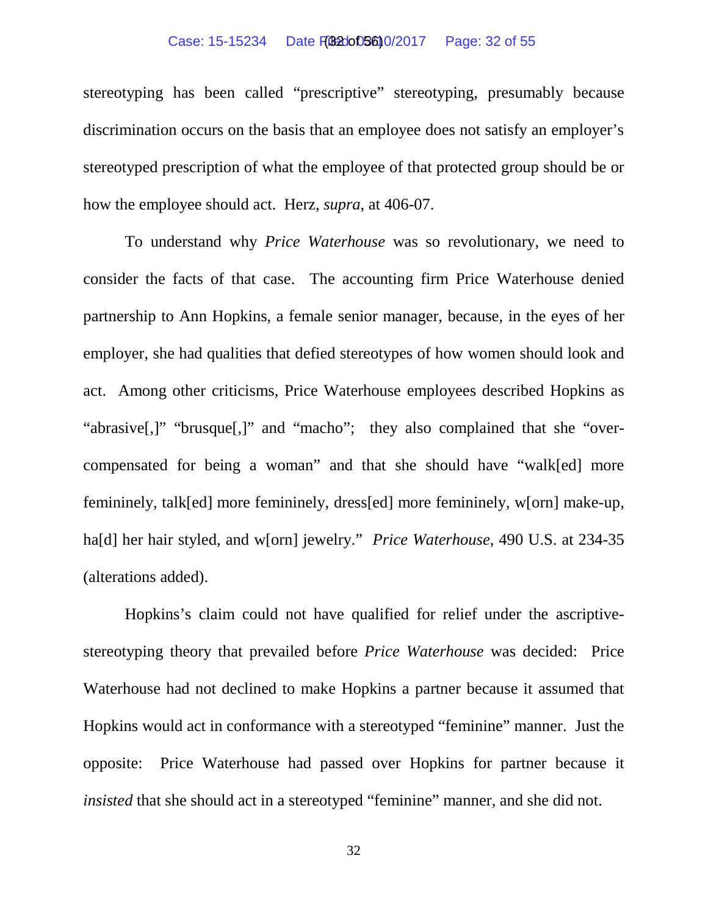stereotyping has been called "prescriptive" stereotyping, presumably because discrimination occurs on the basis that an employee does not satisfy an employer's stereotyped prescription of what the employee of that protected group should be or how the employee should act. Herz, *supra*, at 406-07.

To understand why *Price Waterhouse* was so revolutionary, we need to consider the facts of that case. The accounting firm Price Waterhouse denied partnership to Ann Hopkins, a female senior manager, because, in the eyes of her employer, she had qualities that defied stereotypes of how women should look and act. Among other criticisms, Price Waterhouse employees described Hopkins as "abrasive[,]" "brusque[,]" and "macho"; they also complained that she "over-compensated for being a woman" and that she should have "walk[ed] more femininely, talk[ed] more femininely, dress[ed] more femininely, w[orn] make-up, ha[d] her hair styled, and w[orn] jewelry." *Price Waterhouse*, 490 U.S. at 234-35 (alterations added).

Hopkins's claim could not have qualified for relief under the ascriptive-stereotyping theory that prevailed before *Price Waterhouse* was decided: Price Waterhouse had not declined to make Hopkins a partner because it assumed that Hopkins would act in conformance with a stereotyped "feminine" manner. Just the opposite: Price Waterhouse had passed over Hopkins for partner because it *insisted* that she should act in a stereotyped "feminine" manner, and she did not.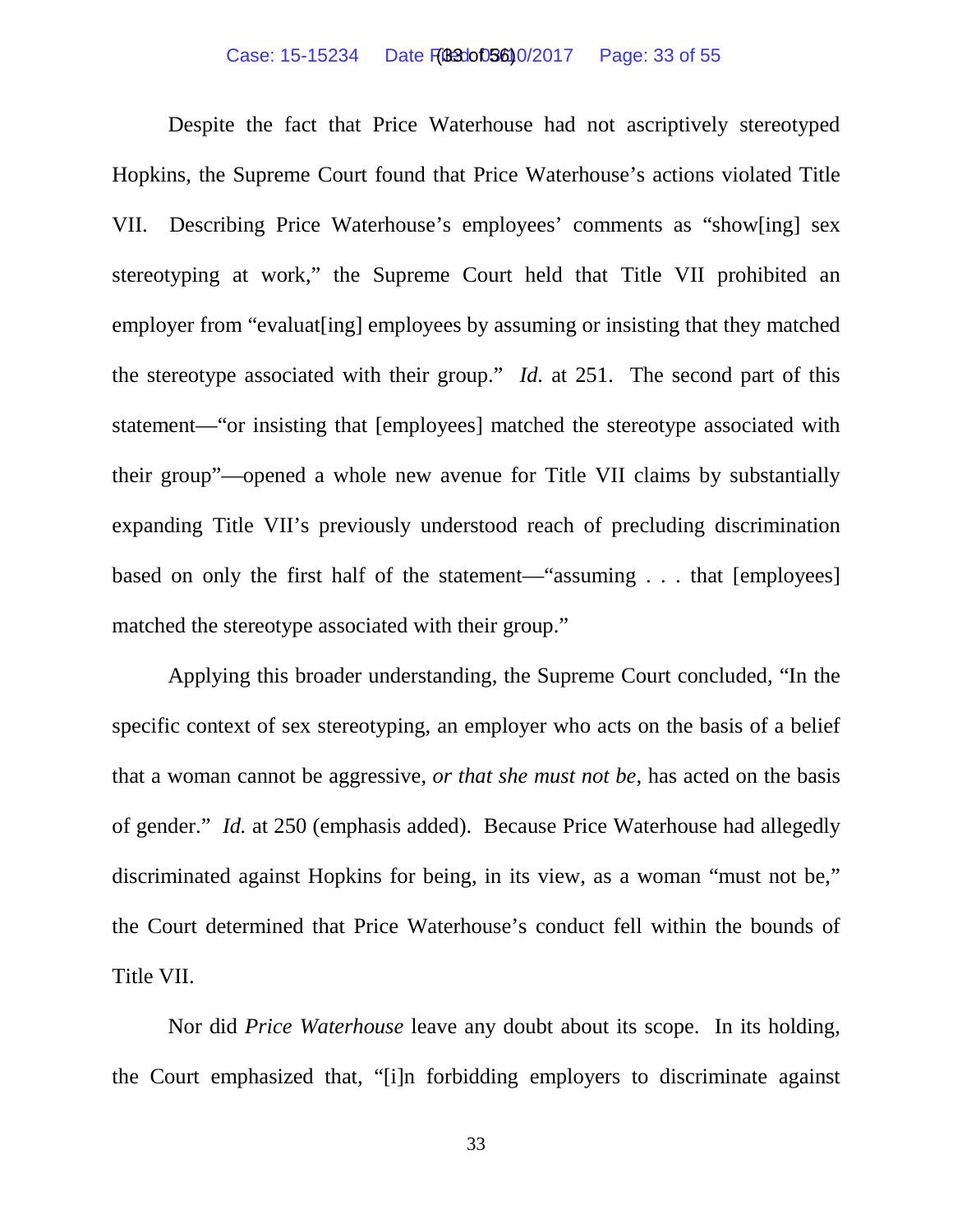Despite the fact that Price Waterhouse had not ascriptively stereotyped Hopkins, the Supreme Court found that Price Waterhouse's actions violated Title VII. Describing Price Waterhouse's employees' comments as "show[ing] sex stereotyping at work," the Supreme Court held that Title VII prohibited an employer from "evaluat[ing] employees by assuming or insisting that they matched the stereotype associated with their group." *Id.* at 251. The second part of this statement—"or insisting that [employees] matched the stereotype associated with their group"—opened a whole new avenue for Title VII claims by substantially expanding Title VII's previously understood reach of precluding discrimination based on only the first half of the statement—"assuming . . . that [employees] matched the stereotype associated with their group."

Applying this broader understanding, the Supreme Court concluded, "In the specific context of sex stereotyping, an employer who acts on the basis of a belief that a woman cannot be aggressive, *or that she must not be*, has acted on the basis of gender." *Id.* at 250 (emphasis added). Because Price Waterhouse had allegedly discriminated against Hopkins for being, in its view, as a woman "must not be," the Court determined that Price Waterhouse's conduct fell within the bounds of Title VII.

Nor did *Price Waterhouse* leave any doubt about its scope. In its holding, the Court emphasized that, "[i]n forbidding employers to discriminate against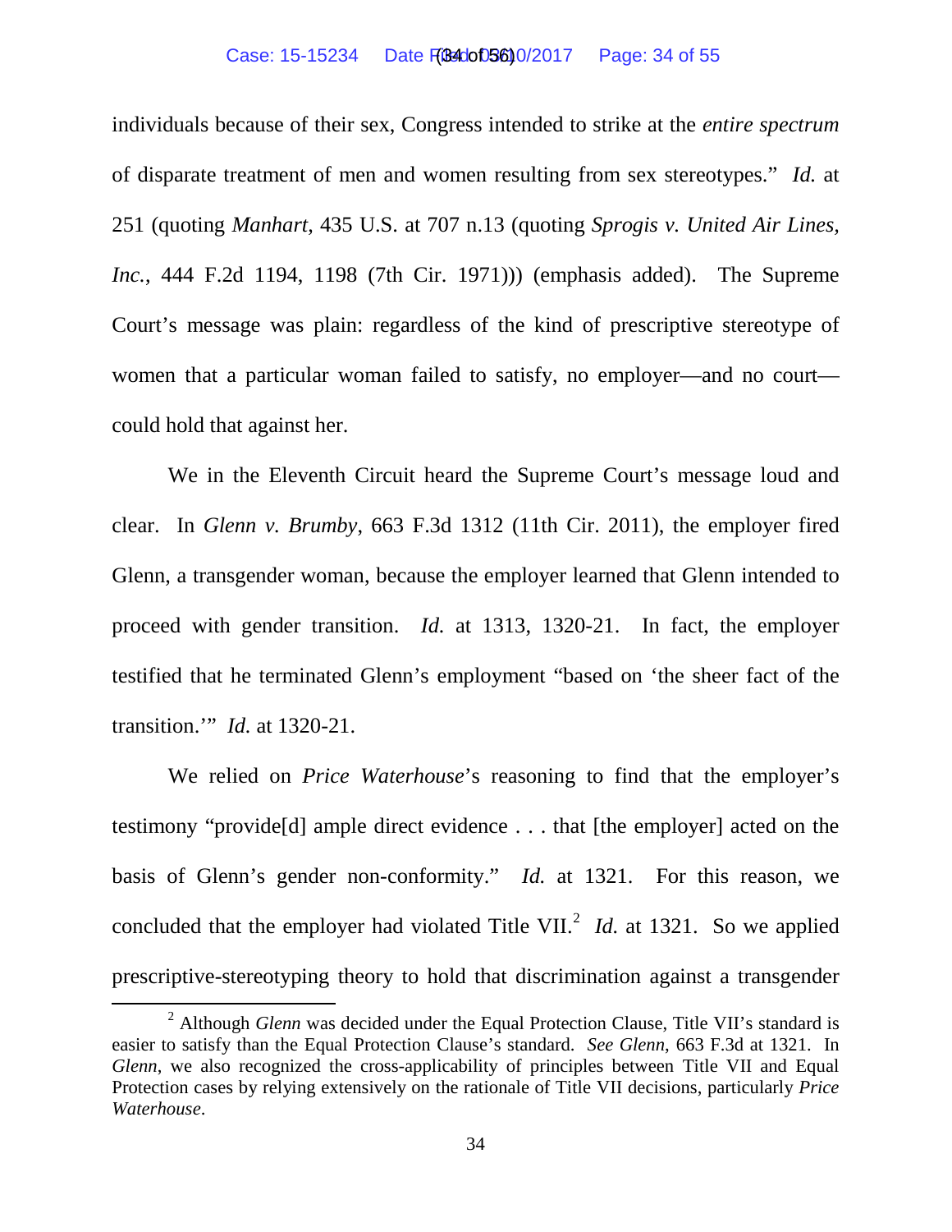individuals because of their sex, Congress intended to strike at the *entire spectrum* of disparate treatment of men and women resulting from sex stereotypes." *Id.* at 251 (quoting *Manhart*, 435 U.S. at 707 n.13 (quoting *Sprogis v. United Air Lines, Inc.*, 444 F.2d 1194, 1198 (7th Cir. 1971))) (emphasis added). The Supreme Court's message was plain: regardless of the kind of prescriptive stereotype of women that a particular woman failed to satisfy, no employer—and no court—could hold that against her.

We in the Eleventh Circuit heard the Supreme Court's message loud and clear. In *Glenn v. Brumby*, 663 F.3d 1312 (11th Cir. 2011), the employer fired Glenn, a transgender woman, because the employer learned that Glenn intended to proceed with gender transition. *Id.* at 1313, 1320-21. In fact, the employer testified that he terminated Glenn's employment "based on 'the sheer fact of the transition.'" *Id.* at 1320-21.

We relied on *Price Waterhouse*'s reasoning to find that the employer's testimony "provide[d] ample direct evidence . . . that [the employer] acted on the basis of Glenn's gender non-conformity." *Id.* at 1321. For this reason, we concluded that the employer had violated Title VII.[2] *Id.* at 1321. So we applied prescriptive-stereotyping theory to hold that discrimination against a transgender

[2] Although *Glenn* was decided under the Equal Protection Clause, Title VII's standard is easier to satisfy than the Equal Protection Clause's standard. *See Glenn*, 663 F.3d at 1321. In *Glenn*, we also recognized the cross-applicability of principles between Title VII and Equal Protection cases by relying extensively on the rationale of Title VII decisions, particularly *Price Waterhouse*.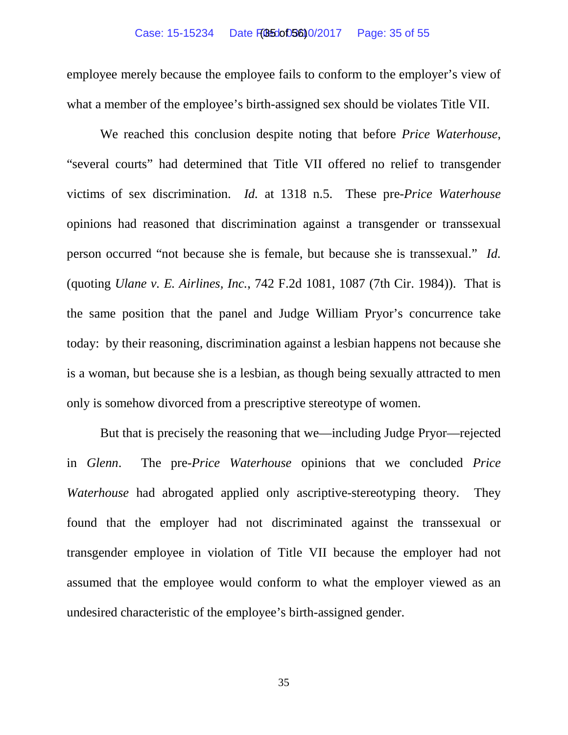employee merely because the employee fails to conform to the employer's view of what a member of the employee's birth-assigned sex should be violates Title VII.

We reached this conclusion despite noting that before *Price Waterhouse*, "several courts" had determined that Title VII offered no relief to transgender victims of sex discrimination. *Id.* at 1318 n.5. These pre-*Price Waterhouse* opinions had reasoned that discrimination against a transgender or transsexual person occurred "not because she is female, but because she is transsexual." *Id.* (quoting *Ulane v. E. Airlines, Inc.*, 742 F.2d 1081, 1087 (7th Cir. 1984)). That is the same position that the panel and Judge William Pryor's concurrence take today: by their reasoning, discrimination against a lesbian happens not because she is a woman, but because she is a lesbian, as though being sexually attracted to men only is somehow divorced from a prescriptive stereotype of women.

But that is precisely the reasoning that we—including Judge Pryor—rejected in *Glenn*. The pre-*Price Waterhouse* opinions that we concluded *Price Waterhouse* had abrogated applied only ascriptive-stereotyping theory. They found that the employer had not discriminated against the transsexual or transgender employee in violation of Title VII because the employer had not assumed that the employee would conform to what the employer viewed as an undesired characteristic of the employee's birth-assigned gender.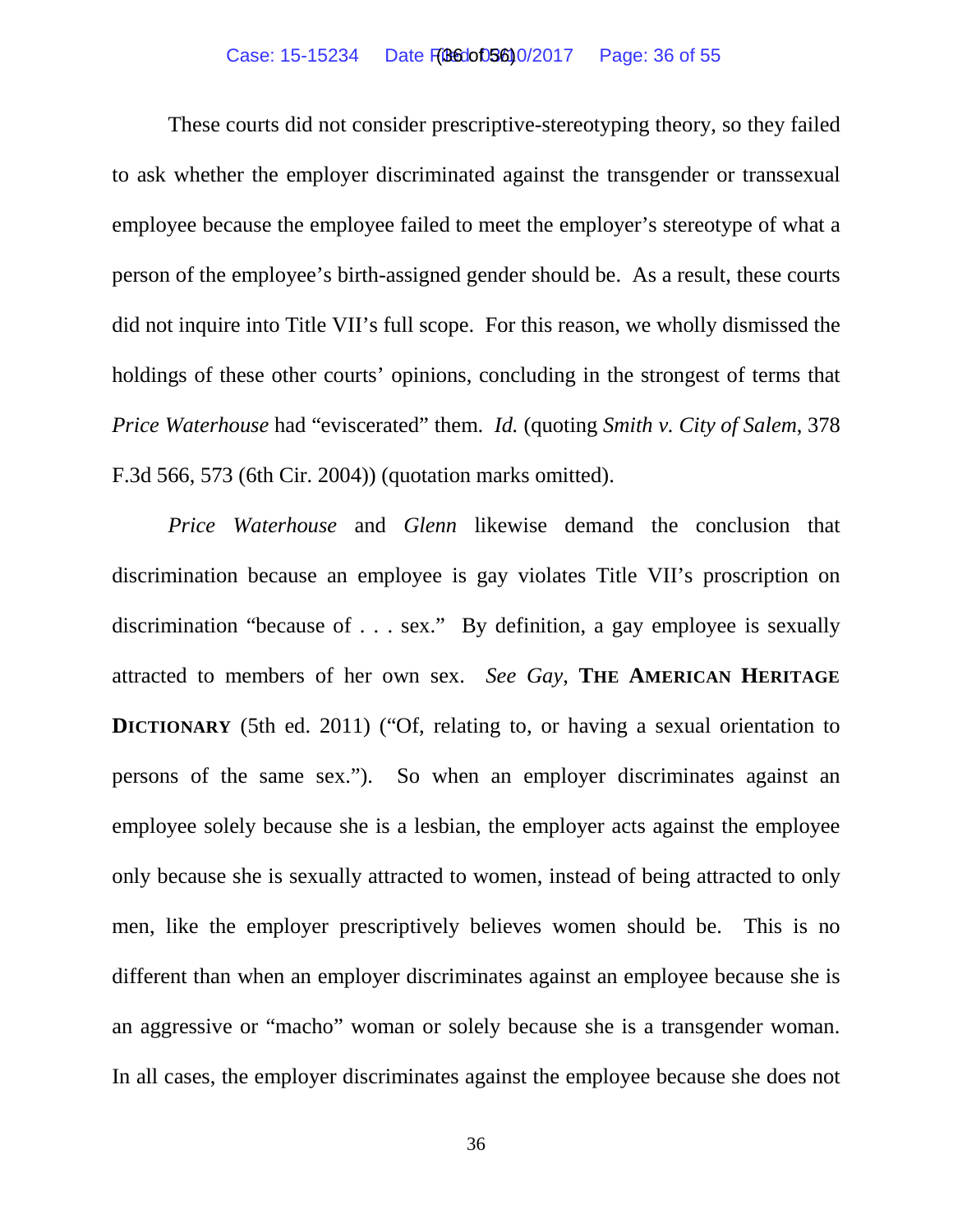These courts did not consider prescriptive-stereotyping theory, so they failed to ask whether the employer discriminated against the transgender or transsexual employee because the employee failed to meet the employer's stereotype of what a person of the employee's birth-assigned gender should be. As a result, these courts did not inquire into Title VII's full scope. For this reason, we wholly dismissed the holdings of these other courts' opinions, concluding in the strongest of terms that *Price Waterhouse* had "eviscerated" them. *Id.* (quoting *Smith v. City of Salem*, 378 F.3d 566, 573 (6th Cir. 2004)) (quotation marks omitted).

*Price Waterhouse* and *Glenn* likewise demand the conclusion that discrimination because an employee is gay violates Title VII's proscription on discrimination "because of . . . sex." By definition, a gay employee is sexually attracted to members of her own sex. *See Gay*, **THE AMERICAN HERITAGE DICTIONARY** (5th ed. 2011) ("Of, relating to, or having a sexual orientation to persons of the same sex."). So when an employer discriminates against an employee solely because she is a lesbian, the employer acts against the employee only because she is sexually attracted to women, instead of being attracted to only men, like the employer prescriptively believes women should be. This is no different than when an employer discriminates against an employee because she is an aggressive or "macho" woman or solely because she is a transgender woman. In all cases, the employer discriminates against the employee because she does not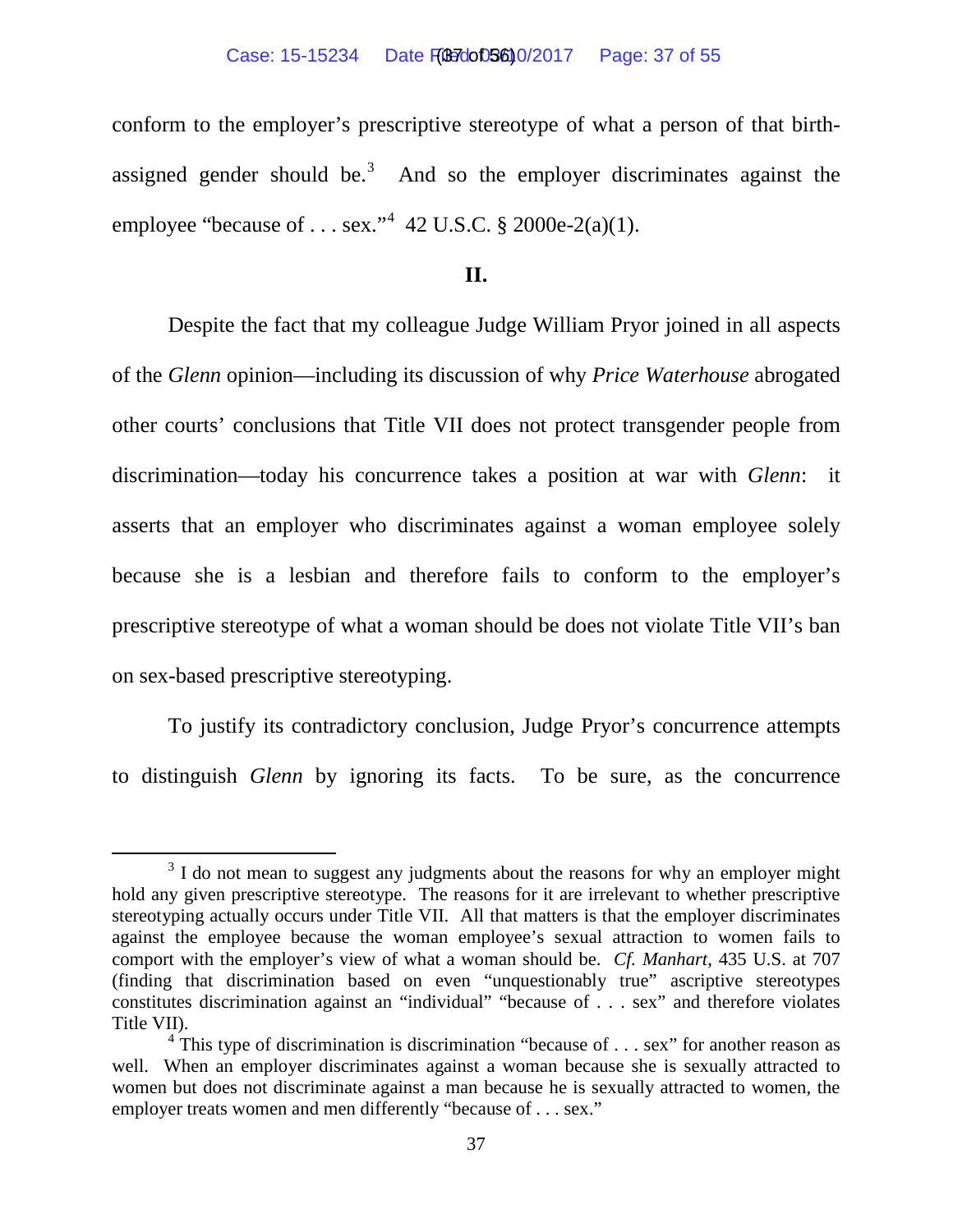conform to the employer's prescriptive stereotype of what a person of that birth-assigned gender should be.[3] And so the employer discriminates against the employee "because of . . . sex."[4] 42 U.S.C. § 2000e-2(a)(1).

## II.

Despite the fact that my colleague Judge William Pryor joined in all aspects of the *Glenn* opinion—including its discussion of why *Price Waterhouse* abrogated other courts' conclusions that Title VII does not protect transgender people from discrimination—today his concurrence takes a position at war with *Glenn*: it asserts that an employer who discriminates against a woman employee solely because she is a lesbian and therefore fails to conform to the employer's prescriptive stereotype of what a woman should be does not violate Title VII's ban on sex-based prescriptive stereotyping.

To justify its contradictory conclusion, Judge Pryor's concurrence attempts to distinguish *Glenn* by ignoring its facts. To be sure, as the concurrence

---

[3] I do not mean to suggest any judgments about the reasons for why an employer might hold any given prescriptive stereotype. The reasons for it are irrelevant to whether prescriptive stereotyping actually occurs under Title VII. All that matters is that the employer discriminates against the employee because the woman employee's sexual attraction to women fails to comport with the employer's view of what a woman should be. *Cf. Manhart*, 435 U.S. at 707 (finding that discrimination based on even "unquestionably true" ascriptive stereotypes constitutes discrimination against an "individual" "because of . . . sex" and therefore violates Title VII).

[4] This type of discrimination is discrimination "because of . . . sex" for another reason as well. When an employer discriminates against a woman because she is sexually attracted to women but does not discriminate against a man because he is sexually attracted to women, the employer treats women and men differently "because of . . . sex."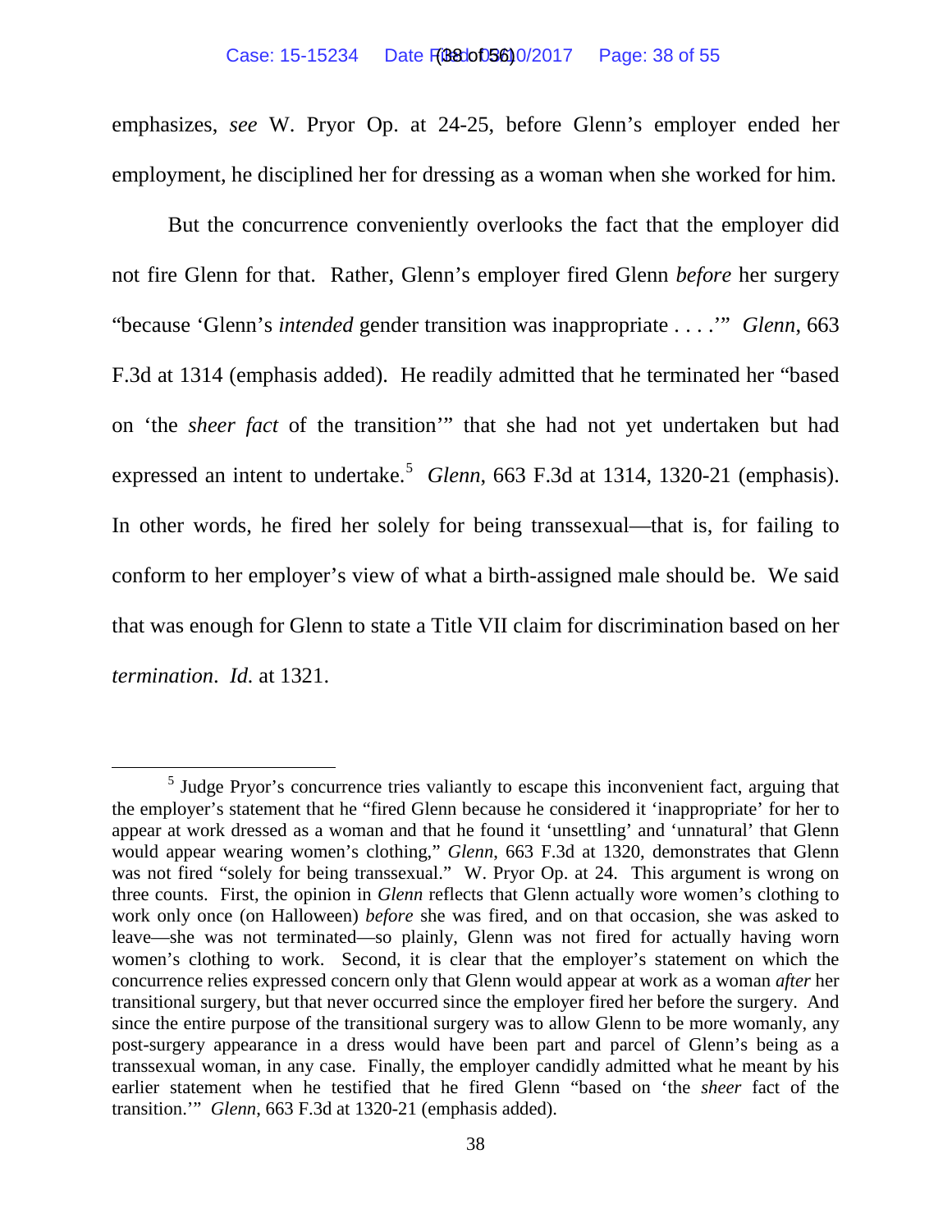emphasizes, *see* W. Pryor Op. at 24-25, before Glenn's employer ended her employment, he disciplined her for dressing as a woman when she worked for him.

But the concurrence conveniently overlooks the fact that the employer did not fire Glenn for that. Rather, Glenn's employer fired Glenn *before* her surgery "because 'Glenn's *intended* gender transition was inappropriate . . . .'" *Glenn*, 663 F.3d at 1314 (emphasis added). He readily admitted that he terminated her "based on 'the *sheer fact* of the transition'" that she had not yet undertaken but had expressed an intent to undertake.[5] *Glenn*, 663 F.3d at 1314, 1320-21 (emphasis). In other words, he fired her solely for being transsexual—that is, for failing to conform to her employer's view of what a birth-assigned male should be. We said that was enough for Glenn to state a Title VII claim for discrimination based on her *termination*. *Id.* at 1321.

[5] Judge Pryor's concurrence tries valiantly to escape this inconvenient fact, arguing that the employer's statement that he "fired Glenn because he considered it 'inappropriate' for her to appear at work dressed as a woman and that he found it 'unsettling' and 'unnatural' that Glenn would appear wearing women's clothing," *Glenn*, 663 F.3d at 1320, demonstrates that Glenn was not fired "solely for being transsexual." W. Pryor Op. at 24. This argument is wrong on three counts. First, the opinion in *Glenn* reflects that Glenn actually wore women's clothing to work only once (on Halloween) *before* she was fired, and on that occasion, she was asked to leave—she was not terminated—so plainly, Glenn was not fired for actually having worn women's clothing to work. Second, it is clear that the employer's statement on which the concurrence relies expressed concern only that Glenn would appear at work as a woman *after* her transitional surgery, but that never occurred since the employer fired her before the surgery. And since the entire purpose of the transitional surgery was to allow Glenn to be more womanly, any post-surgery appearance in a dress would have been part and parcel of Glenn's being as a transsexual woman, in any case. Finally, the employer candidly admitted what he meant by his earlier statement when he testified that he fired Glenn "based on 'the *sheer* fact of the transition.'" *Glenn*, 663 F.3d at 1320-21 (emphasis added).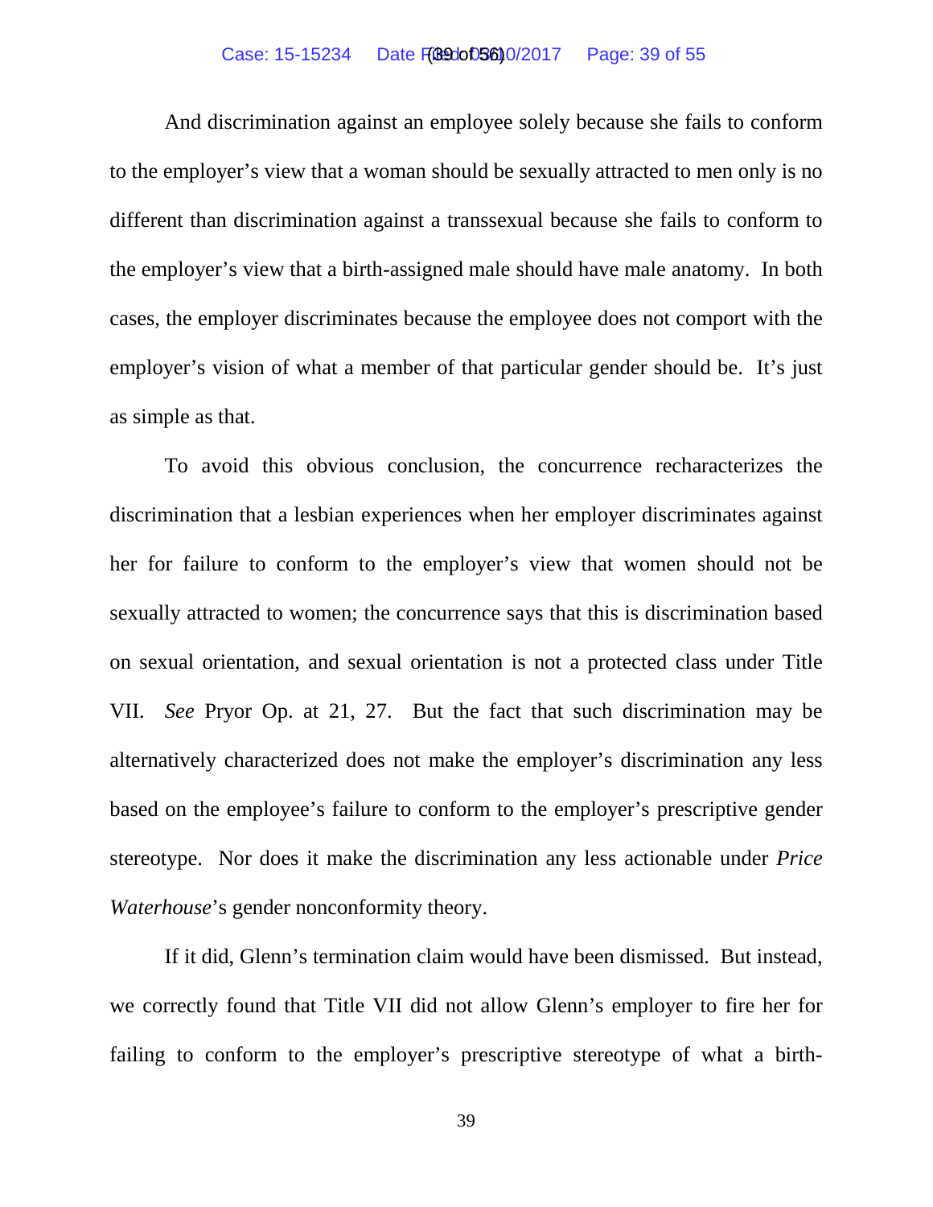And discrimination against an employee solely because she fails to conform to the employer's view that a woman should be sexually attracted to men only is no different than discrimination against a transsexual because she fails to conform to the employer's view that a birth-assigned male should have male anatomy. In both cases, the employer discriminates because the employee does not comport with the employer's vision of what a member of that particular gender should be. It's just as simple as that.

To avoid this obvious conclusion, the concurrence recharacterizes the discrimination that a lesbian experiences when her employer discriminates against her for failure to conform to the employer's view that women should not be sexually attracted to women; the concurrence says that this is discrimination based on sexual orientation, and sexual orientation is not a protected class under Title VII. *See* Pryor Op. at 21, 27. But the fact that such discrimination may be alternatively characterized does not make the employer's discrimination any less based on the employee's failure to conform to the employer's prescriptive gender stereotype. Nor does it make the discrimination any less actionable under *Price Waterhouse*'s gender nonconformity theory.

If it did, Glenn's termination claim would have been dismissed. But instead, we correctly found that Title VII did not allow Glenn's employer to fire her for failing to conform to the employer's prescriptive stereotype of what a birth-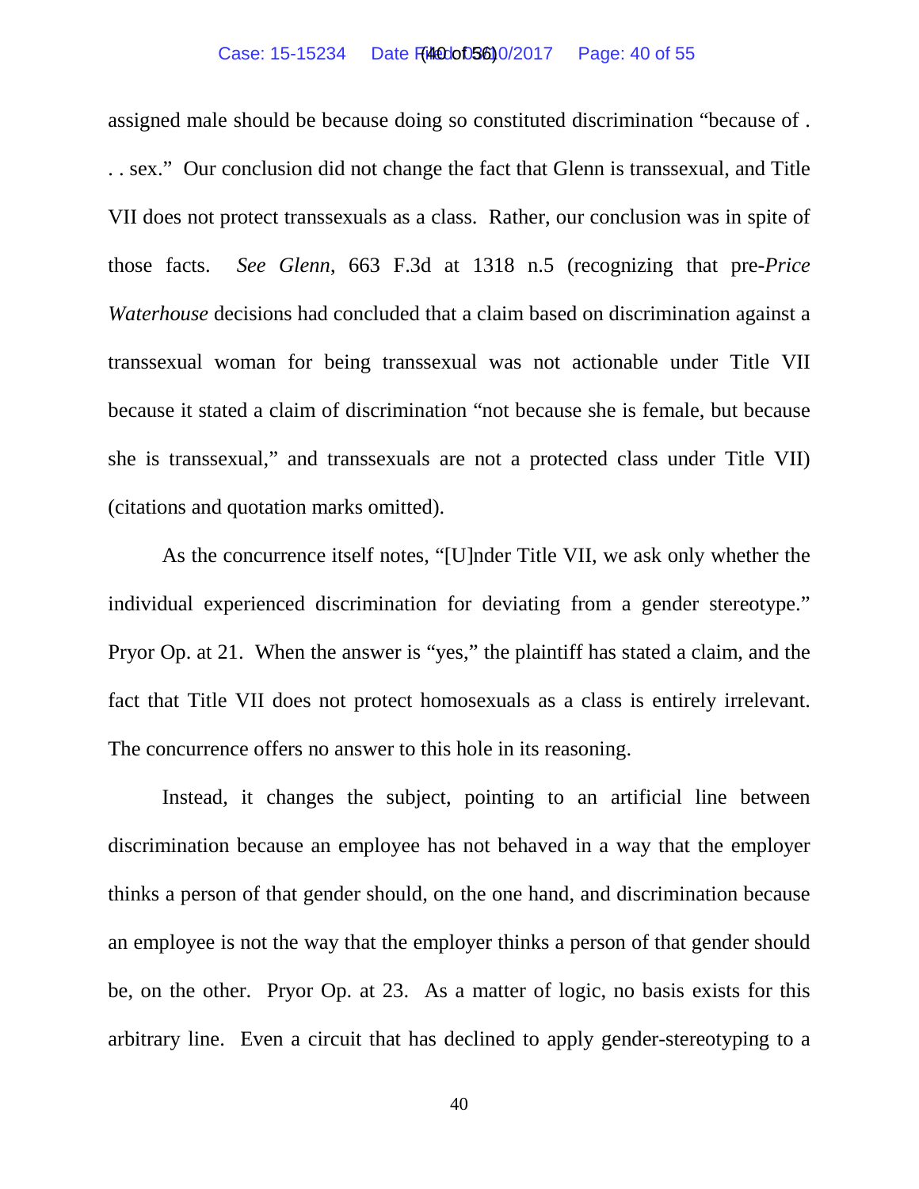assigned male should be because doing so constituted discrimination "because of . . . sex." Our conclusion did not change the fact that Glenn is transsexual, and Title VII does not protect transsexuals as a class. Rather, our conclusion was in spite of those facts. *See Glenn*, 663 F.3d at 1318 n.5 (recognizing that pre-*Price Waterhouse* decisions had concluded that a claim based on discrimination against a transsexual woman for being transsexual was not actionable under Title VII because it stated a claim of discrimination "not because she is female, but because she is transsexual," and transsexuals are not a protected class under Title VII) (citations and quotation marks omitted).

As the concurrence itself notes, "[U]nder Title VII, we ask only whether the individual experienced discrimination for deviating from a gender stereotype." Pryor Op. at 21. When the answer is "yes," the plaintiff has stated a claim, and the fact that Title VII does not protect homosexuals as a class is entirely irrelevant. The concurrence offers no answer to this hole in its reasoning.

Instead, it changes the subject, pointing to an artificial line between discrimination because an employee has not behaved in a way that the employer thinks a person of that gender should, on the one hand, and discrimination because an employee is not the way that the employer thinks a person of that gender should be, on the other. Pryor Op. at 23. As a matter of logic, no basis exists for this arbitrary line. Even a circuit that has declined to apply gender-stereotyping to a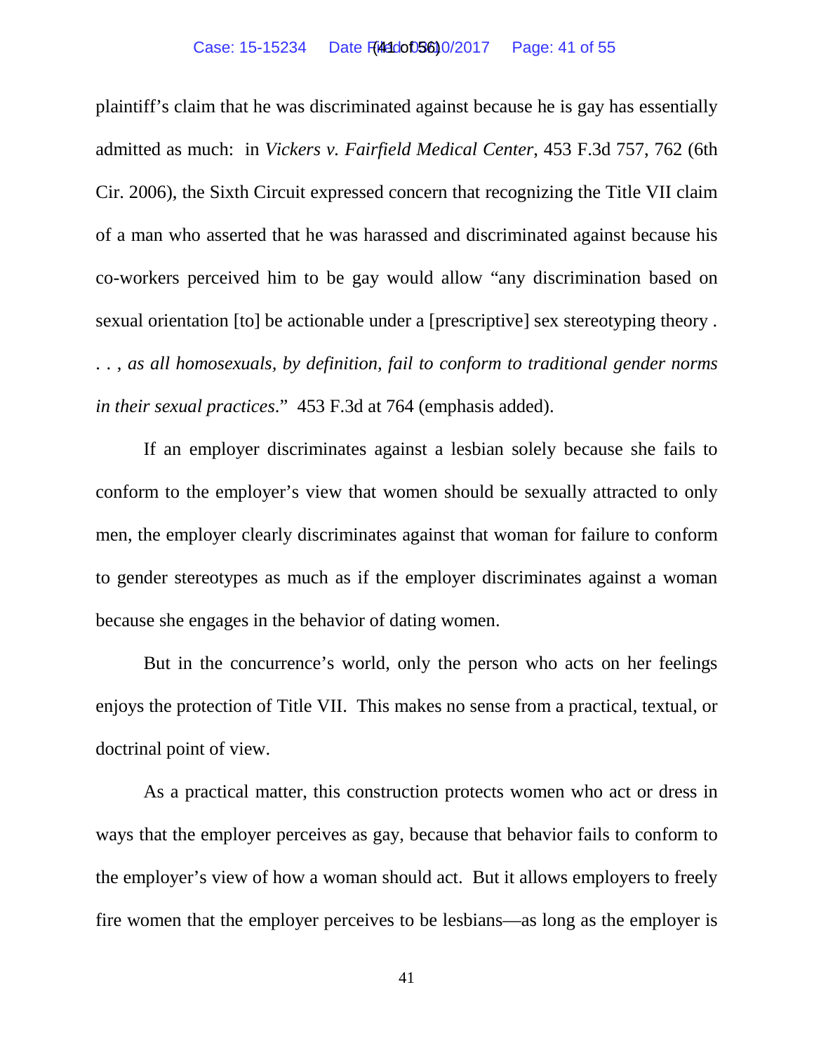plaintiff's claim that he was discriminated against because he is gay has essentially admitted as much: in *Vickers v. Fairfield Medical Center*, 453 F.3d 757, 762 (6th Cir. 2006), the Sixth Circuit expressed concern that recognizing the Title VII claim of a man who asserted that he was harassed and discriminated against because his co-workers perceived him to be gay would allow "any discrimination based on sexual orientation [to] be actionable under a [prescriptive] sex stereotyping theory . . . , *as all homosexuals, by definition, fail to conform to traditional gender norms in their sexual practices*." 453 F.3d at 764 (emphasis added).

If an employer discriminates against a lesbian solely because she fails to conform to the employer's view that women should be sexually attracted to only men, the employer clearly discriminates against that woman for failure to conform to gender stereotypes as much as if the employer discriminates against a woman because she engages in the behavior of dating women.

But in the concurrence's world, only the person who acts on her feelings enjoys the protection of Title VII. This makes no sense from a practical, textual, or doctrinal point of view.

As a practical matter, this construction protects women who act or dress in ways that the employer perceives as gay, because that behavior fails to conform to the employer's view of how a woman should act. But it allows employers to freely fire women that the employer perceives to be lesbians—as long as the employer is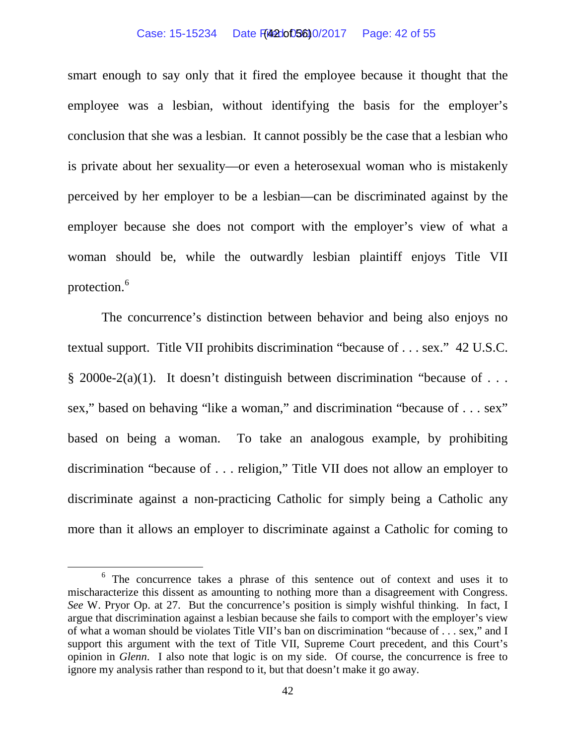smart enough to say only that it fired the employee because it thought that the employee was a lesbian, without identifying the basis for the employer's conclusion that she was a lesbian. It cannot possibly be the case that a lesbian who is private about her sexuality—or even a heterosexual woman who is mistakenly perceived by her employer to be a lesbian—can be discriminated against by the employer because she does not comport with the employer's view of what a woman should be, while the outwardly lesbian plaintiff enjoys Title VII protection.[6]

The concurrence's distinction between behavior and being also enjoys no textual support. Title VII prohibits discrimination "because of . . . sex." 42 U.S.C. § 2000e-2(a)(1). It doesn't distinguish between discrimination "because of . . . sex," based on behaving "like a woman," and discrimination "because of . . . sex" based on being a woman. To take an analogous example, by prohibiting discrimination "because of . . . religion," Title VII does not allow an employer to discriminate against a non-practicing Catholic for simply being a Catholic any more than it allows an employer to discriminate against a Catholic for coming to

---

[6] The concurrence takes a phrase of this sentence out of context and uses it to mischaracterize this dissent as amounting to nothing more than a disagreement with Congress. *See* W. Pryor Op. at 27. But the concurrence's position is simply wishful thinking. In fact, I argue that discrimination against a lesbian because she fails to comport with the employer's view of what a woman should be violates Title VII's ban on discrimination "because of . . . sex," and I support this argument with the text of Title VII, Supreme Court precedent, and this Court's opinion in *Glenn*. I also note that logic is on my side. Of course, the concurrence is free to ignore my analysis rather than respond to it, but that doesn't make it go away.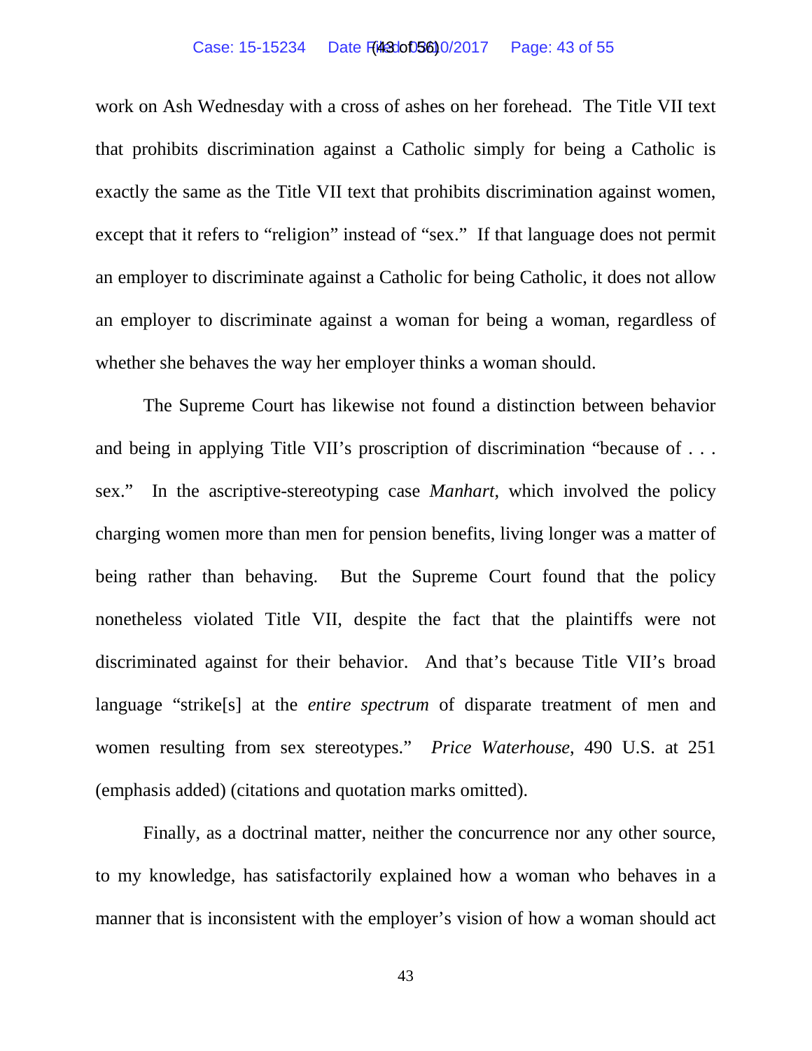work on Ash Wednesday with a cross of ashes on her forehead. The Title VII text that prohibits discrimination against a Catholic simply for being a Catholic is exactly the same as the Title VII text that prohibits discrimination against women, except that it refers to "religion" instead of "sex." If that language does not permit an employer to discriminate against a Catholic for being Catholic, it does not allow an employer to discriminate against a woman for being a woman, regardless of whether she behaves the way her employer thinks a woman should.

The Supreme Court has likewise not found a distinction between behavior and being in applying Title VII's proscription of discrimination "because of . . . sex." In the ascriptive-stereotyping case *Manhart*, which involved the policy charging women more than men for pension benefits, living longer was a matter of being rather than behaving. But the Supreme Court found that the policy nonetheless violated Title VII, despite the fact that the plaintiffs were not discriminated against for their behavior. And that's because Title VII's broad language "strike[s] at the *entire spectrum* of disparate treatment of men and women resulting from sex stereotypes." *Price Waterhouse*, 490 U.S. at 251 (emphasis added) (citations and quotation marks omitted).

Finally, as a doctrinal matter, neither the concurrence nor any other source, to my knowledge, has satisfactorily explained how a woman who behaves in a manner that is inconsistent with the employer's vision of how a woman should act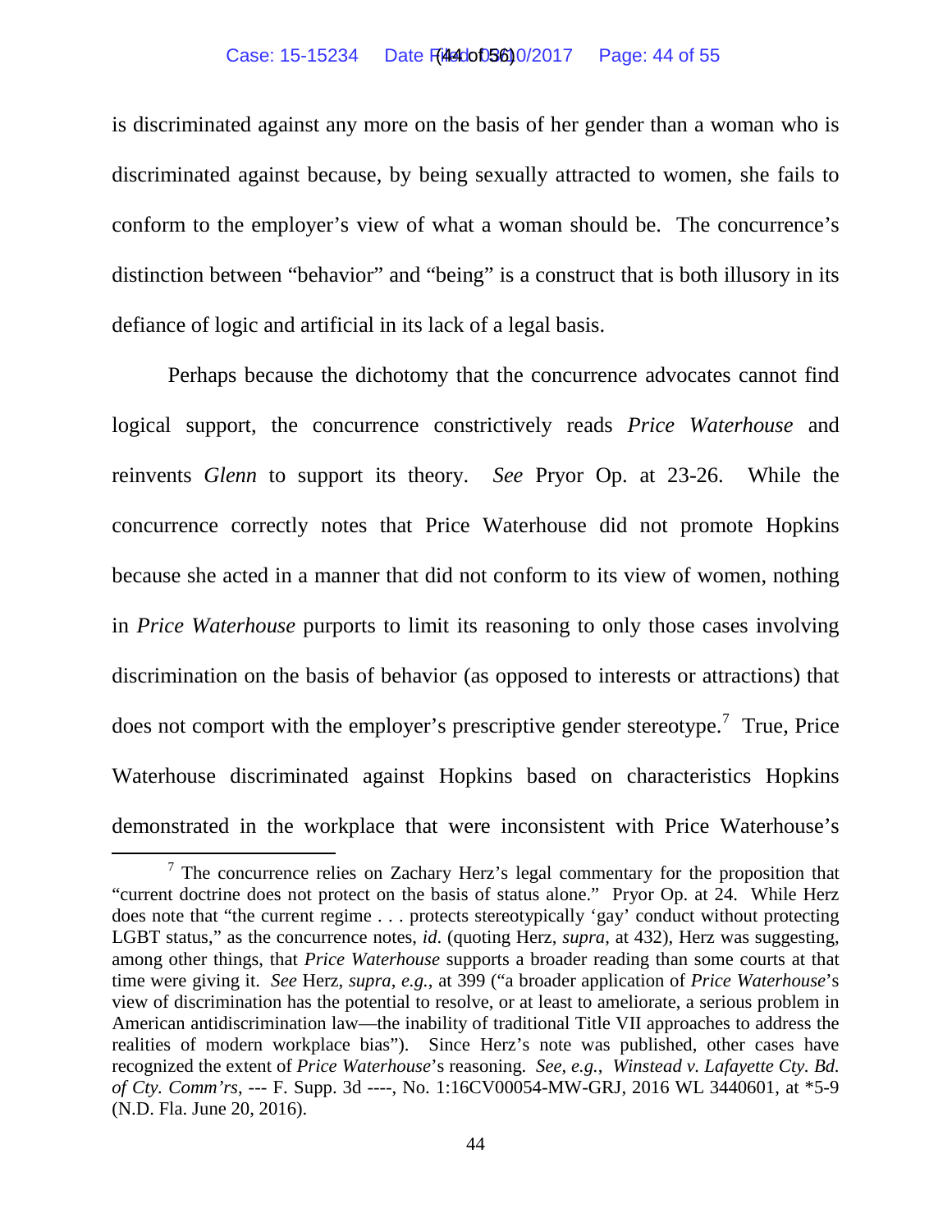is discriminated against any more on the basis of her gender than a woman who is discriminated against because, by being sexually attracted to women, she fails to conform to the employer's view of what a woman should be. The concurrence's distinction between "behavior" and "being" is a construct that is both illusory in its defiance of logic and artificial in its lack of a legal basis.

Perhaps because the dichotomy that the concurrence advocates cannot find logical support, the concurrence constrictively reads *Price Waterhouse* and reinvents *Glenn* to support its theory. *See* Pryor Op. at 23-26. While the concurrence correctly notes that Price Waterhouse did not promote Hopkins because she acted in a manner that did not conform to its view of women, nothing in *Price Waterhouse* purports to limit its reasoning to only those cases involving discrimination on the basis of behavior (as opposed to interests or attractions) that does not comport with the employer's prescriptive gender stereotype.[7] True, Price Waterhouse discriminated against Hopkins based on characteristics Hopkins demonstrated in the workplace that were inconsistent with Price Waterhouse's

[7] The concurrence relies on Zachary Herz's legal commentary for the proposition that "current doctrine does not protect on the basis of status alone." Pryor Op. at 24. While Herz does note that "the current regime . . . protects stereotypically 'gay' conduct without protecting LGBT status," as the concurrence notes, *id.* (quoting Herz, *supra*, at 432), Herz was suggesting, among other things, that *Price Waterhouse* supports a broader reading than some courts at that time were giving it. *See* Herz, *supra*, *e.g.*, at 399 ("a broader application of *Price Waterhouse*'s view of discrimination has the potential to resolve, or at least to ameliorate, a serious problem in American antidiscrimination law—the inability of traditional Title VII approaches to address the realities of modern workplace bias"). Since Herz's note was published, other cases have recognized the extent of *Price Waterhouse*'s reasoning. *See, e.g.*, *Winstead v. Lafayette Cty. Bd. of Cty. Comm'rs*, --- F. Supp. 3d ----, No. 1:16CV00054-MW-GRJ, 2016 WL 3440601, at *5-9 (N.D. Fla. June 20, 2016).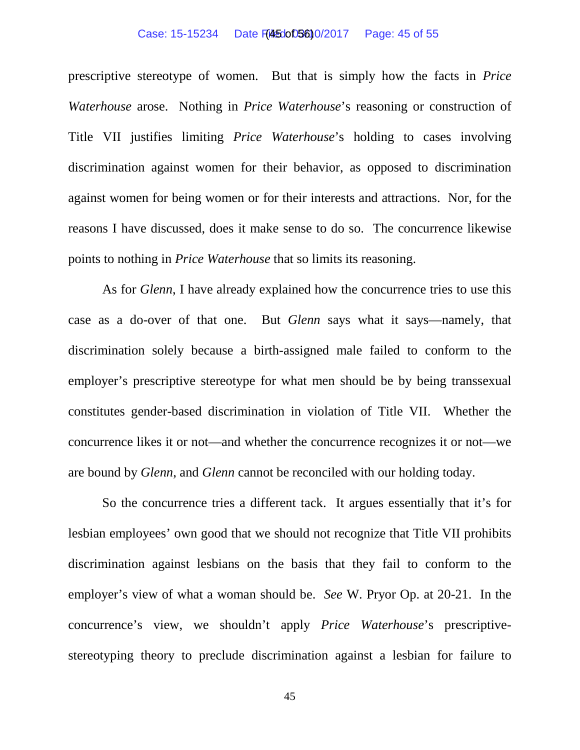prescriptive stereotype of women. But that is simply how the facts in *Price Waterhouse* arose. Nothing in *Price Waterhouse*'s reasoning or construction of Title VII justifies limiting *Price Waterhouse*'s holding to cases involving discrimination against women for their behavior, as opposed to discrimination against women for being women or for their interests and attractions. Nor, for the reasons I have discussed, does it make sense to do so. The concurrence likewise points to nothing in *Price Waterhouse* that so limits its reasoning.

As for *Glenn*, I have already explained how the concurrence tries to use this case as a do-over of that one. But *Glenn* says what it says—namely, that discrimination solely because a birth-assigned male failed to conform to the employer's prescriptive stereotype for what men should be by being transsexual constitutes gender-based discrimination in violation of Title VII. Whether the concurrence likes it or not—and whether the concurrence recognizes it or not—we are bound by *Glenn*, and *Glenn* cannot be reconciled with our holding today.

So the concurrence tries a different tack. It argues essentially that it's for lesbian employees' own good that we should not recognize that Title VII prohibits discrimination against lesbians on the basis that they fail to conform to the employer's view of what a woman should be. *See* W. Pryor Op. at 20-21. In the concurrence's view, we shouldn't apply *Price Waterhouse*'s prescriptive-stereotyping theory to preclude discrimination against a lesbian for failure to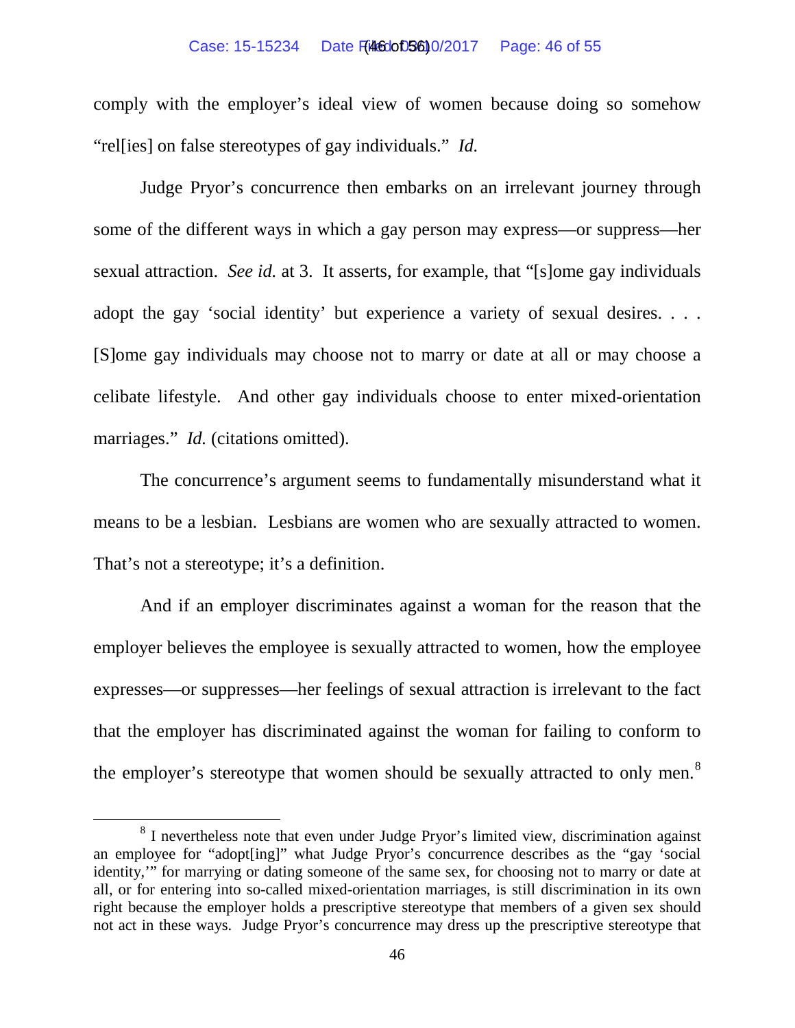comply with the employer's ideal view of women because doing so somehow "rel[ies] on false stereotypes of gay individuals." *Id.*

Judge Pryor's concurrence then embarks on an irrelevant journey through some of the different ways in which a gay person may express—or suppress—her sexual attraction. *See id.* at 3. It asserts, for example, that "[s]ome gay individuals adopt the gay 'social identity' but experience a variety of sexual desires. . . . [S]ome gay individuals may choose not to marry or date at all or may choose a celibate lifestyle. And other gay individuals choose to enter mixed-orientation marriages." *Id.* (citations omitted).

The concurrence's argument seems to fundamentally misunderstand what it means to be a lesbian. Lesbians are women who are sexually attracted to women. That's not a stereotype; it's a definition.

And if an employer discriminates against a woman for the reason that the employer believes the employee is sexually attracted to women, how the employee expresses—or suppresses—her feelings of sexual attraction is irrelevant to the fact that the employer has discriminated against the woman for failing to conform to the employer's stereotype that women should be sexually attracted to only men.[8]

[8] I nevertheless note that even under Judge Pryor's limited view, discrimination against an employee for "adopt[ing]" what Judge Pryor's concurrence describes as the "gay 'social identity,'" for marrying or dating someone of the same sex, for choosing not to marry or date at all, or for entering into so-called mixed-orientation marriages, is still discrimination in its own right because the employer holds a prescriptive stereotype that members of a given sex should not act in these ways. Judge Pryor's concurrence may dress up the prescriptive stereotype that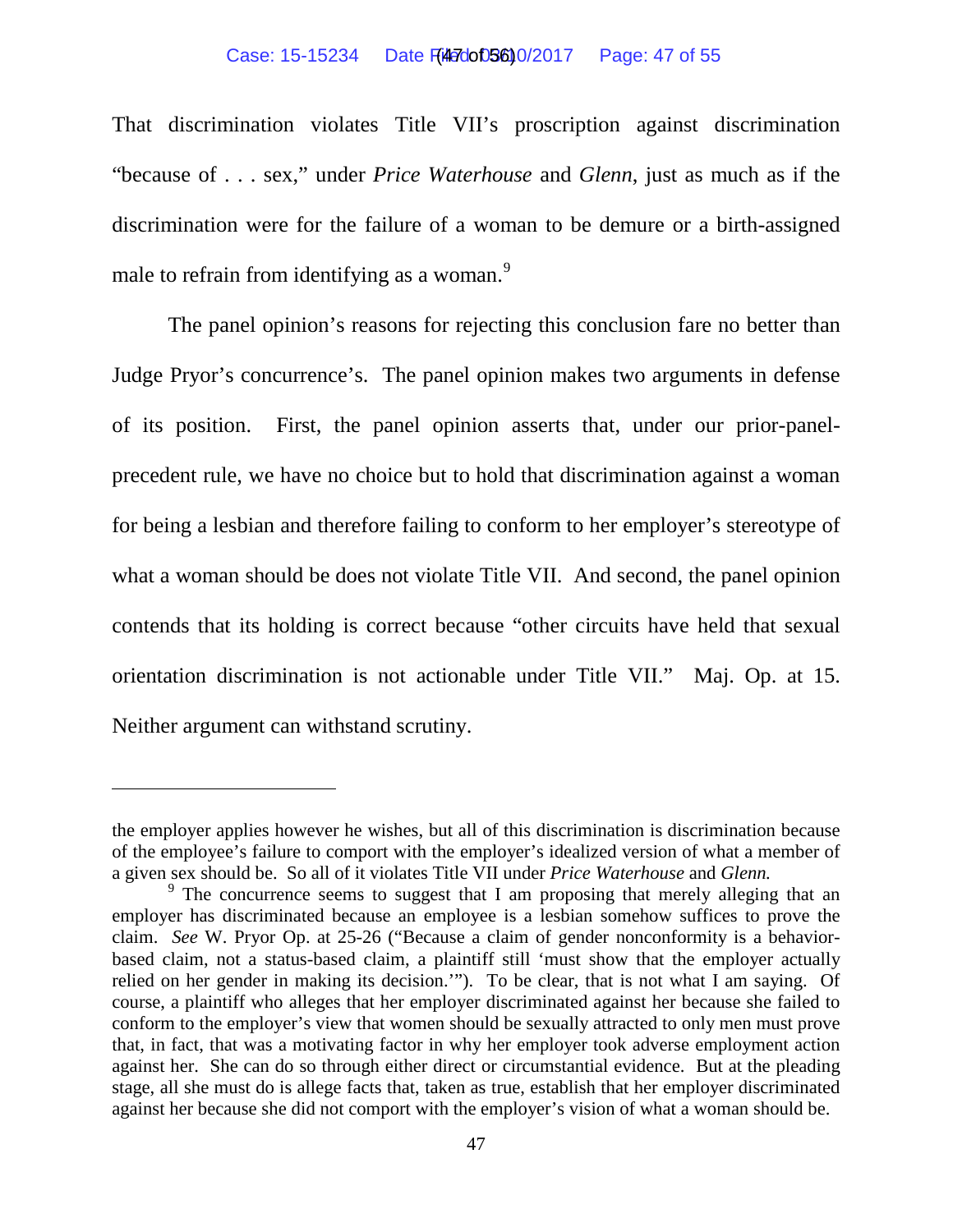That discrimination violates Title VII's proscription against discrimination "because of . . . sex," under *Price Waterhouse* and *Glenn*, just as much as if the discrimination were for the failure of a woman to be demure or a birth-assigned male to refrain from identifying as a woman.[9]

The panel opinion's reasons for rejecting this conclusion fare no better than Judge Pryor's concurrence's. The panel opinion makes two arguments in defense of its position. First, the panel opinion asserts that, under our prior-panel-precedent rule, we have no choice but to hold that discrimination against a woman for being a lesbian and therefore failing to conform to her employer's stereotype of what a woman should be does not violate Title VII. And second, the panel opinion contends that its holding is correct because "other circuits have held that sexual orientation discrimination is not actionable under Title VII." Maj. Op. at 15. Neither argument can withstand scrutiny.

---

the employer applies however he wishes, but all of this discrimination is discrimination because of the employee's failure to comport with the employer's idealized version of what a member of a given sex should be. So all of it violates Title VII under *Price Waterhouse* and *Glenn.*

[9] The concurrence seems to suggest that I am proposing that merely alleging that an employer has discriminated because an employee is a lesbian somehow suffices to prove the claim. *See* W. Pryor Op. at 25-26 ("Because a claim of gender nonconformity is a behavior-based claim, not a status-based claim, a plaintiff still 'must show that the employer actually relied on her gender in making its decision.'"). To be clear, that is not what I am saying. Of course, a plaintiff who alleges that her employer discriminated against her because she failed to conform to the employer's view that women should be sexually attracted to only men must prove that, in fact, that was a motivating factor in why her employer took adverse employment action against her. She can do so through either direct or circumstantial evidence. But at the pleading stage, all she must do is allege facts that, taken as true, establish that her employer discriminated against her because she did not comport with the employer's vision of what a woman should be.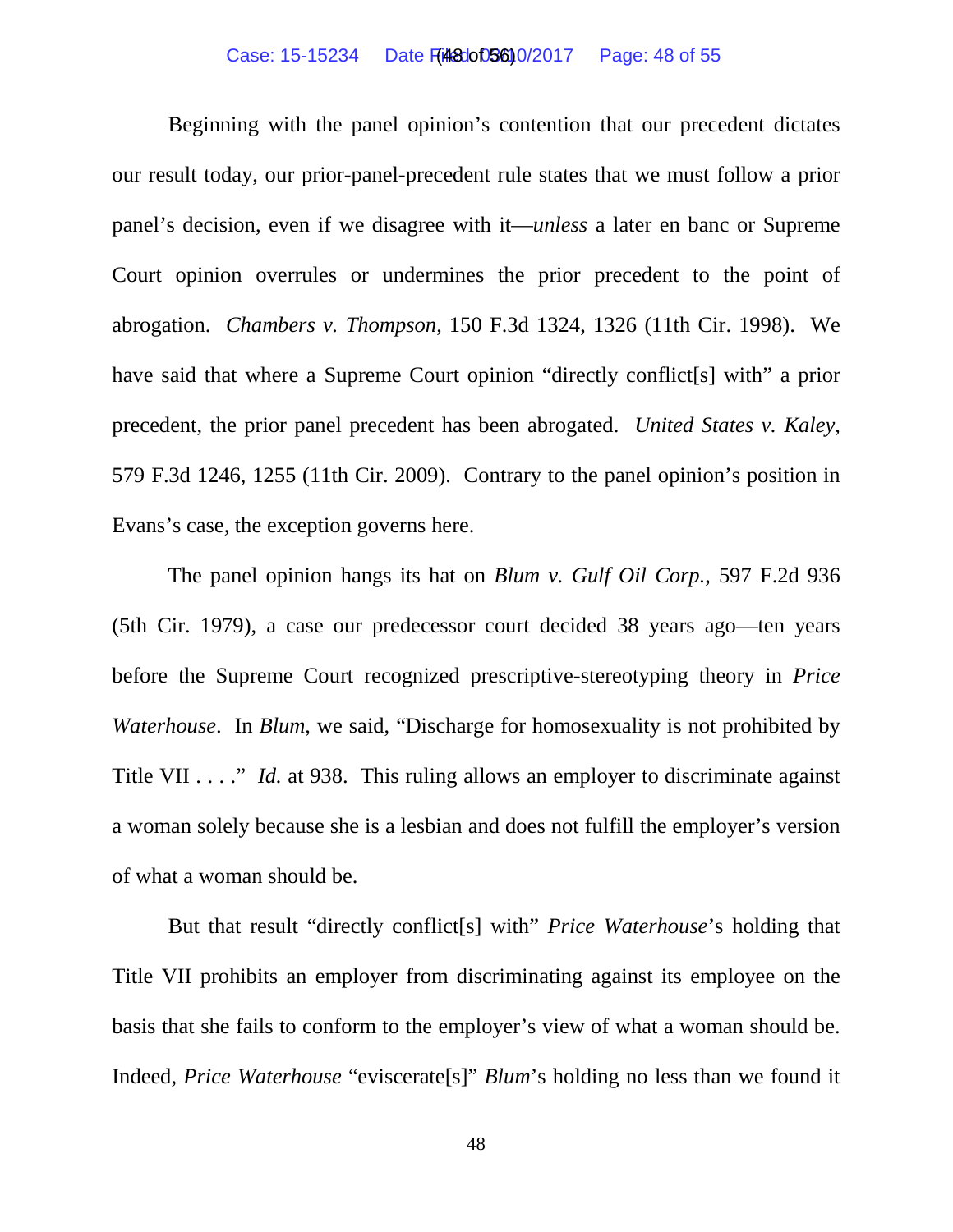Beginning with the panel opinion's contention that our precedent dictates our result today, our prior-panel-precedent rule states that we must follow a prior panel's decision, even if we disagree with it—*unless* a later en banc or Supreme Court opinion overrules or undermines the prior precedent to the point of abrogation. *Chambers v. Thompson*, 150 F.3d 1324, 1326 (11th Cir. 1998). We have said that where a Supreme Court opinion "directly conflict[s] with" a prior precedent, the prior panel precedent has been abrogated. *United States v. Kaley*, 579 F.3d 1246, 1255 (11th Cir. 2009). Contrary to the panel opinion's position in Evans's case, the exception governs here.

The panel opinion hangs its hat on *Blum v. Gulf Oil Corp.*, 597 F.2d 936 (5th Cir. 1979), a case our predecessor court decided 38 years ago—ten years before the Supreme Court recognized prescriptive-stereotyping theory in *Price Waterhouse*. In *Blum*, we said, "Discharge for homosexuality is not prohibited by Title VII . . . ." *Id.* at 938. This ruling allows an employer to discriminate against a woman solely because she is a lesbian and does not fulfill the employer's version of what a woman should be.

But that result "directly conflict[s] with" *Price Waterhouse*'s holding that Title VII prohibits an employer from discriminating against its employee on the basis that she fails to conform to the employer's view of what a woman should be. Indeed, *Price Waterhouse* "eviscerate[s]" *Blum*'s holding no less than we found it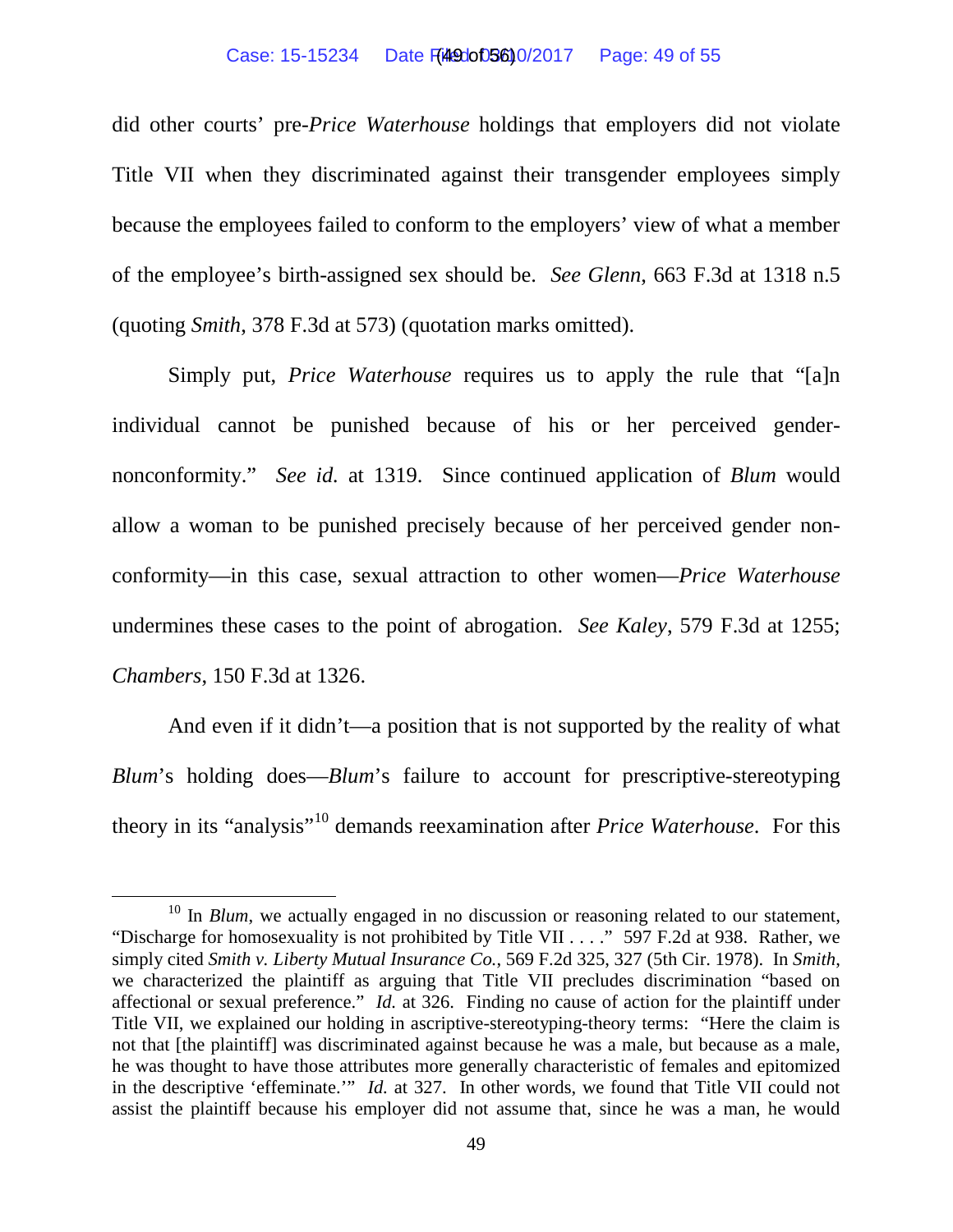did other courts' pre-*Price Waterhouse* holdings that employers did not violate Title VII when they discriminated against their transgender employees simply because the employees failed to conform to the employers' view of what a member of the employee's birth-assigned sex should be. *See Glenn*, 663 F.3d at 1318 n.5 (quoting *Smith*, 378 F.3d at 573) (quotation marks omitted).

Simply put, *Price Waterhouse* requires us to apply the rule that "[a]n individual cannot be punished because of his or her perceived gender-nonconformity." *See id.* at 1319. Since continued application of *Blum* would allow a woman to be punished precisely because of her perceived gender non-conformity—in this case, sexual attraction to other women—*Price Waterhouse* undermines these cases to the point of abrogation. *See Kaley*, 579 F.3d at 1255; *Chambers*, 150 F.3d at 1326.

And even if it didn't—a position that is not supported by the reality of what *Blum*'s holding does—*Blum*'s failure to account for prescriptive-stereotyping theory in its "analysis"[10] demands reexamination after *Price Waterhouse*. For this

[10] In *Blum*, we actually engaged in no discussion or reasoning related to our statement, "Discharge for homosexuality is not prohibited by Title VII . . . ." 597 F.2d at 938. Rather, we simply cited *Smith v. Liberty Mutual Insurance Co.*, 569 F.2d 325, 327 (5th Cir. 1978). In *Smith*, we characterized the plaintiff as arguing that Title VII precludes discrimination "based on affectional or sexual preference." *Id.* at 326. Finding no cause of action for the plaintiff under Title VII, we explained our holding in ascriptive-stereotyping-theory terms: "Here the claim is not that [the plaintiff] was discriminated against because he was a male, but because as a male, he was thought to have those attributes more generally characteristic of females and epitomized in the descriptive 'effeminate.'" *Id.* at 327. In other words, we found that Title VII could not assist the plaintiff because his employer did not assume that, since he was a man, he would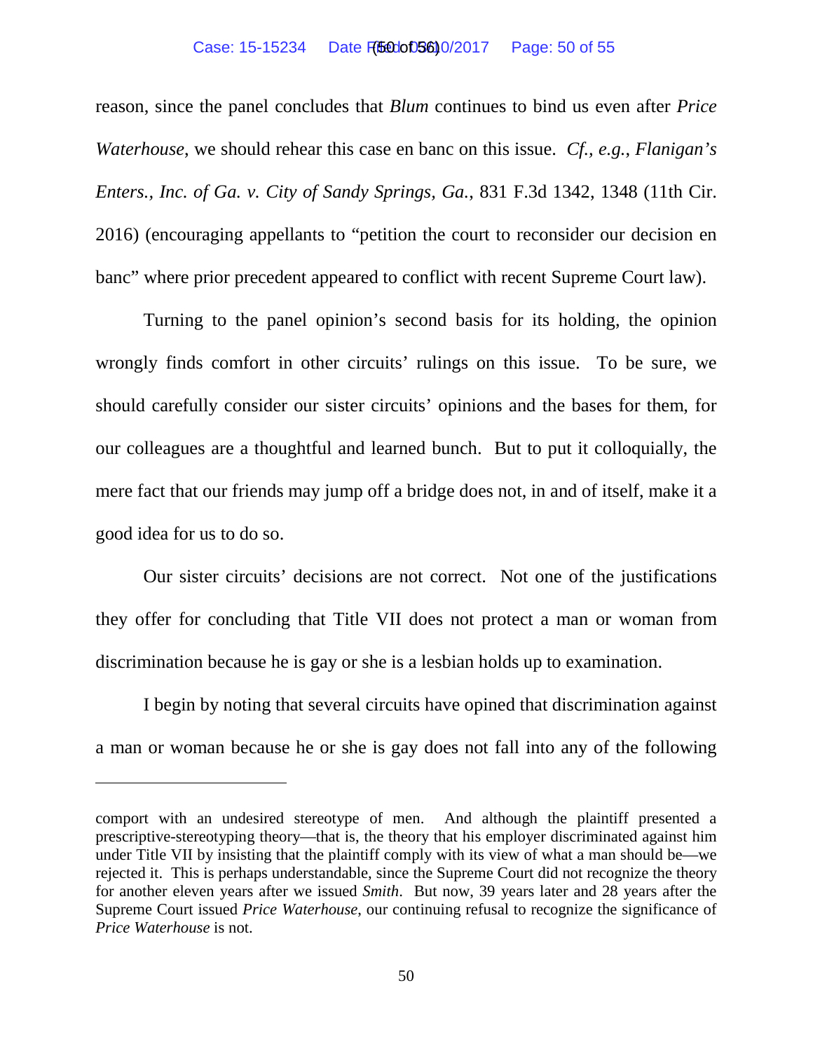reason, since the panel concludes that *Blum* continues to bind us even after *Price Waterhouse*, we should rehear this case en banc on this issue. *Cf., e.g.*, *Flanigan's Enters., Inc. of Ga. v. City of Sandy Springs, Ga.*, 831 F.3d 1342, 1348 (11th Cir. 2016) (encouraging appellants to "petition the court to reconsider our decision en banc" where prior precedent appeared to conflict with recent Supreme Court law).

Turning to the panel opinion's second basis for its holding, the opinion wrongly finds comfort in other circuits' rulings on this issue. To be sure, we should carefully consider our sister circuits' opinions and the bases for them, for our colleagues are a thoughtful and learned bunch. But to put it colloquially, the mere fact that our friends may jump off a bridge does not, in and of itself, make it a good idea for us to do so.

Our sister circuits' decisions are not correct. Not one of the justifications they offer for concluding that Title VII does not protect a man or woman from discrimination because he is gay or she is a lesbian holds up to examination.

I begin by noting that several circuits have opined that discrimination against a man or woman because he or she is gay does not fall into any of the following

---

comport with an undesired stereotype of men. And although the plaintiff presented a prescriptive-stereotyping theory—that is, the theory that his employer discriminated against him under Title VII by insisting that the plaintiff comply with its view of what a man should be—we rejected it. This is perhaps understandable, since the Supreme Court did not recognize the theory for another eleven years after we issued *Smith*. But now, 39 years later and 28 years after the Supreme Court issued *Price Waterhouse*, our continuing refusal to recognize the significance of *Price Waterhouse* is not.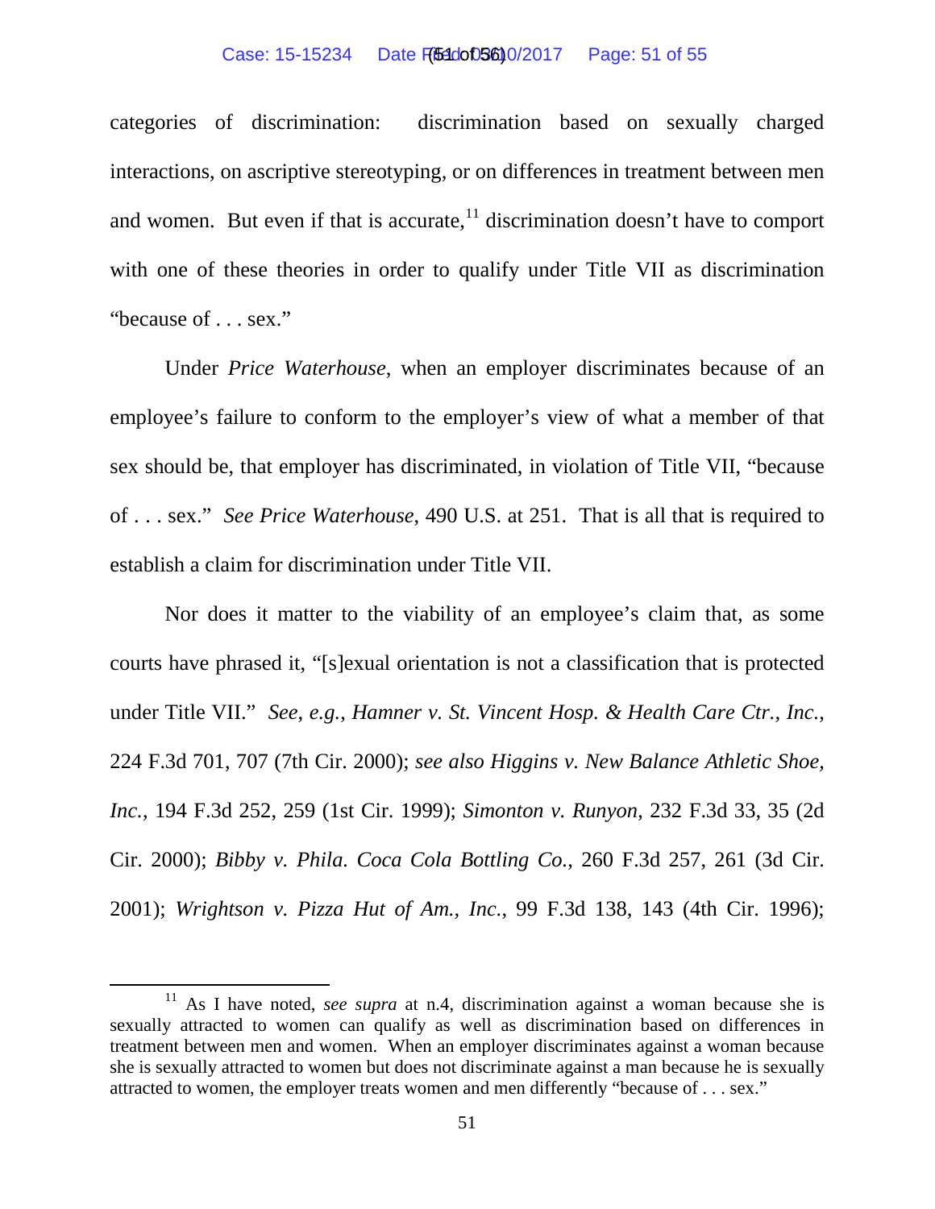categories of discrimination: discrimination based on sexually charged interactions, on ascriptive stereotyping, or on differences in treatment between men and women. But even if that is accurate,[11] discrimination doesn't have to comport with one of these theories in order to qualify under Title VII as discrimination "because of . . . sex."

Under *Price Waterhouse*, when an employer discriminates because of an employee's failure to conform to the employer's view of what a member of that sex should be, that employer has discriminated, in violation of Title VII, "because of . . . sex." *See Price Waterhouse*, 490 U.S. at 251. That is all that is required to establish a claim for discrimination under Title VII.

Nor does it matter to the viability of an employee's claim that, as some courts have phrased it, "[s]exual orientation is not a classification that is protected under Title VII." *See, e.g.*, *Hamner v. St. Vincent Hosp. & Health Care Ctr., Inc.*, 224 F.3d 701, 707 (7th Cir. 2000); *see also Higgins v. New Balance Athletic Shoe, Inc.*, 194 F.3d 252, 259 (1st Cir. 1999); *Simonton v. Runyon*, 232 F.3d 33, 35 (2d Cir. 2000); *Bibby v. Phila. Coca Cola Bottling Co.*, 260 F.3d 257, 261 (3d Cir. 2001); *Wrightson v. Pizza Hut of Am., Inc.*, 99 F.3d 138, 143 (4th Cir. 1996);

---

[11] As I have noted, *see supra* at n.4, discrimination against a woman because she is sexually attracted to women can qualify as well as discrimination based on differences in treatment between men and women. When an employer discriminates against a woman because she is sexually attracted to women but does not discriminate against a man because he is sexually attracted to women, the employer treats women and men differently "because of . . . sex."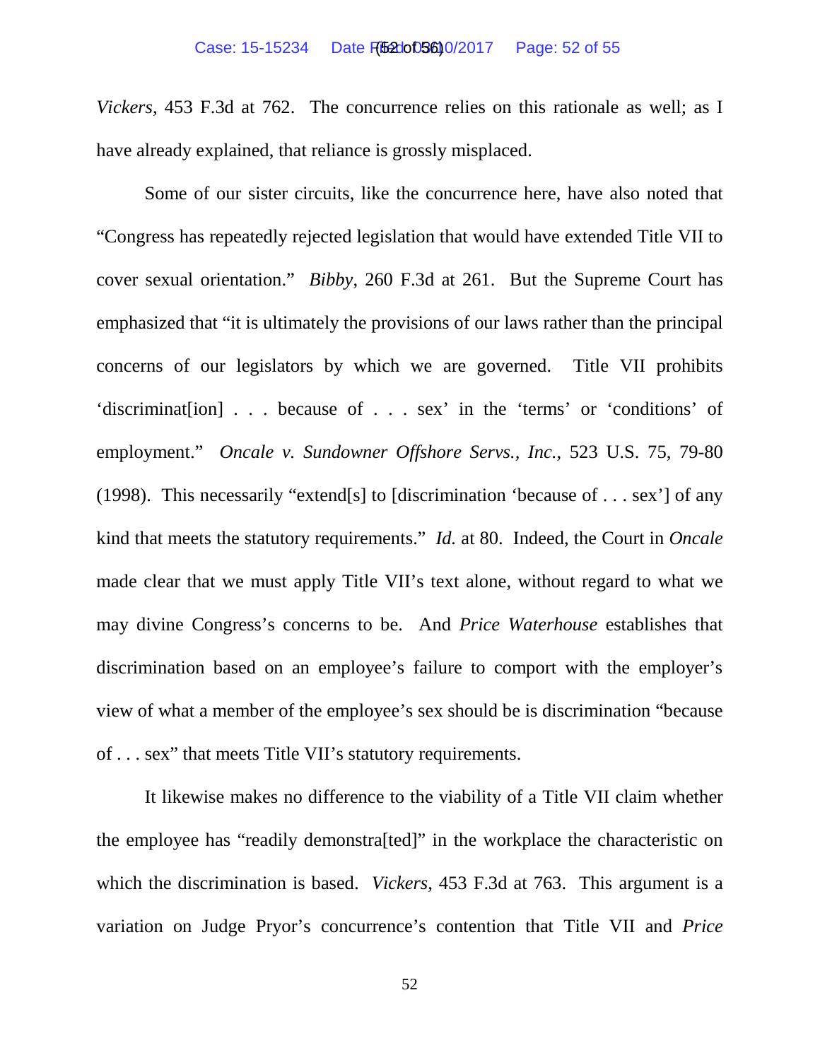*Vickers*, 453 F.3d at 762. The concurrence relies on this rationale as well; as I have already explained, that reliance is grossly misplaced.

Some of our sister circuits, like the concurrence here, have also noted that "Congress has repeatedly rejected legislation that would have extended Title VII to cover sexual orientation." *Bibby*, 260 F.3d at 261. But the Supreme Court has emphasized that "it is ultimately the provisions of our laws rather than the principal concerns of our legislators by which we are governed. Title VII prohibits 'discriminat[ion] . . . because of . . . sex' in the 'terms' or 'conditions' of employment." *Oncale v. Sundowner Offshore Servs., Inc.*, 523 U.S. 75, 79-80 (1998). This necessarily "extend[s] to [discrimination 'because of . . . sex'] of any kind that meets the statutory requirements." *Id.* at 80. Indeed, the Court in *Oncale* made clear that we must apply Title VII's text alone, without regard to what we may divine Congress's concerns to be. And *Price Waterhouse* establishes that discrimination based on an employee's failure to comport with the employer's view of what a member of the employee's sex should be is discrimination "because of . . . sex" that meets Title VII's statutory requirements.

It likewise makes no difference to the viability of a Title VII claim whether the employee has "readily demonstra[ted]" in the workplace the characteristic on which the discrimination is based. *Vickers*, 453 F.3d at 763. This argument is a variation on Judge Pryor's concurrence's contention that Title VII and *Price*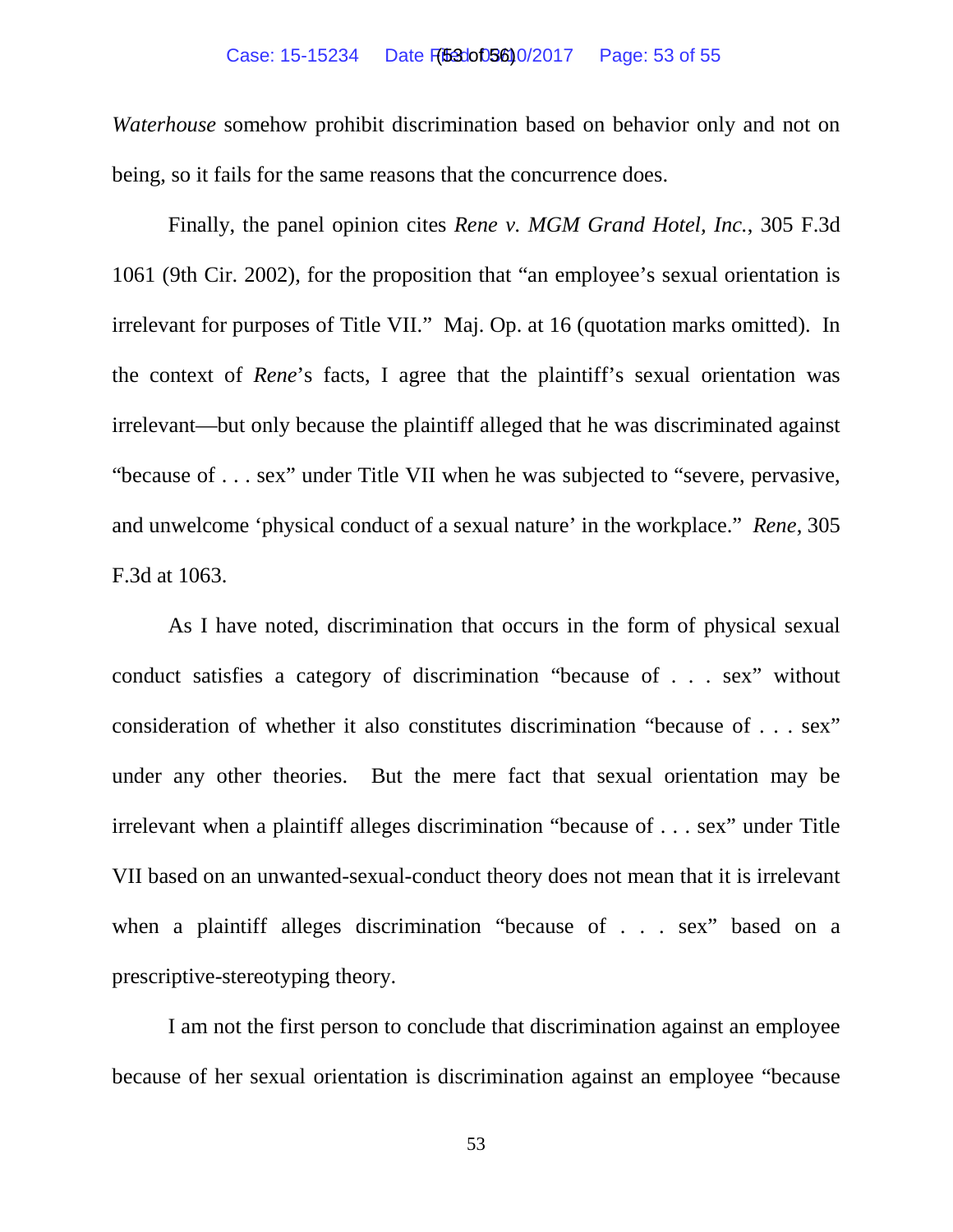*Waterhouse* somehow prohibit discrimination based on behavior only and not on being, so it fails for the same reasons that the concurrence does.

Finally, the panel opinion cites *Rene v. MGM Grand Hotel, Inc.*, 305 F.3d 1061 (9th Cir. 2002), for the proposition that "an employee's sexual orientation is irrelevant for purposes of Title VII." Maj. Op. at 16 (quotation marks omitted). In the context of *Rene*'s facts, I agree that the plaintiff's sexual orientation was irrelevant—but only because the plaintiff alleged that he was discriminated against "because of . . . sex" under Title VII when he was subjected to "severe, pervasive, and unwelcome 'physical conduct of a sexual nature' in the workplace." *Rene*, 305 F.3d at 1063.

As I have noted, discrimination that occurs in the form of physical sexual conduct satisfies a category of discrimination "because of . . . sex" without consideration of whether it also constitutes discrimination "because of . . . sex" under any other theories. But the mere fact that sexual orientation may be irrelevant when a plaintiff alleges discrimination "because of . . . sex" under Title VII based on an unwanted-sexual-conduct theory does not mean that it is irrelevant when a plaintiff alleges discrimination "because of . . . sex" based on a prescriptive-stereotyping theory.

I am not the first person to conclude that discrimination against an employee because of her sexual orientation is discrimination against an employee "because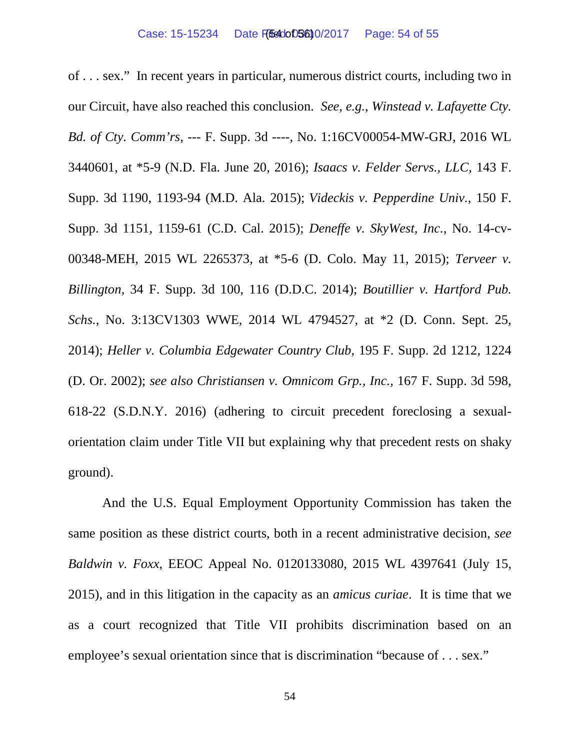of . . . sex." In recent years in particular, numerous district courts, including two in our Circuit, have also reached this conclusion. *See, e.g.*, *Winstead v. Lafayette Cty. Bd. of Cty. Comm'rs*, --- F. Supp. 3d ----, No. 1:16CV00054-MW-GRJ, 2016 WL 3440601, at *5-9 (N.D. Fla. June 20, 2016); *Isaacs v. Felder Servs., LLC*, 143 F. Supp. 3d 1190, 1193-94 (M.D. Ala. 2015); *Videckis v. Pepperdine Univ.*, 150 F. Supp. 3d 1151, 1159-61 (C.D. Cal. 2015); *Deneffe v. SkyWest, Inc.*, No. 14-cv-00348-MEH, 2015 WL 2265373, at *5-6 (D. Colo. May 11, 2015); *Terveer v. Billington*, 34 F. Supp. 3d 100, 116 (D.D.C. 2014); *Boutillier v. Hartford Pub. Schs.*, No. 3:13CV1303 WWE, 2014 WL 4794527, at *2 (D. Conn. Sept. 25, 2014); *Heller v. Columbia Edgewater Country Club*, 195 F. Supp. 2d 1212, 1224 (D. Or. 2002); *see also Christiansen v. Omnicom Grp., Inc.*, 167 F. Supp. 3d 598, 618-22 (S.D.N.Y. 2016) (adhering to circuit precedent foreclosing a sexual-orientation claim under Title VII but explaining why that precedent rests on shaky ground).

And the U.S. Equal Employment Opportunity Commission has taken the same position as these district courts, both in a recent administrative decision, *see Baldwin v. Foxx*, EEOC Appeal No. 0120133080, 2015 WL 4397641 (July 15, 2015), and in this litigation in the capacity as an *amicus curiae*. It is time that we as a court recognized that Title VII prohibits discrimination based on an employee's sexual orientation since that is discrimination "because of . . . sex."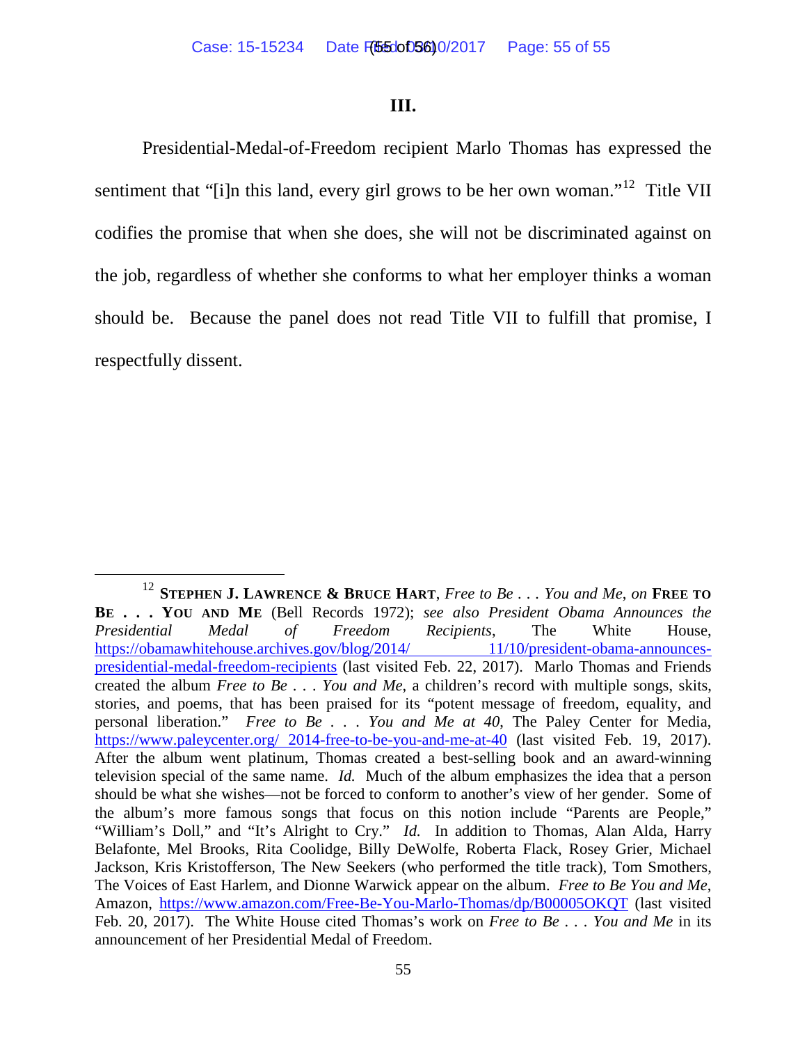### III.

Presidential-Medal-of-Freedom recipient Marlo Thomas has expressed the sentiment that "[i]n this land, every girl grows to be her own woman."[12] Title VII codifies the promise that when she does, she will not be discriminated against on the job, regardless of whether she conforms to what her employer thinks a woman should be. Because the panel does not read Title VII to fulfill that promise, I respectfully dissent.

---

[12] **Stephen J. Lawrence & Bruce Hart**, *Free to Be . . . You and Me*, *on* **Free to Be . . . You and Me** (Bell Records 1972); *see also President Obama Announces the Presidential Medal of Freedom Recipients*, The White House, https://obamawhitehouse.archives.gov/blog/2014/11/10/president-obama-announces-presidential-medal-freedom-recipients (last visited Feb. 22, 2017). Marlo Thomas and Friends created the album *Free to Be . . . You and Me*, a children's record with multiple songs, skits, stories, and poems, that has been praised for its "potent message of freedom, equality, and personal liberation." *Free to Be . . . You and Me at 40*, The Paley Center for Media, https://www.paleycenter.org/2014-free-to-be-you-and-me-at-40 (last visited Feb. 19, 2017). After the album went platinum, Thomas created a best-selling book and an award-winning television special of the same name. *Id.* Much of the album emphasizes the idea that a person should be what she wishes—not be forced to conform to another's view of her gender. Some of the album's more famous songs that focus on this notion include "Parents are People," "William's Doll," and "It's Alright to Cry." *Id.* In addition to Thomas, Alan Alda, Harry Belafonte, Mel Brooks, Rita Coolidge, Billy DeWolfe, Roberta Flack, Rosey Grier, Michael Jackson, Kris Kristofferson, The New Seekers (who performed the title track), Tom Smothers, The Voices of East Harlem, and Dionne Warwick appear on the album. *Free to Be You and Me*, Amazon, https://www.amazon.com/Free-Be-You-Marlo-Thomas/dp/B00005OKQT (last visited Feb. 20, 2017). The White House cited Thomas's work on *Free to Be . . . You and Me* in its announcement of her Presidential Medal of Freedom.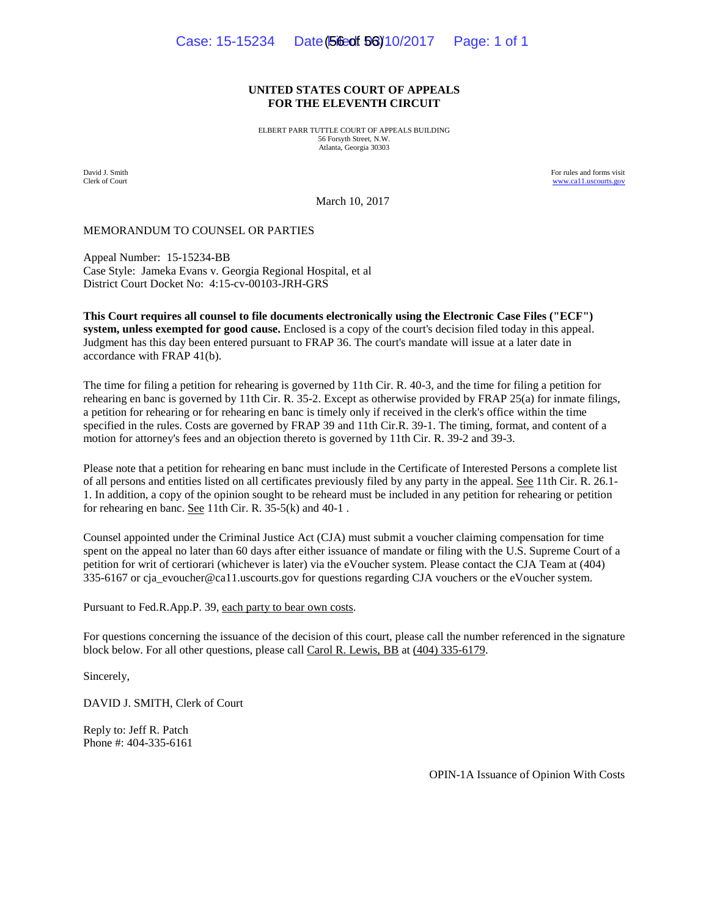**UNITED STATES COURT OF APPEALS**
**FOR THE ELEVENTH CIRCUIT**

ELBERT PARR TUTTLE COURT OF APPEALS BUILDING
56 Forsyth Street, N.W.
Atlanta, Georgia 30303

David J. Smith
Clerk of Court

For rules and forms visit
www.ca11.uscourts.gov

March 10, 2017

MEMORANDUM TO COUNSEL OR PARTIES

Appeal Number: 15-15234-BB
Case Style: Jameka Evans v. Georgia Regional Hospital, et al
District Court Docket No: 4:15-cv-00103-JRH-GRS

**This Court requires all counsel to file documents electronically using the Electronic Case Files ("ECF") system, unless exempted for good cause.** Enclosed is a copy of the court's decision filed today in this appeal. Judgment has this day been entered pursuant to FRAP 36. The court's mandate will issue at a later date in accordance with FRAP 41(b).

The time for filing a petition for rehearing is governed by 11th Cir. R. 40-3, and the time for filing a petition for rehearing en banc is governed by 11th Cir. R. 35-2. Except as otherwise provided by FRAP 25(a) for inmate filings, a petition for rehearing or for rehearing en banc is timely only if received in the clerk's office within the time specified in the rules. Costs are governed by FRAP 39 and 11th Cir.R. 39-1. The timing, format, and content of a motion for attorney's fees and an objection thereto is governed by 11th Cir. R. 39-2 and 39-3.

Please note that a petition for rehearing en banc must include in the Certificate of Interested Persons a complete list of all persons and entities listed on all certificates previously filed by any party in the appeal. See 11th Cir. R. 26.1-1. In addition, a copy of the opinion sought to be reheard must be included in any petition for rehearing or petition for rehearing en banc. See 11th Cir. R. 35-5(k) and 40-1 .

Counsel appointed under the Criminal Justice Act (CJA) must submit a voucher claiming compensation for time spent on the appeal no later than 60 days after either issuance of mandate or filing with the U.S. Supreme Court of a petition for writ of certiorari (whichever is later) via the eVoucher system. Please contact the CJA Team at (404) 335-6167 or cja_evoucher@ca11.uscourts.gov for questions regarding CJA vouchers or the eVoucher system.

Pursuant to Fed.R.App.P. 39, each party to bear own costs.

For questions concerning the issuance of the decision of this court, please call the number referenced in the signature block below. For all other questions, please call Carol R. Lewis, BB at (404) 335-6179.

Sincerely,

DAVID J. SMITH, Clerk of Court

Reply to: Jeff R. Patch
Phone #: 404-335-6161

OPIN-1A Issuance of Opinion With Costs